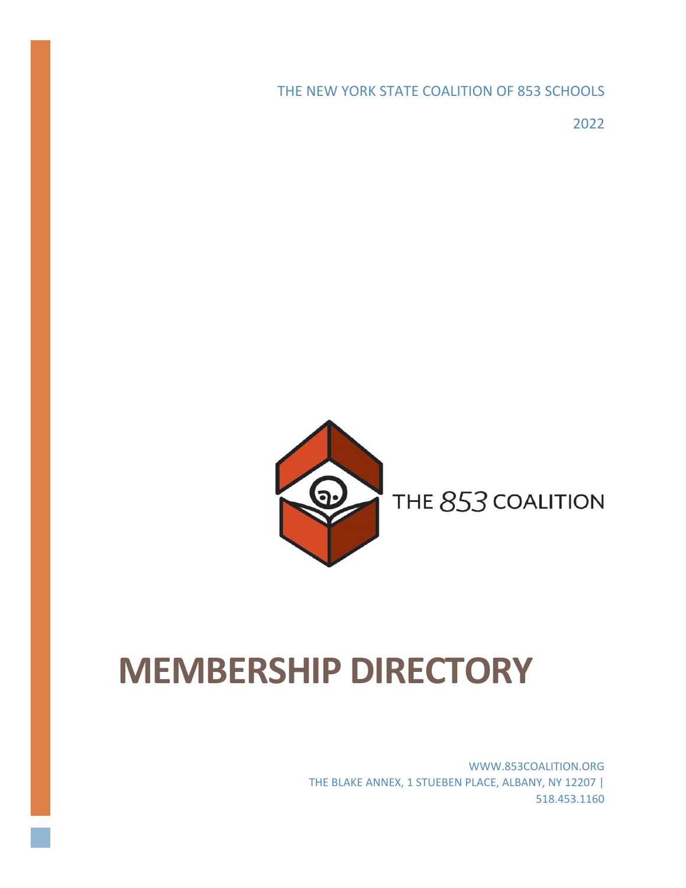THE NEW YORK STATE COALITION OF 853 SCHOOLS

2022

THE 853 COALITION

# MEMBERSHIP DIRECTORY

WWW.853COALITION.ORG
THE BLAKE ANNEX, 1 STUEBEN PLACE, ALBANY, NY 12207 |
518.453.1160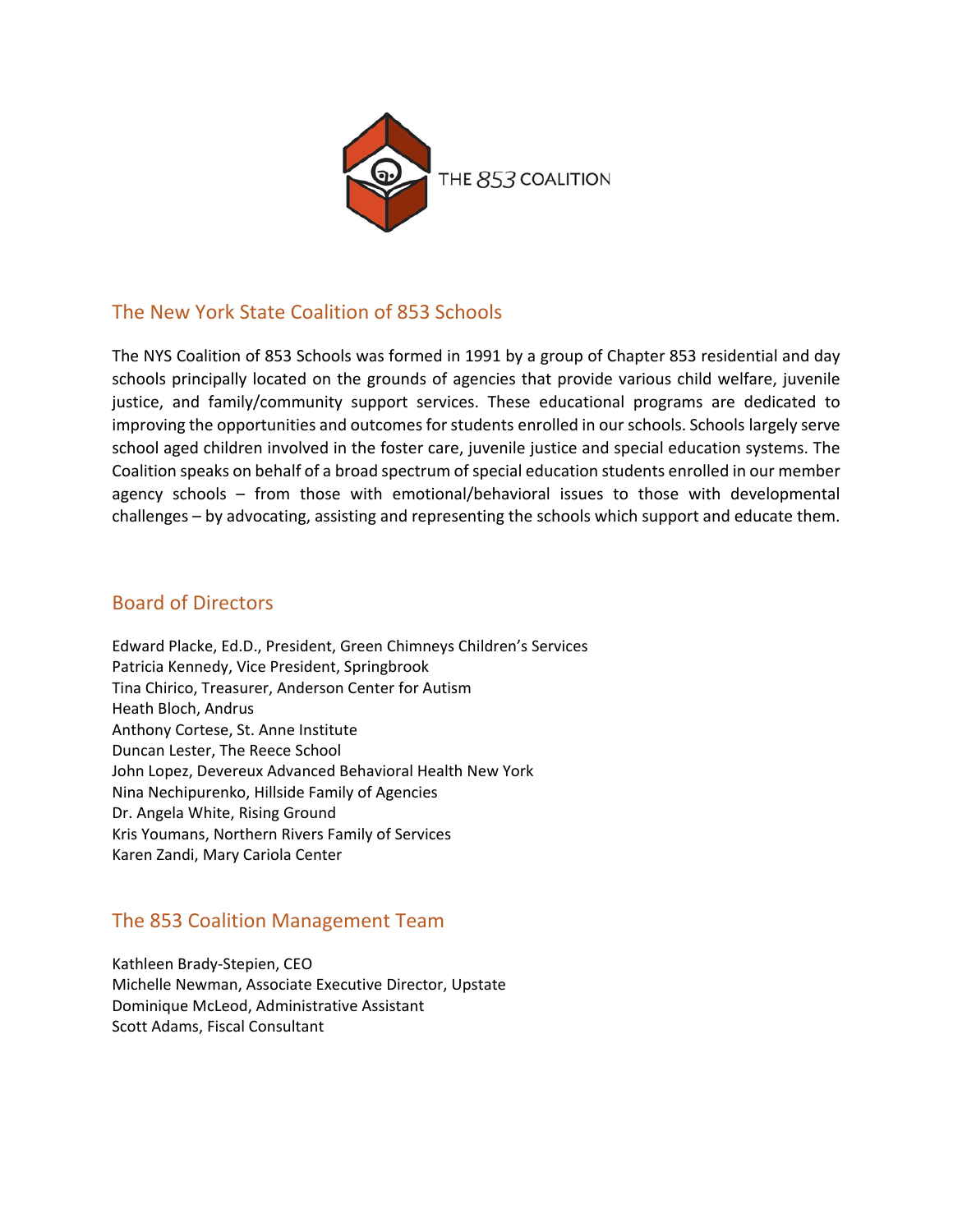THE 853 COALITION

## The New York State Coalition of 853 Schools

The NYS Coalition of 853 Schools was formed in 1991 by a group of Chapter 853 residential and day schools principally located on the grounds of agencies that provide various child welfare, juvenile justice, and family/community support services. These educational programs are dedicated to improving the opportunities and outcomes for students enrolled in our schools. Schools largely serve school aged children involved in the foster care, juvenile justice and special education systems. The Coalition speaks on behalf of a broad spectrum of special education students enrolled in our member agency schools – from those with emotional/behavioral issues to those with developmental challenges – by advocating, assisting and representing the schools which support and educate them.

## Board of Directors

Edward Placke, Ed.D., President, Green Chimneys Children's Services
Patricia Kennedy, Vice President, Springbrook
Tina Chirico, Treasurer, Anderson Center for Autism
Heath Bloch, Andrus
Anthony Cortese, St. Anne Institute
Duncan Lester, The Reece School
John Lopez, Devereux Advanced Behavioral Health New York
Nina Nechipurenko, Hillside Family of Agencies
Dr. Angela White, Rising Ground
Kris Youmans, Northern Rivers Family of Services
Karen Zandi, Mary Cariola Center

## The 853 Coalition Management Team

Kathleen Brady-Stepien, CEO
Michelle Newman, Associate Executive Director, Upstate
Dominique McLeod, Administrative Assistant
Scott Adams, Fiscal Consultant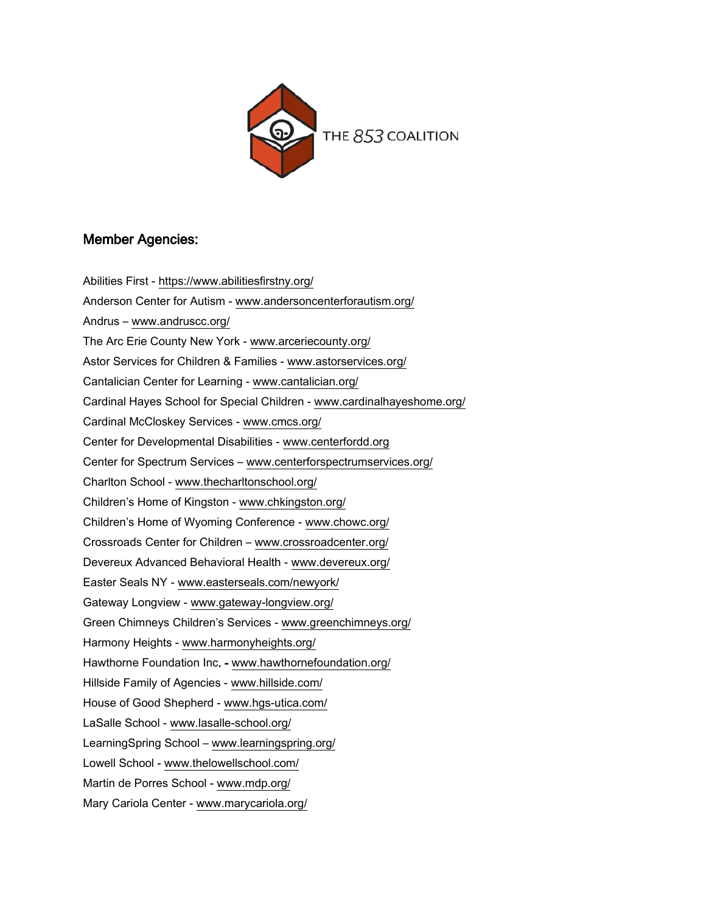THE 853 COALITION

## Member Agencies:

Abilities First - https://www.abilitiesfirstny.org/

Anderson Center for Autism - www.andersoncenterforautism.org/

Andrus – www.andruscc.org/

The Arc Erie County New York - www.arceriecounty.org/

Astor Services for Children & Families - www.astorservices.org/

Cantalician Center for Learning - www.cantalician.org/

Cardinal Hayes School for Special Children - www.cardinalhayeshome.org/

Cardinal McCloskey Services - www.cmcs.org/

Center for Developmental Disabilities - www.centerfordd.org

Center for Spectrum Services – www.centerforspectrumservices.org/

Charlton School - www.thecharltonschool.org/

Children's Home of Kingston - www.chkingston.org/

Children's Home of Wyoming Conference - www.chowc.org/

Crossroads Center for Children – www.crossroadcenter.org/

Devereux Advanced Behavioral Health - www.devereux.org/

Easter Seals NY - www.easterseals.com/newyork/

Gateway Longview - www.gateway-longview.org/

Green Chimneys Children's Services - www.greenchimneys.org/

Harmony Heights - www.harmonyheights.org/

Hawthorne Foundation Inc. - www.hawthornefoundation.org/

Hillside Family of Agencies - www.hillside.com/

House of Good Shepherd - www.hgs-utica.com/

LaSalle School - www.lasalle-school.org/

LearningSpring School – www.learningspring.org/

Lowell School - www.thelowellschool.com/

Martin de Porres School - www.mdp.org/

Mary Cariola Center - www.marycariola.org/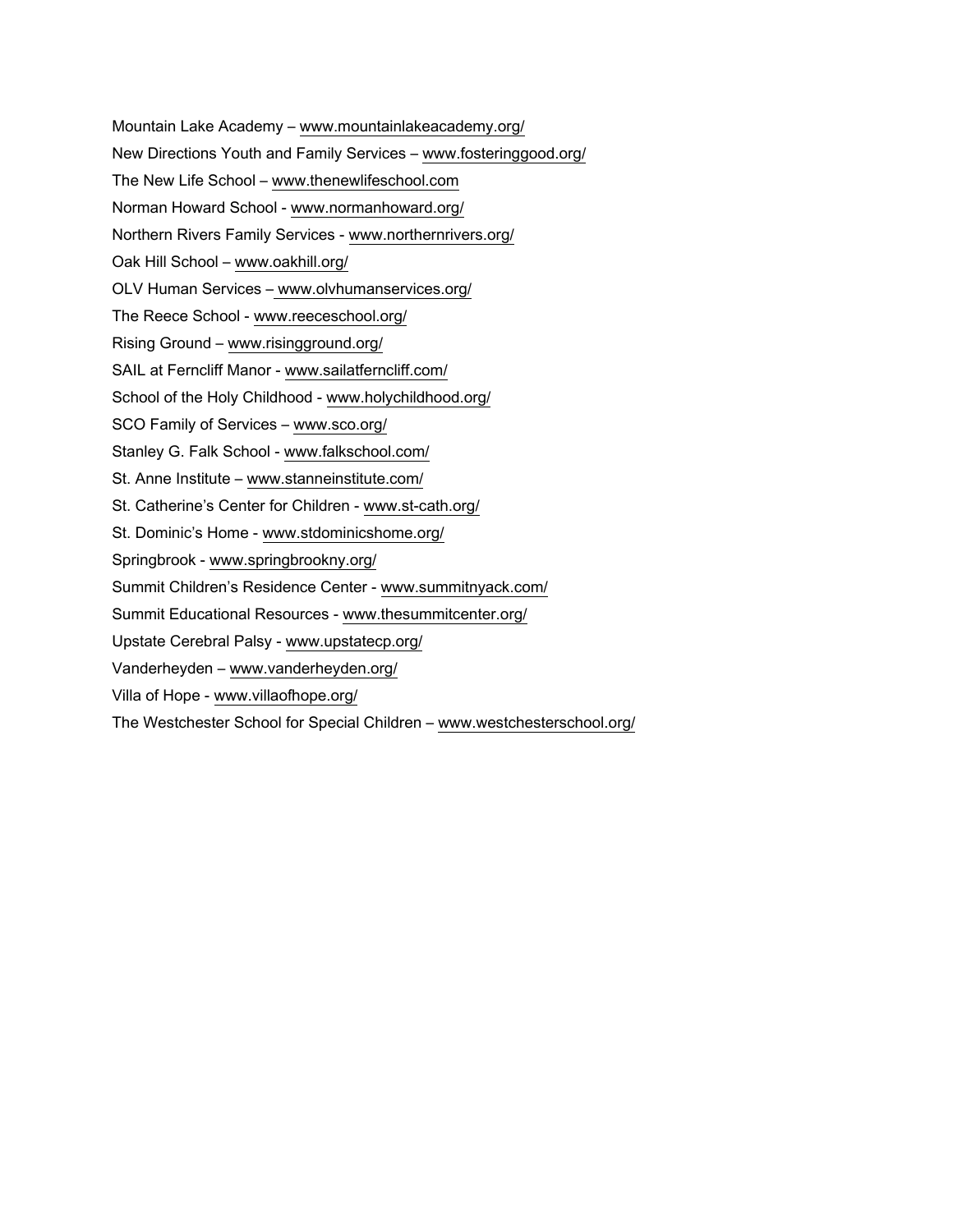Mountain Lake Academy – www.mountainlakeacademy.org/

New Directions Youth and Family Services – www.fosteringgood.org/

The New Life School – www.thenewlifeschool.com

Norman Howard School - www.normanhoward.org/

Northern Rivers Family Services - www.northernrivers.org/

Oak Hill School – www.oakhill.org/

OLV Human Services – www.olvhumanservices.org/

The Reece School - www.reeceschool.org/

Rising Ground – www.risingground.org/

SAIL at Ferncliff Manor - www.sailatferncliff.com/

School of the Holy Childhood - www.holychildhood.org/

SCO Family of Services – www.sco.org/

Stanley G. Falk School - www.falkschool.com/

St. Anne Institute – www.stanneinstitute.com/

St. Catherine's Center for Children - www.st-cath.org/

St. Dominic's Home - www.stdominicshome.org/

Springbrook - www.springbrookny.org/

Summit Children's Residence Center - www.summitnyack.com/

Summit Educational Resources - www.thesummitcenter.org/

Upstate Cerebral Palsy - www.upstatecp.org/

Vanderheyden – www.vanderheyden.org/

Villa of Hope - www.villaofhope.org/

The Westchester School for Special Children – www.westchesterschool.org/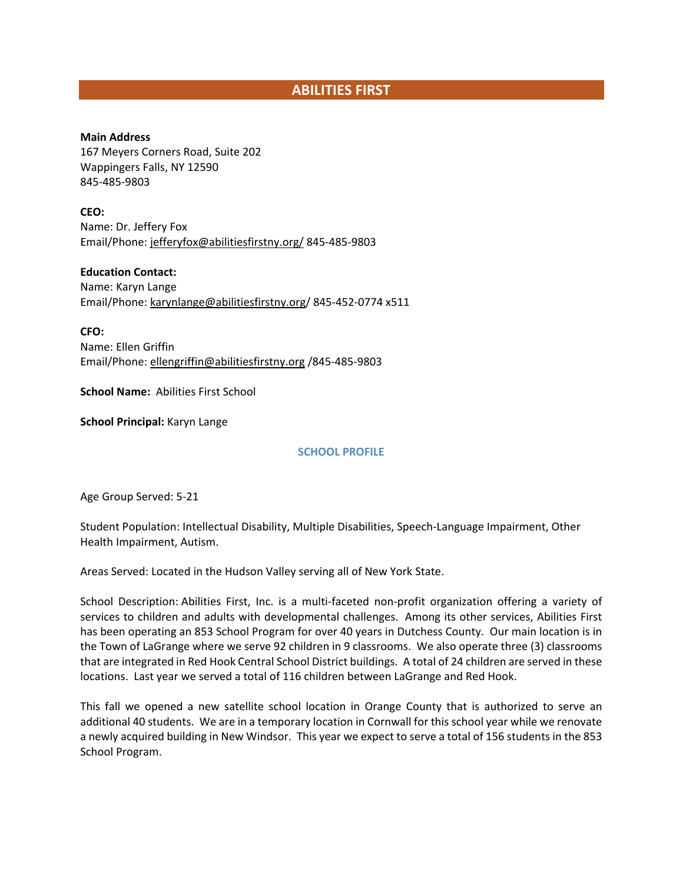## ABILITIES FIRST

**Main Address**
167 Meyers Corners Road, Suite 202
Wappingers Falls, NY 12590
845-485-9803

**CEO:**
Name: Dr. Jeffery Fox
Email/Phone: jefferyfox@abilitiesfirstny.org/ 845-485-9803

**Education Contact:**
Name: Karyn Lange
Email/Phone: karynlange@abilitiesfirstny.org/ 845-452-0774 x511

**CFO:**
Name: Ellen Griffin
Email/Phone: ellengriffin@abilitiesfirstny.org /845-485-9803

**School Name:** Abilities First School

**School Principal:** Karyn Lange

### SCHOOL PROFILE

Age Group Served: 5-21

Student Population: Intellectual Disability, Multiple Disabilities, Speech-Language Impairment, Other Health Impairment, Autism.

Areas Served: Located in the Hudson Valley serving all of New York State.

School Description: Abilities First, Inc. is a multi-faceted non-profit organization offering a variety of services to children and adults with developmental challenges. Among its other services, Abilities First has been operating an 853 School Program for over 40 years in Dutchess County. Our main location is in the Town of LaGrange where we serve 92 children in 9 classrooms. We also operate three (3) classrooms that are integrated in Red Hook Central School District buildings. A total of 24 children are served in these locations. Last year we served a total of 116 children between LaGrange and Red Hook.

This fall we opened a new satellite school location in Orange County that is authorized to serve an additional 40 students. We are in a temporary location in Cornwall for this school year while we renovate a newly acquired building in New Windsor. This year we expect to serve a total of 156 students in the 853 School Program.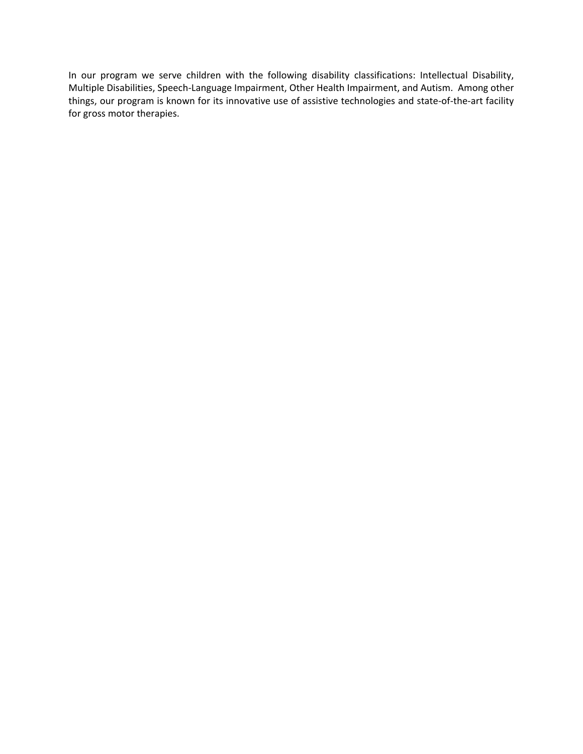In our program we serve children with the following disability classifications: Intellectual Disability, Multiple Disabilities, Speech-Language Impairment, Other Health Impairment, and Autism. Among other things, our program is known for its innovative use of assistive technologies and state-of-the-art facility for gross motor therapies.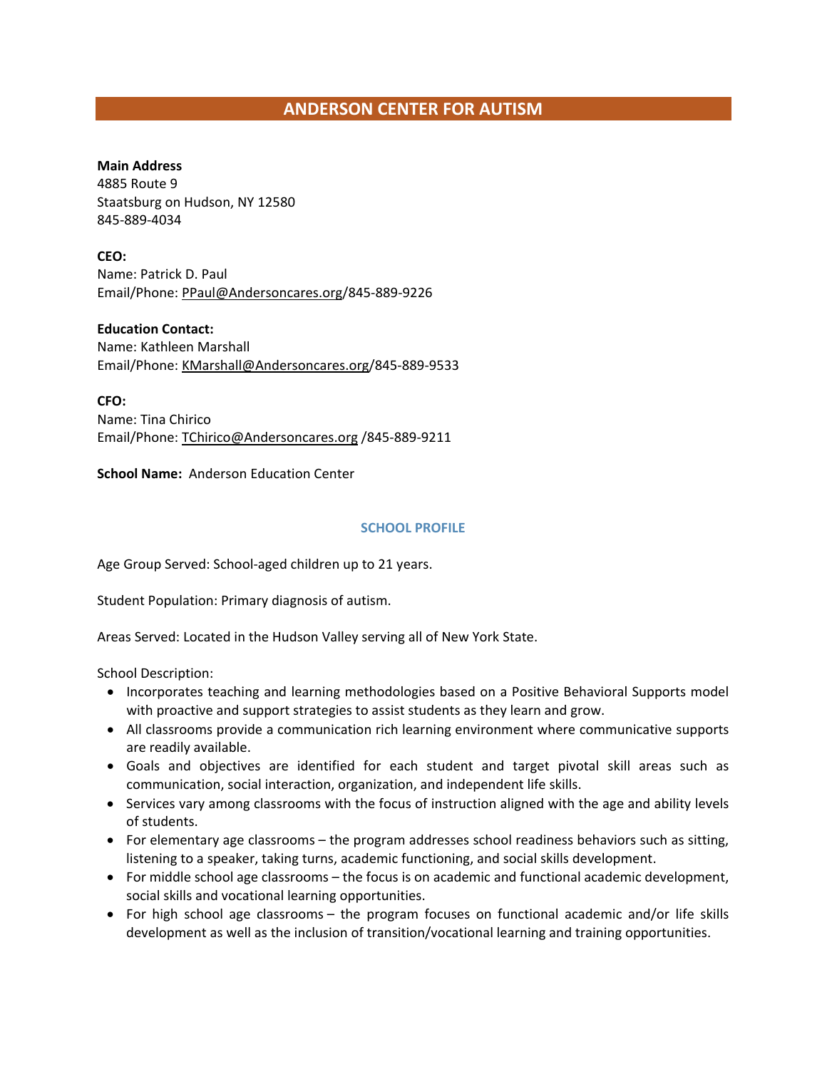# ANDERSON CENTER FOR AUTISM

**Main Address**
4885 Route 9
Staatsburg on Hudson, NY 12580
845-889-4034

**CEO:**
Name: Patrick D. Paul
Email/Phone: PPaul@Andersoncares.org/845-889-9226

**Education Contact:**
Name: Kathleen Marshall
Email/Phone: KMarshall@Andersoncares.org/845-889-9533

**CFO:**
Name: Tina Chirico
Email/Phone: TChirico@Andersoncares.org /845-889-9211

**School Name:** Anderson Education Center

## SCHOOL PROFILE

Age Group Served: School-aged children up to 21 years.

Student Population: Primary diagnosis of autism.

Areas Served: Located in the Hudson Valley serving all of New York State.

School Description:

- Incorporates teaching and learning methodologies based on a Positive Behavioral Supports model with proactive and support strategies to assist students as they learn and grow.
- All classrooms provide a communication rich learning environment where communicative supports are readily available.
- Goals and objectives are identified for each student and target pivotal skill areas such as communication, social interaction, organization, and independent life skills.
- Services vary among classrooms with the focus of instruction aligned with the age and ability levels of students.
- For elementary age classrooms – the program addresses school readiness behaviors such as sitting, listening to a speaker, taking turns, academic functioning, and social skills development.
- For middle school age classrooms – the focus is on academic and functional academic development, social skills and vocational learning opportunities.
- For high school age classrooms – the program focuses on functional academic and/or life skills development as well as the inclusion of transition/vocational learning and training opportunities.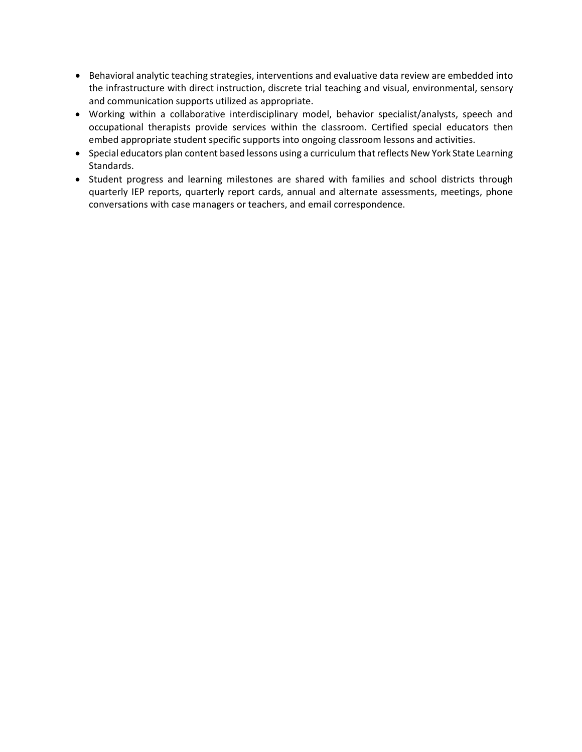- Behavioral analytic teaching strategies, interventions and evaluative data review are embedded into the infrastructure with direct instruction, discrete trial teaching and visual, environmental, sensory and communication supports utilized as appropriate.
- Working within a collaborative interdisciplinary model, behavior specialist/analysts, speech and occupational therapists provide services within the classroom. Certified special educators then embed appropriate student specific supports into ongoing classroom lessons and activities.
- Special educators plan content based lessons using a curriculum that reflects New York State Learning Standards.
- Student progress and learning milestones are shared with families and school districts through quarterly IEP reports, quarterly report cards, annual and alternate assessments, meetings, phone conversations with case managers or teachers, and email correspondence.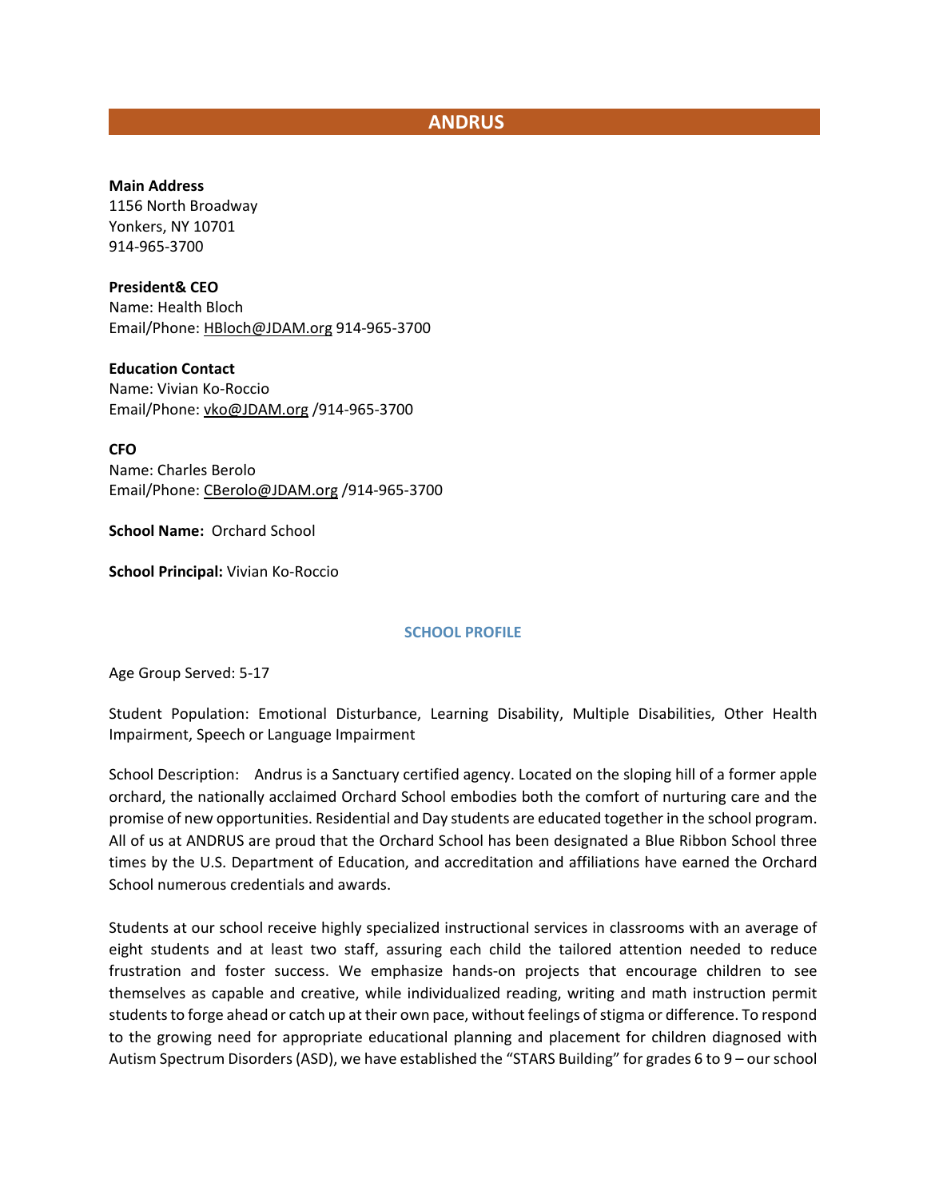# ANDRUS

**Main Address**
1156 North Broadway
Yonkers, NY 10701
914-965-3700

**President& CEO**
Name: Health Bloch
Email/Phone: HBloch@JDAM.org 914-965-3700

**Education Contact**
Name: Vivian Ko-Roccio
Email/Phone: vko@JDAM.org /914-965-3700

**CFO**
Name: Charles Berolo
Email/Phone: CBerolo@JDAM.org /914-965-3700

**School Name:** Orchard School

**School Principal:** Vivian Ko-Roccio

## SCHOOL PROFILE

Age Group Served: 5-17

Student Population: Emotional Disturbance, Learning Disability, Multiple Disabilities, Other Health Impairment, Speech or Language Impairment

School Description: Andrus is a Sanctuary certified agency. Located on the sloping hill of a former apple orchard, the nationally acclaimed Orchard School embodies both the comfort of nurturing care and the promise of new opportunities. Residential and Day students are educated together in the school program. All of us at ANDRUS are proud that the Orchard School has been designated a Blue Ribbon School three times by the U.S. Department of Education, and accreditation and affiliations have earned the Orchard School numerous credentials and awards.

Students at our school receive highly specialized instructional services in classrooms with an average of eight students and at least two staff, assuring each child the tailored attention needed to reduce frustration and foster success. We emphasize hands-on projects that encourage children to see themselves as capable and creative, while individualized reading, writing and math instruction permit students to forge ahead or catch up at their own pace, without feelings of stigma or difference. To respond to the growing need for appropriate educational planning and placement for children diagnosed with Autism Spectrum Disorders (ASD), we have established the "STARS Building" for grades 6 to 9 – our school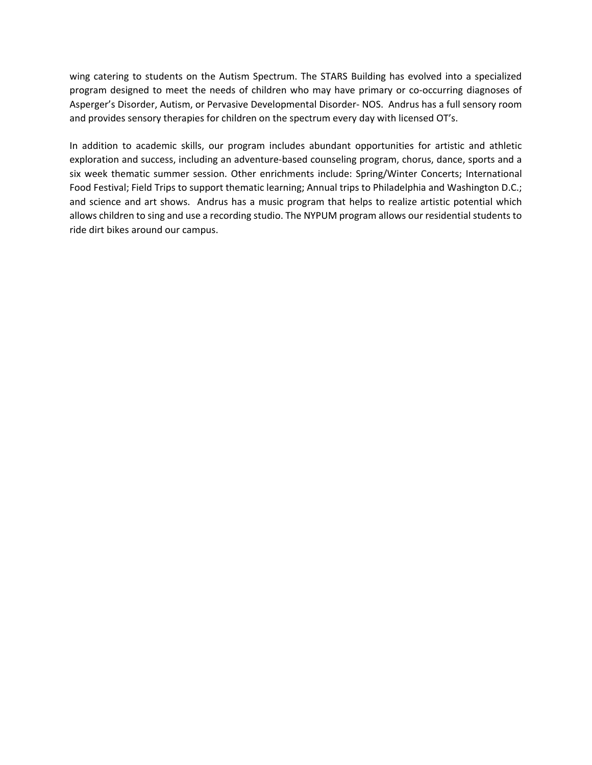wing catering to students on the Autism Spectrum. The STARS Building has evolved into a specialized program designed to meet the needs of children who may have primary or co-occurring diagnoses of Asperger's Disorder, Autism, or Pervasive Developmental Disorder- NOS. Andrus has a full sensory room and provides sensory therapies for children on the spectrum every day with licensed OT's.

In addition to academic skills, our program includes abundant opportunities for artistic and athletic exploration and success, including an adventure-based counseling program, chorus, dance, sports and a six week thematic summer session. Other enrichments include: Spring/Winter Concerts; International Food Festival; Field Trips to support thematic learning; Annual trips to Philadelphia and Washington D.C.; and science and art shows. Andrus has a music program that helps to realize artistic potential which allows children to sing and use a recording studio. The NYPUM program allows our residential students to ride dirt bikes around our campus.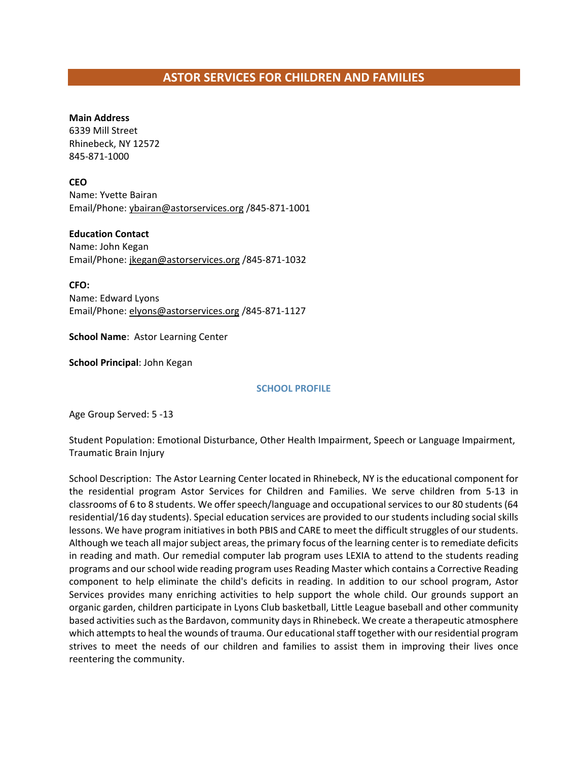# ASTOR SERVICES FOR CHILDREN AND FAMILIES

**Main Address**
6339 Mill Street
Rhinebeck, NY 12572
845-871-1000

**CEO**
Name: Yvette Bairan
Email/Phone: ybairan@astorservices.org /845-871-1001

**Education Contact**
Name: John Kegan
Email/Phone: jkegan@astorservices.org /845-871-1032

**CFO:**
Name: Edward Lyons
Email/Phone: elyons@astorservices.org /845-871-1127

**School Name**: Astor Learning Center

**School Principal**: John Kegan

## SCHOOL PROFILE

Age Group Served: 5 -13

Student Population: Emotional Disturbance, Other Health Impairment, Speech or Language Impairment, Traumatic Brain Injury

School Description: The Astor Learning Center located in Rhinebeck, NY is the educational component for the residential program Astor Services for Children and Families. We serve children from 5-13 in classrooms of 6 to 8 students. We offer speech/language and occupational services to our 80 students (64 residential/16 day students). Special education services are provided to our students including social skills lessons. We have program initiatives in both PBIS and CARE to meet the difficult struggles of our students. Although we teach all major subject areas, the primary focus of the learning center is to remediate deficits in reading and math. Our remedial computer lab program uses LEXIA to attend to the students reading programs and our school wide reading program uses Reading Master which contains a Corrective Reading component to help eliminate the child's deficits in reading. In addition to our school program, Astor Services provides many enriching activities to help support the whole child. Our grounds support an organic garden, children participate in Lyons Club basketball, Little League baseball and other community based activities such as the Bardavon, community days in Rhinebeck. We create a therapeutic atmosphere which attempts to heal the wounds of trauma. Our educational staff together with our residential program strives to meet the needs of our children and families to assist them in improving their lives once reentering the community.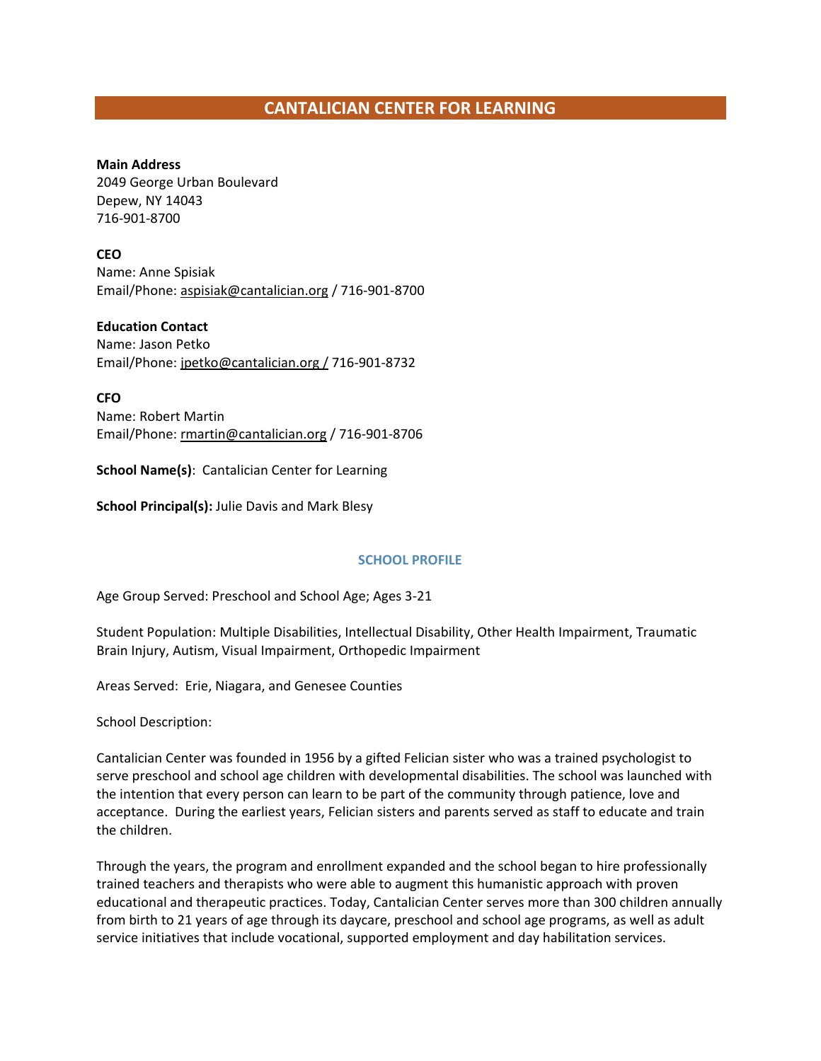# CANTALICIAN CENTER FOR LEARNING

**Main Address**
2049 George Urban Boulevard
Depew, NY 14043
716-901-8700

**CEO**
Name: Anne Spisiak
Email/Phone: aspisiak@cantalician.org / 716-901-8700

**Education Contact**
Name: Jason Petko
Email/Phone: jpetko@cantalician.org / 716-901-8732

**CFO**
Name: Robert Martin
Email/Phone: rmartin@cantalician.org / 716-901-8706

**School Name(s)**: Cantalician Center for Learning

**School Principal(s):** Julie Davis and Mark Blesy

## SCHOOL PROFILE

Age Group Served: Preschool and School Age; Ages 3-21

Student Population: Multiple Disabilities, Intellectual Disability, Other Health Impairment, Traumatic Brain Injury, Autism, Visual Impairment, Orthopedic Impairment

Areas Served: Erie, Niagara, and Genesee Counties

School Description:

Cantalician Center was founded in 1956 by a gifted Felician sister who was a trained psychologist to serve preschool and school age children with developmental disabilities. The school was launched with the intention that every person can learn to be part of the community through patience, love and acceptance. During the earliest years, Felician sisters and parents served as staff to educate and train the children.

Through the years, the program and enrollment expanded and the school began to hire professionally trained teachers and therapists who were able to augment this humanistic approach with proven educational and therapeutic practices. Today, Cantalician Center serves more than 300 children annually from birth to 21 years of age through its daycare, preschool and school age programs, as well as adult service initiatives that include vocational, supported employment and day habilitation services.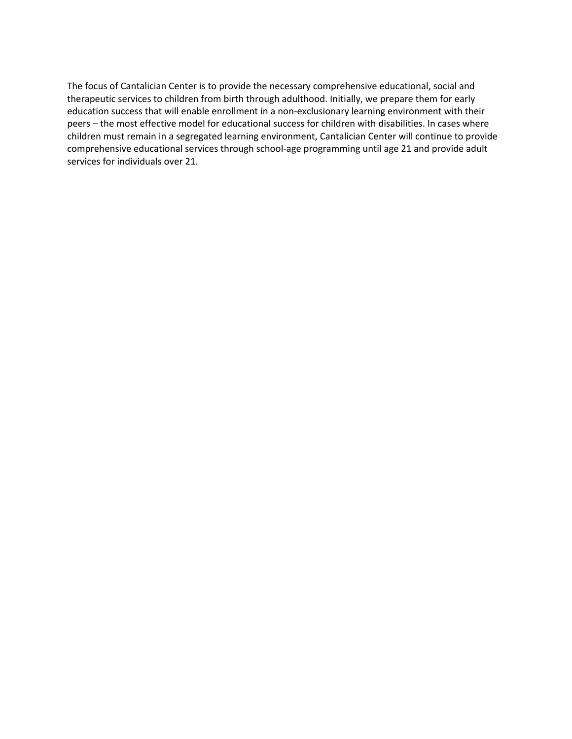The focus of Cantalician Center is to provide the necessary comprehensive educational, social and therapeutic services to children from birth through adulthood. Initially, we prepare them for early education success that will enable enrollment in a non-exclusionary learning environment with their peers – the most effective model for educational success for children with disabilities. In cases where children must remain in a segregated learning environment, Cantalician Center will continue to provide comprehensive educational services through school-age programming until age 21 and provide adult services for individuals over 21.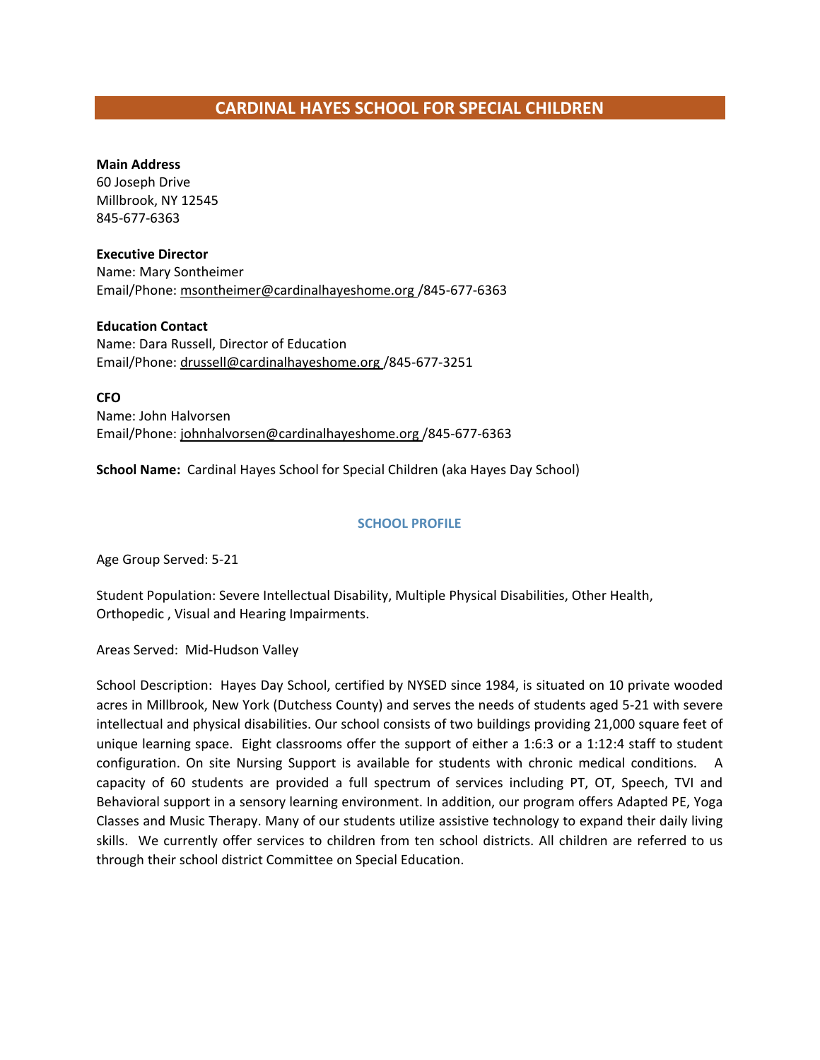# CARDINAL HAYES SCHOOL FOR SPECIAL CHILDREN

**Main Address**
60 Joseph Drive
Millbrook, NY 12545
845-677-6363

**Executive Director**
Name: Mary Sontheimer
Email/Phone: msontheimer@cardinalhayeshome.org /845-677-6363

**Education Contact**
Name: Dara Russell, Director of Education
Email/Phone: drussell@cardinalhayeshome.org /845-677-3251

**CFO**
Name: John Halvorsen
Email/Phone: johnhalvorsen@cardinalhayeshome.org /845-677-6363

**School Name:** Cardinal Hayes School for Special Children (aka Hayes Day School)

## SCHOOL PROFILE

Age Group Served: 5-21

Student Population: Severe Intellectual Disability, Multiple Physical Disabilities, Other Health, Orthopedic , Visual and Hearing Impairments.

Areas Served: Mid-Hudson Valley

School Description: Hayes Day School, certified by NYSED since 1984, is situated on 10 private wooded acres in Millbrook, New York (Dutchess County) and serves the needs of students aged 5-21 with severe intellectual and physical disabilities. Our school consists of two buildings providing 21,000 square feet of unique learning space. Eight classrooms offer the support of either a 1:6:3 or a 1:12:4 staff to student configuration. On site Nursing Support is available for students with chronic medical conditions. A capacity of 60 students are provided a full spectrum of services including PT, OT, Speech, TVI and Behavioral support in a sensory learning environment. In addition, our program offers Adapted PE, Yoga Classes and Music Therapy. Many of our students utilize assistive technology to expand their daily living skills. We currently offer services to children from ten school districts. All children are referred to us through their school district Committee on Special Education.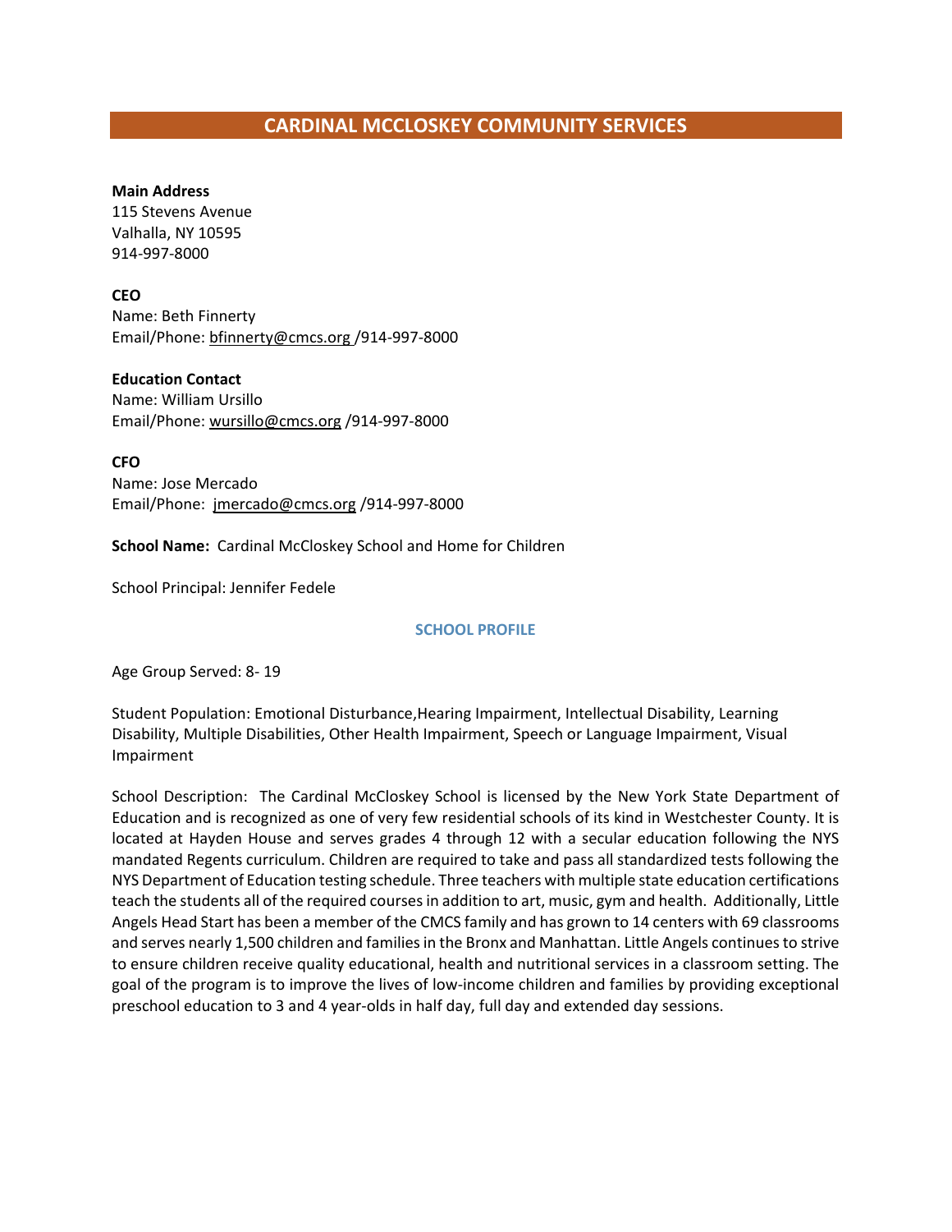# CARDINAL MCCLOSKEY COMMUNITY SERVICES

**Main Address**
115 Stevens Avenue
Valhalla, NY 10595
914-997-8000

**CEO**
Name: Beth Finnerty
Email/Phone: bfinnerty@cmcs.org /914-997-8000

**Education Contact**
Name: William Ursillo
Email/Phone: wursillo@cmcs.org /914-997-8000

**CFO**
Name: Jose Mercado
Email/Phone: jmercado@cmcs.org /914-997-8000

**School Name:** Cardinal McCloskey School and Home for Children

School Principal: Jennifer Fedele

## SCHOOL PROFILE

Age Group Served: 8- 19

Student Population: Emotional Disturbance,Hearing Impairment, Intellectual Disability, Learning Disability, Multiple Disabilities, Other Health Impairment, Speech or Language Impairment, Visual Impairment

School Description: The Cardinal McCloskey School is licensed by the New York State Department of Education and is recognized as one of very few residential schools of its kind in Westchester County. It is located at Hayden House and serves grades 4 through 12 with a secular education following the NYS mandated Regents curriculum. Children are required to take and pass all standardized tests following the NYS Department of Education testing schedule. Three teachers with multiple state education certifications teach the students all of the required courses in addition to art, music, gym and health. Additionally, Little Angels Head Start has been a member of the CMCS family and has grown to 14 centers with 69 classrooms and serves nearly 1,500 children and families in the Bronx and Manhattan. Little Angels continues to strive to ensure children receive quality educational, health and nutritional services in a classroom setting. The goal of the program is to improve the lives of low-income children and families by providing exceptional preschool education to 3 and 4 year-olds in half day, full day and extended day sessions.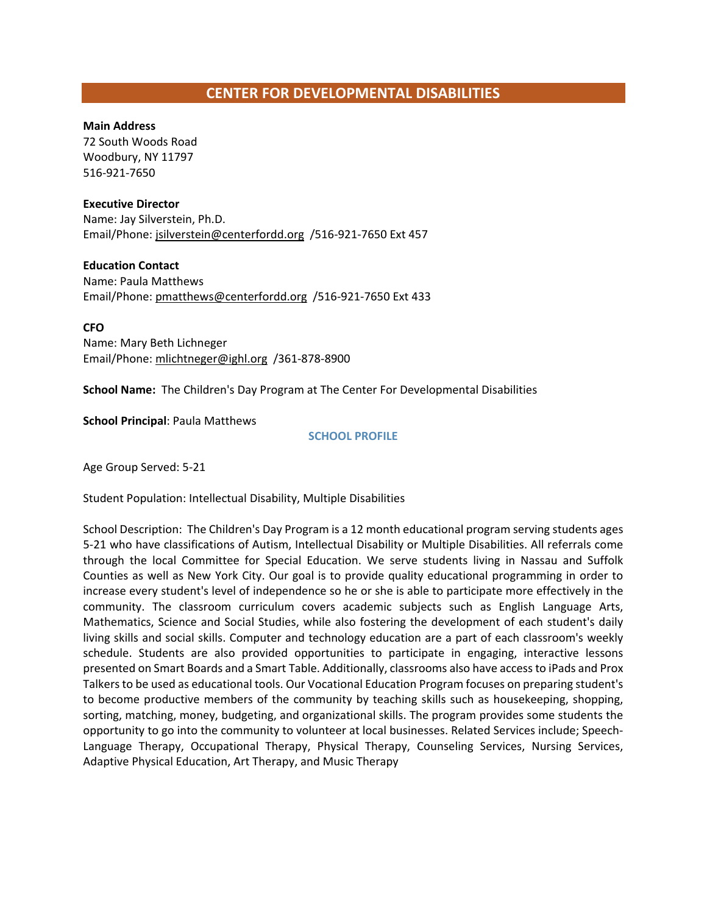# CENTER FOR DEVELOPMENTAL DISABILITIES

**Main Address**
72 South Woods Road
Woodbury, NY 11797
516-921-7650

**Executive Director**
Name: Jay Silverstein, Ph.D.
Email/Phone: jsilverstein@centerfordd.org /516-921-7650 Ext 457

**Education Contact**
Name: Paula Matthews
Email/Phone: pmatthews@centerfordd.org /516-921-7650 Ext 433

**CFO**
Name: Mary Beth Lichneger
Email/Phone: mlichtneger@ighl.org /361-878-8900

**School Name:** The Children's Day Program at The Center For Developmental Disabilities

**School Principal**: Paula Matthews

## SCHOOL PROFILE

Age Group Served: 5-21

Student Population: Intellectual Disability, Multiple Disabilities

School Description: The Children's Day Program is a 12 month educational program serving students ages 5-21 who have classifications of Autism, Intellectual Disability or Multiple Disabilities. All referrals come through the local Committee for Special Education. We serve students living in Nassau and Suffolk Counties as well as New York City. Our goal is to provide quality educational programming in order to increase every student's level of independence so he or she is able to participate more effectively in the community. The classroom curriculum covers academic subjects such as English Language Arts, Mathematics, Science and Social Studies, while also fostering the development of each student's daily living skills and social skills. Computer and technology education are a part of each classroom's weekly schedule. Students are also provided opportunities to participate in engaging, interactive lessons presented on Smart Boards and a Smart Table. Additionally, classrooms also have access to iPads and Prox Talkers to be used as educational tools. Our Vocational Education Program focuses on preparing student's to become productive members of the community by teaching skills such as housekeeping, shopping, sorting, matching, money, budgeting, and organizational skills. The program provides some students the opportunity to go into the community to volunteer at local businesses. Related Services include; Speech-Language Therapy, Occupational Therapy, Physical Therapy, Counseling Services, Nursing Services, Adaptive Physical Education, Art Therapy, and Music Therapy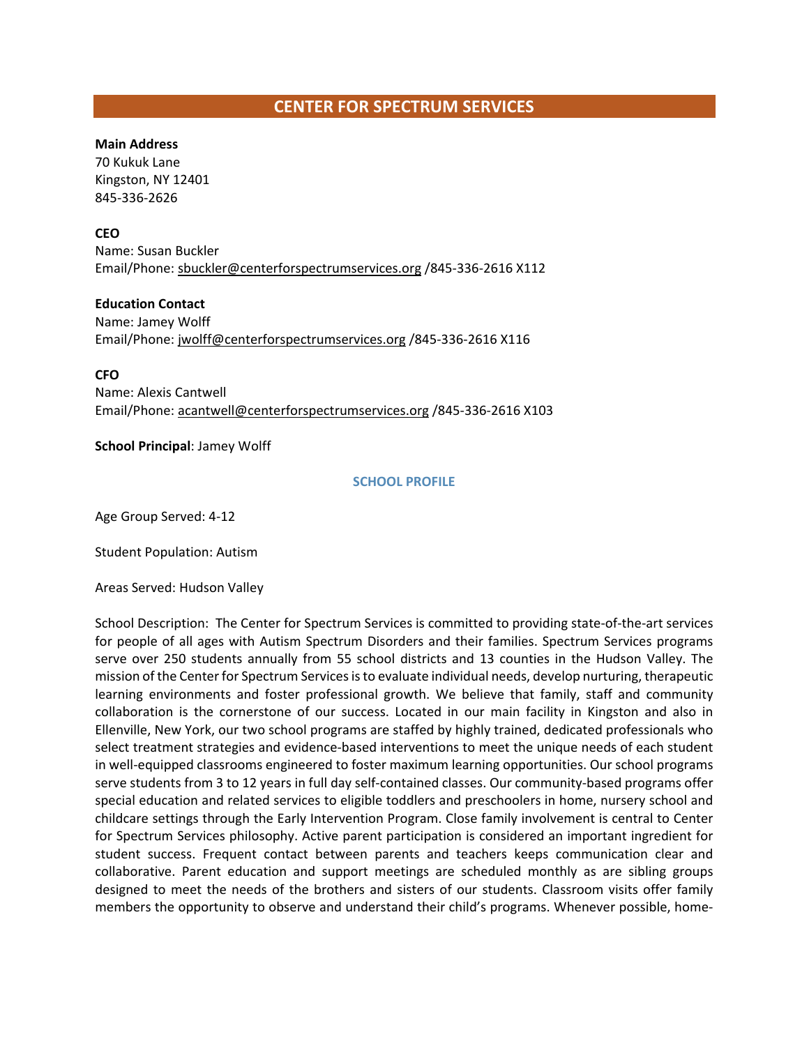## CENTER FOR SPECTRUM SERVICES

**Main Address**
70 Kukuk Lane
Kingston, NY 12401
845-336-2626

**CEO**
Name: Susan Buckler
Email/Phone: sbuckler@centerforspectrumservices.org /845-336-2616 X112

**Education Contact**
Name: Jamey Wolff
Email/Phone: jwolff@centerforspectrumservices.org /845-336-2616 X116

**CFO**
Name: Alexis Cantwell
Email/Phone: acantwell@centerforspectrumservices.org /845-336-2616 X103

**School Principal**: Jamey Wolff

### SCHOOL PROFILE

Age Group Served: 4-12

Student Population: Autism

Areas Served: Hudson Valley

School Description: The Center for Spectrum Services is committed to providing state-of-the-art services for people of all ages with Autism Spectrum Disorders and their families. Spectrum Services programs serve over 250 students annually from 55 school districts and 13 counties in the Hudson Valley. The mission of the Center for Spectrum Services is to evaluate individual needs, develop nurturing, therapeutic learning environments and foster professional growth. We believe that family, staff and community collaboration is the cornerstone of our success. Located in our main facility in Kingston and also in Ellenville, New York, our two school programs are staffed by highly trained, dedicated professionals who select treatment strategies and evidence-based interventions to meet the unique needs of each student in well-equipped classrooms engineered to foster maximum learning opportunities. Our school programs serve students from 3 to 12 years in full day self-contained classes. Our community-based programs offer special education and related services to eligible toddlers and preschoolers in home, nursery school and childcare settings through the Early Intervention Program. Close family involvement is central to Center for Spectrum Services philosophy. Active parent participation is considered an important ingredient for student success. Frequent contact between parents and teachers keeps communication clear and collaborative. Parent education and support meetings are scheduled monthly as are sibling groups designed to meet the needs of the brothers and sisters of our students. Classroom visits offer family members the opportunity to observe and understand their child's programs. Whenever possible, home-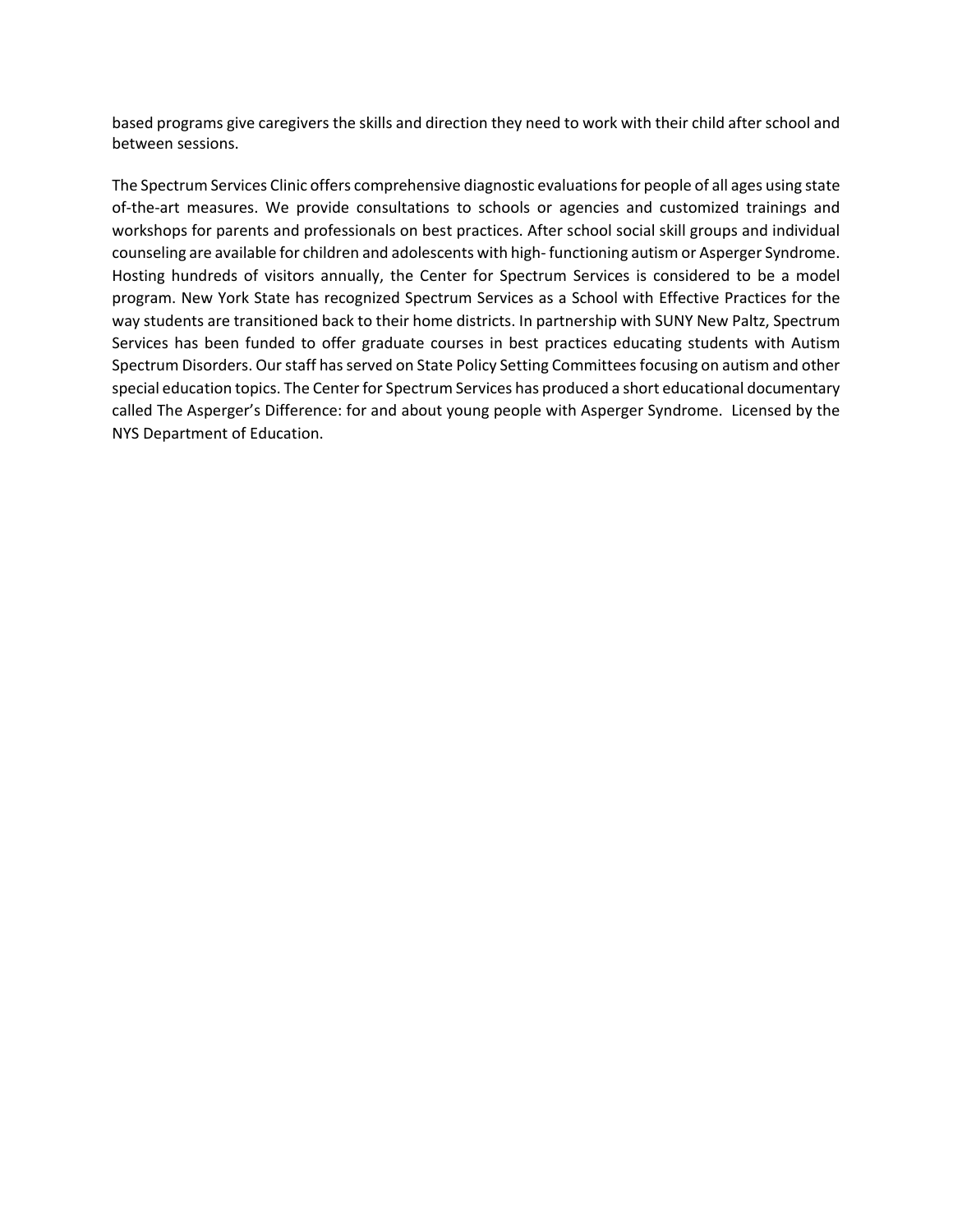based programs give caregivers the skills and direction they need to work with their child after school and between sessions.

The Spectrum Services Clinic offers comprehensive diagnostic evaluations for people of all ages using state of-the-art measures. We provide consultations to schools or agencies and customized trainings and workshops for parents and professionals on best practices. After school social skill groups and individual counseling are available for children and adolescents with high- functioning autism or Asperger Syndrome. Hosting hundreds of visitors annually, the Center for Spectrum Services is considered to be a model program. New York State has recognized Spectrum Services as a School with Effective Practices for the way students are transitioned back to their home districts. In partnership with SUNY New Paltz, Spectrum Services has been funded to offer graduate courses in best practices educating students with Autism Spectrum Disorders. Our staff has served on State Policy Setting Committees focusing on autism and other special education topics. The Center for Spectrum Services has produced a short educational documentary called The Asperger's Difference: for and about young people with Asperger Syndrome.  Licensed by the NYS Department of Education.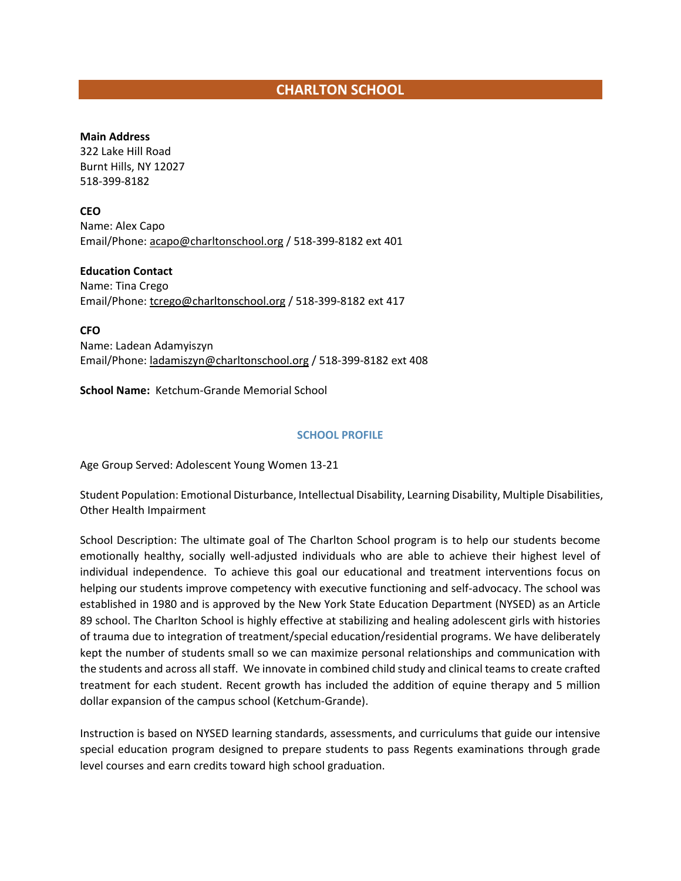# CHARLTON SCHOOL

**Main Address**
322 Lake Hill Road
Burnt Hills, NY 12027
518-399-8182

**CEO**
Name: Alex Capo
Email/Phone: acapo@charltonschool.org / 518-399-8182 ext 401

**Education Contact**
Name: Tina Crego
Email/Phone: tcrego@charltonschool.org / 518-399-8182 ext 417

**CFO**
Name: Ladean Adamyiszyn
Email/Phone: ladamiszyn@charltonschool.org / 518-399-8182 ext 408

**School Name:** Ketchum-Grande Memorial School

## SCHOOL PROFILE

Age Group Served: Adolescent Young Women 13-21

Student Population: Emotional Disturbance, Intellectual Disability, Learning Disability, Multiple Disabilities, Other Health Impairment

School Description: The ultimate goal of The Charlton School program is to help our students become emotionally healthy, socially well-adjusted individuals who are able to achieve their highest level of individual independence. To achieve this goal our educational and treatment interventions focus on helping our students improve competency with executive functioning and self-advocacy. The school was established in 1980 and is approved by the New York State Education Department (NYSED) as an Article 89 school. The Charlton School is highly effective at stabilizing and healing adolescent girls with histories of trauma due to integration of treatment/special education/residential programs. We have deliberately kept the number of students small so we can maximize personal relationships and communication with the students and across all staff. We innovate in combined child study and clinical teams to create crafted treatment for each student. Recent growth has included the addition of equine therapy and 5 million dollar expansion of the campus school (Ketchum-Grande).

Instruction is based on NYSED learning standards, assessments, and curriculums that guide our intensive special education program designed to prepare students to pass Regents examinations through grade level courses and earn credits toward high school graduation.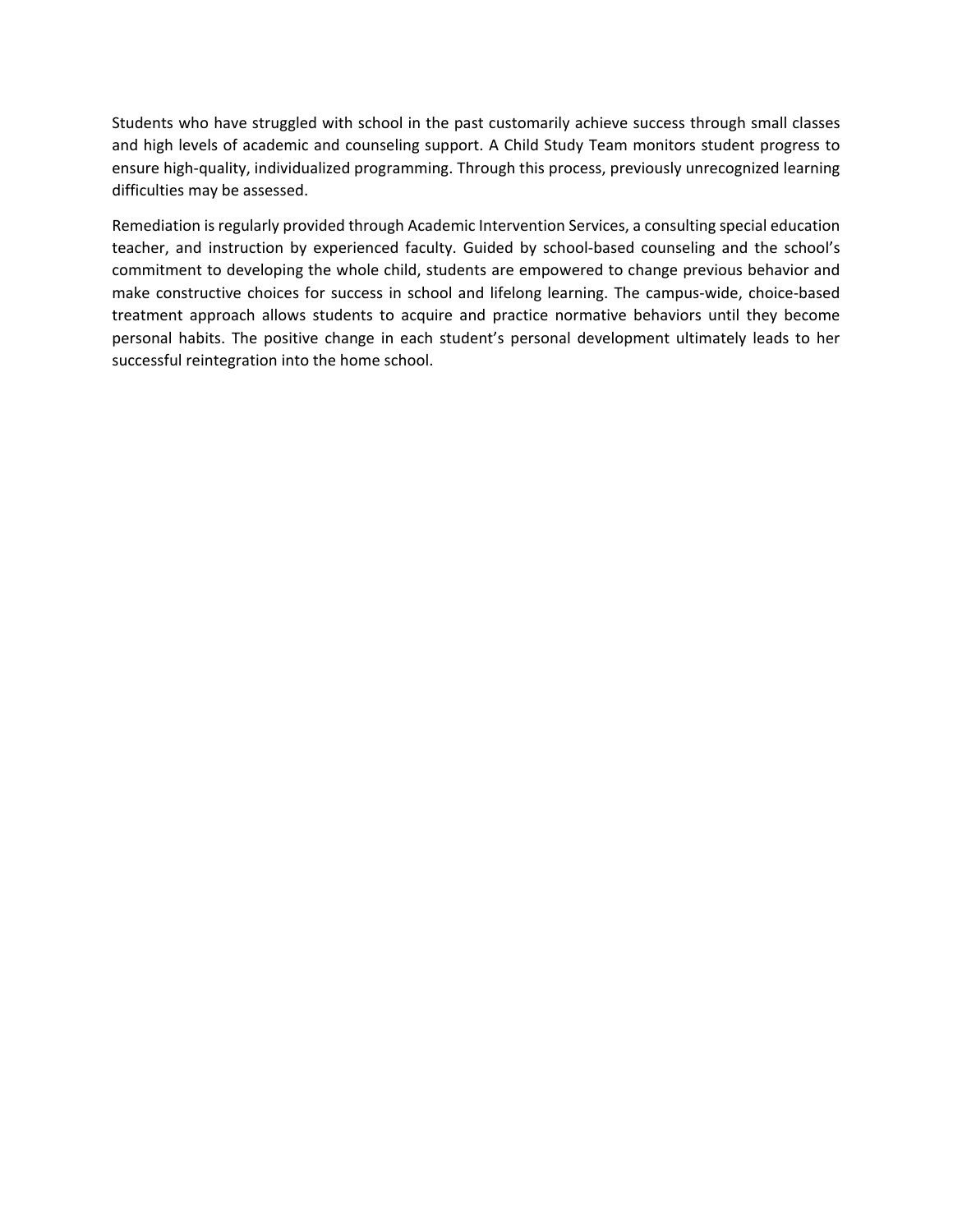Students who have struggled with school in the past customarily achieve success through small classes and high levels of academic and counseling support. A Child Study Team monitors student progress to ensure high-quality, individualized programming. Through this process, previously unrecognized learning difficulties may be assessed.

Remediation is regularly provided through Academic Intervention Services, a consulting special education teacher, and instruction by experienced faculty. Guided by school-based counseling and the school's commitment to developing the whole child, students are empowered to change previous behavior and make constructive choices for success in school and lifelong learning. The campus-wide, choice-based treatment approach allows students to acquire and practice normative behaviors until they become personal habits. The positive change in each student's personal development ultimately leads to her successful reintegration into the home school.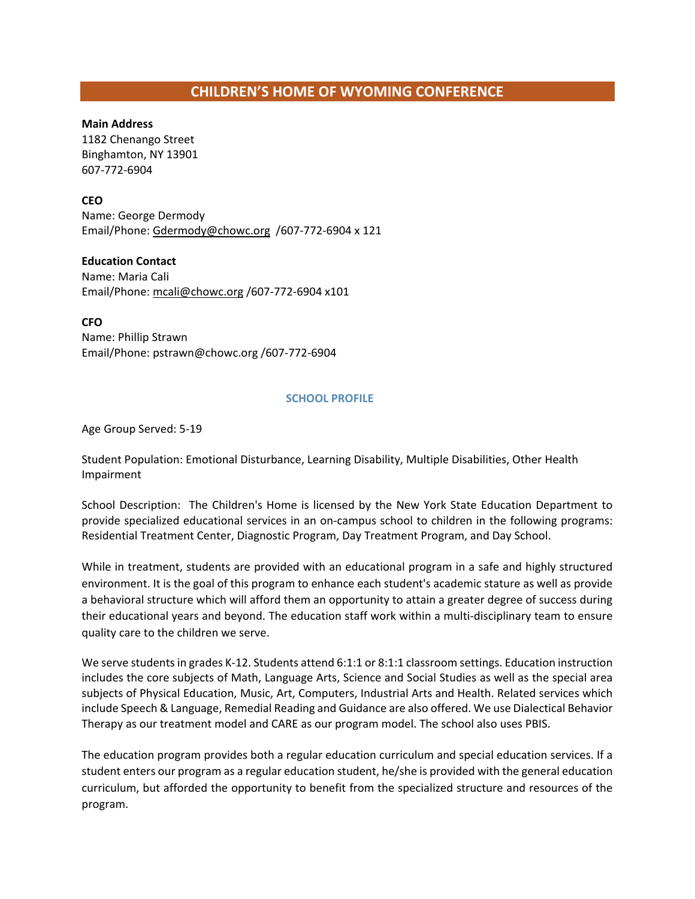## CHILDREN'S HOME OF WYOMING CONFERENCE

**Main Address**
1182 Chenango Street
Binghamton, NY 13901
607-772-6904

**CEO**
Name: George Dermody
Email/Phone: Gdermody@chowc.org /607-772-6904 x 121

**Education Contact**
Name: Maria Cali
Email/Phone: mcali@chowc.org /607-772-6904 x101

**CFO**
Name: Phillip Strawn
Email/Phone: pstrawn@chowc.org /607-772-6904

### SCHOOL PROFILE

Age Group Served: 5-19

Student Population: Emotional Disturbance, Learning Disability, Multiple Disabilities, Other Health Impairment

School Description: The Children's Home is licensed by the New York State Education Department to provide specialized educational services in an on-campus school to children in the following programs: Residential Treatment Center, Diagnostic Program, Day Treatment Program, and Day School.

While in treatment, students are provided with an educational program in a safe and highly structured environment. It is the goal of this program to enhance each student's academic stature as well as provide a behavioral structure which will afford them an opportunity to attain a greater degree of success during their educational years and beyond. The education staff work within a multi-disciplinary team to ensure quality care to the children we serve.

We serve students in grades K-12. Students attend 6:1:1 or 8:1:1 classroom settings. Education instruction includes the core subjects of Math, Language Arts, Science and Social Studies as well as the special area subjects of Physical Education, Music, Art, Computers, Industrial Arts and Health. Related services which include Speech & Language, Remedial Reading and Guidance are also offered. We use Dialectical Behavior Therapy as our treatment model and CARE as our program model. The school also uses PBIS.

The education program provides both a regular education curriculum and special education services. If a student enters our program as a regular education student, he/she is provided with the general education curriculum, but afforded the opportunity to benefit from the specialized structure and resources of the program.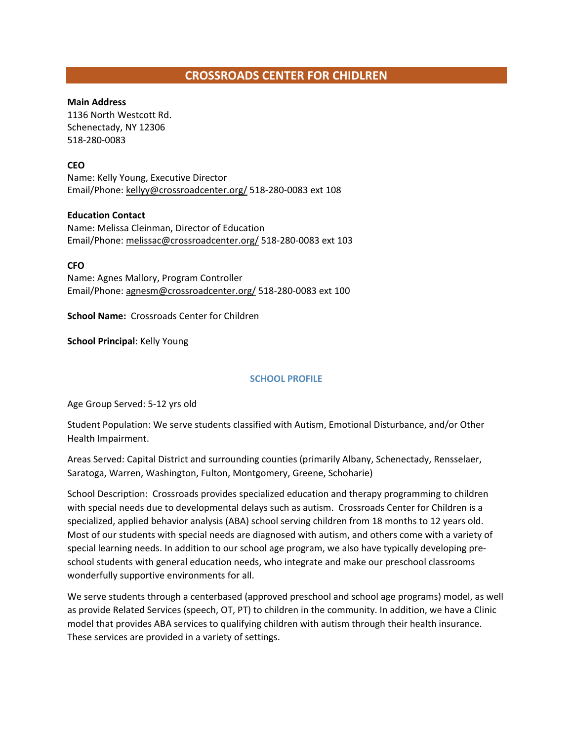# CROSSROADS CENTER FOR CHIDLREN

**Main Address**
1136 North Westcott Rd.
Schenectady, NY 12306
518-280-0083

**CEO**
Name: Kelly Young, Executive Director
Email/Phone: kellyy@crossroadcenter.org/ 518-280-0083 ext 108

**Education Contact**
Name: Melissa Cleinman, Director of Education
Email/Phone: melissac@crossroadcenter.org/ 518-280-0083 ext 103

**CFO**
Name: Agnes Mallory, Program Controller
Email/Phone: agnesm@crossroadcenter.org/ 518-280-0083 ext 100

**School Name:** Crossroads Center for Children

**School Principal**: Kelly Young

## SCHOOL PROFILE

Age Group Served: 5-12 yrs old

Student Population: We serve students classified with Autism, Emotional Disturbance, and/or Other Health Impairment.

Areas Served: Capital District and surrounding counties (primarily Albany, Schenectady, Rensselaer, Saratoga, Warren, Washington, Fulton, Montgomery, Greene, Schoharie)

School Description: Crossroads provides specialized education and therapy programming to children with special needs due to developmental delays such as autism. Crossroads Center for Children is a specialized, applied behavior analysis (ABA) school serving children from 18 months to 12 years old. Most of our students with special needs are diagnosed with autism, and others come with a variety of special learning needs. In addition to our school age program, we also have typically developing pre-school students with general education needs, who integrate and make our preschool classrooms wonderfully supportive environments for all.

We serve students through a centerbased (approved preschool and school age programs) model, as well as provide Related Services (speech, OT, PT) to children in the community. In addition, we have a Clinic model that provides ABA services to qualifying children with autism through their health insurance. These services are provided in a variety of settings.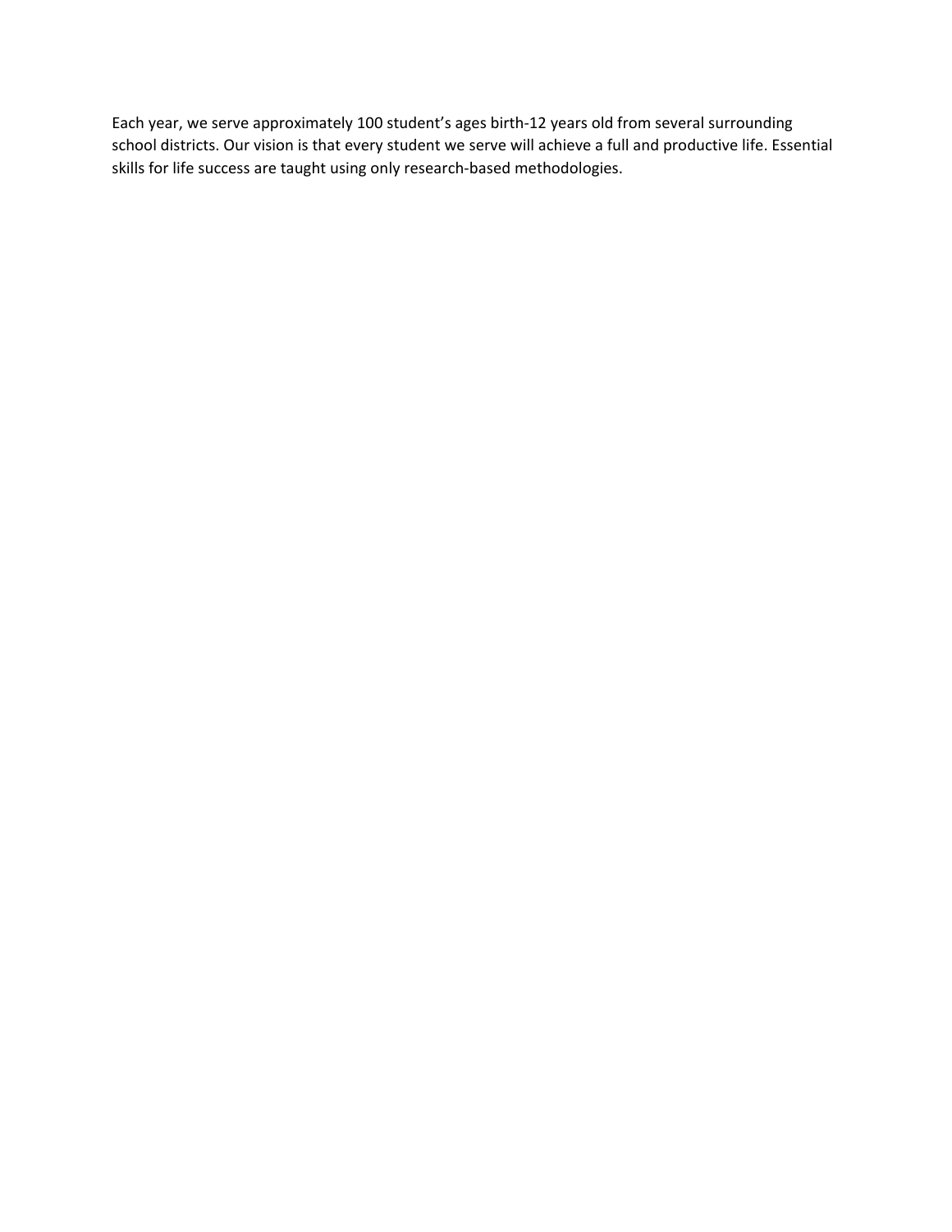Each year, we serve approximately 100 student's ages birth-12 years old from several surrounding school districts. Our vision is that every student we serve will achieve a full and productive life. Essential skills for life success are taught using only research-based methodologies.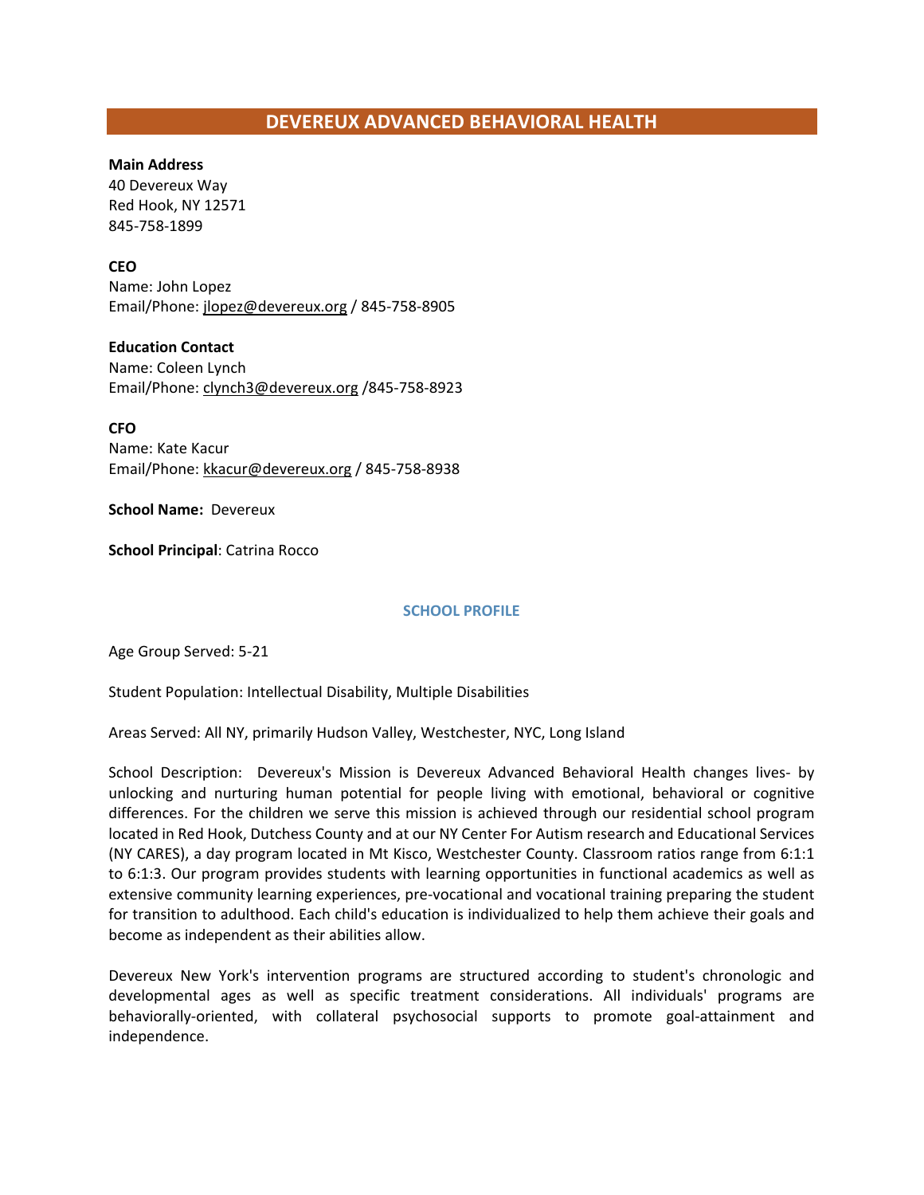# DEVEREUX ADVANCED BEHAVIORAL HEALTH

**Main Address**
40 Devereux Way
Red Hook, NY 12571
845-758-1899

**CEO**
Name: John Lopez
Email/Phone: jlopez@devereux.org / 845-758-8905

**Education Contact**
Name: Coleen Lynch
Email/Phone: clynch3@devereux.org /845-758-8923

**CFO**
Name: Kate Kacur
Email/Phone: kkacur@devereux.org / 845-758-8938

**School Name:** Devereux

**School Principal**: Catrina Rocco

## SCHOOL PROFILE

Age Group Served: 5-21

Student Population: Intellectual Disability, Multiple Disabilities

Areas Served: All NY, primarily Hudson Valley, Westchester, NYC, Long Island

School Description: Devereux's Mission is Devereux Advanced Behavioral Health changes lives- by unlocking and nurturing human potential for people living with emotional, behavioral or cognitive differences. For the children we serve this mission is achieved through our residential school program located in Red Hook, Dutchess County and at our NY Center For Autism research and Educational Services (NY CARES), a day program located in Mt Kisco, Westchester County. Classroom ratios range from 6:1:1 to 6:1:3. Our program provides students with learning opportunities in functional academics as well as extensive community learning experiences, pre-vocational and vocational training preparing the student for transition to adulthood. Each child's education is individualized to help them achieve their goals and become as independent as their abilities allow.

Devereux New York's intervention programs are structured according to student's chronologic and developmental ages as well as specific treatment considerations. All individuals' programs are behaviorally-oriented, with collateral psychosocial supports to promote goal-attainment and independence.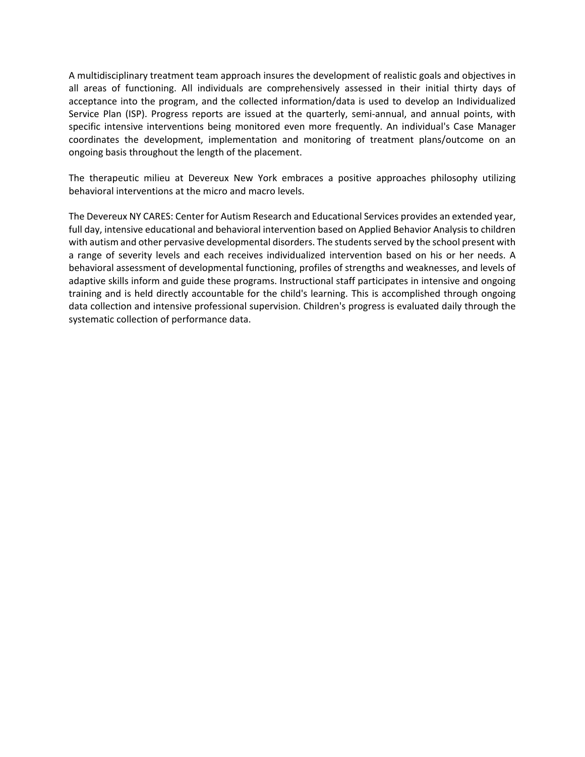A multidisciplinary treatment team approach insures the development of realistic goals and objectives in all areas of functioning. All individuals are comprehensively assessed in their initial thirty days of acceptance into the program, and the collected information/data is used to develop an Individualized Service Plan (ISP). Progress reports are issued at the quarterly, semi-annual, and annual points, with specific intensive interventions being monitored even more frequently. An individual's Case Manager coordinates the development, implementation and monitoring of treatment plans/outcome on an ongoing basis throughout the length of the placement.

The therapeutic milieu at Devereux New York embraces a positive approaches philosophy utilizing behavioral interventions at the micro and macro levels.

The Devereux NY CARES: Center for Autism Research and Educational Services provides an extended year, full day, intensive educational and behavioral intervention based on Applied Behavior Analysis to children with autism and other pervasive developmental disorders. The students served by the school present with a range of severity levels and each receives individualized intervention based on his or her needs. A behavioral assessment of developmental functioning, profiles of strengths and weaknesses, and levels of adaptive skills inform and guide these programs. Instructional staff participates in intensive and ongoing training and is held directly accountable for the child's learning. This is accomplished through ongoing data collection and intensive professional supervision. Children's progress is evaluated daily through the systematic collection of performance data.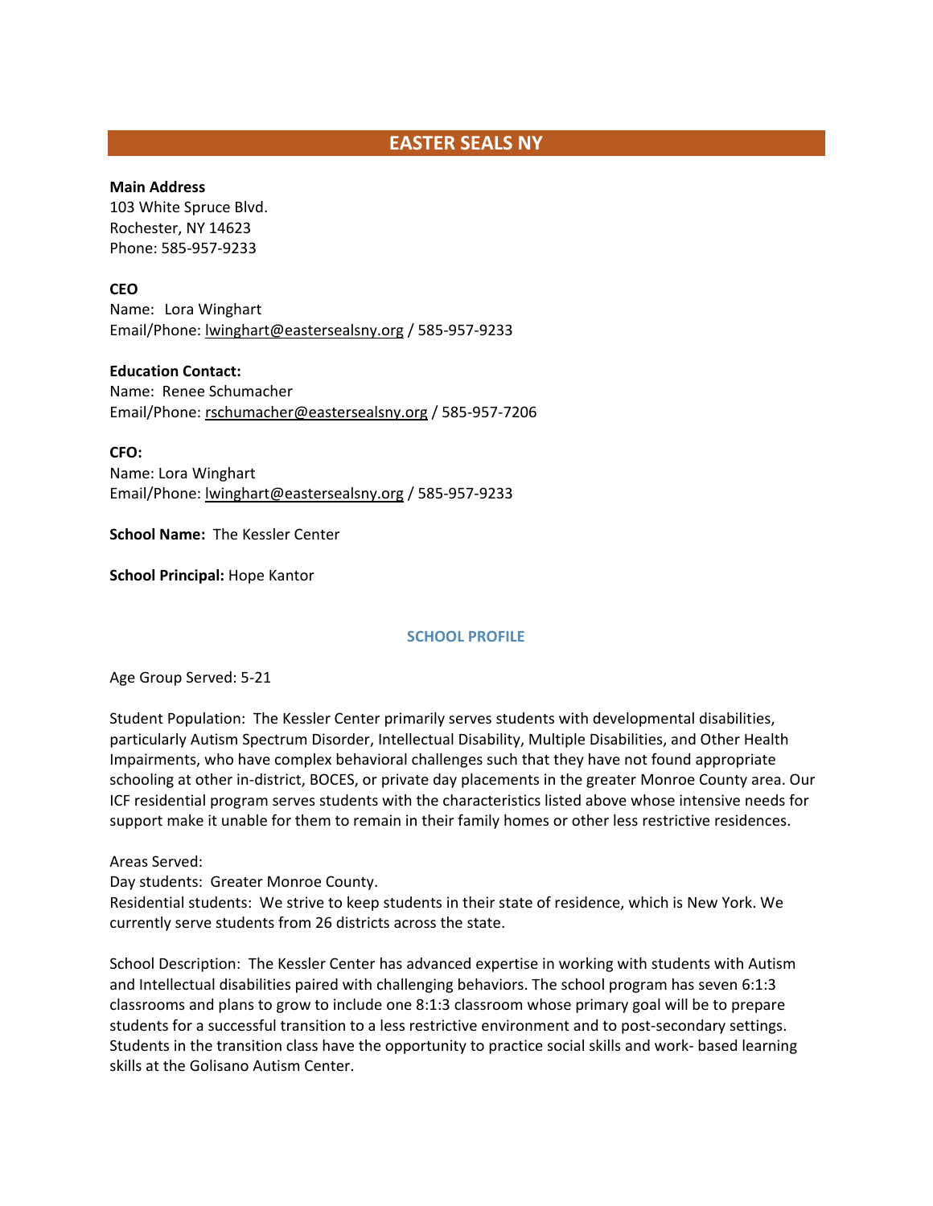# EASTER SEALS NY

**Main Address**
103 White Spruce Blvd.
Rochester, NY 14623
Phone: 585-957-9233

**CEO**
Name: Lora Winghart
Email/Phone: lwinghart@eastersealsny.org / 585-957-9233

**Education Contact:**
Name: Renee Schumacher
Email/Phone: rschumacher@eastersealsny.org / 585-957-7206

**CFO:**
Name: Lora Winghart
Email/Phone: lwinghart@eastersealsny.org / 585-957-9233

**School Name:** The Kessler Center

**School Principal:** Hope Kantor

## SCHOOL PROFILE

Age Group Served: 5-21

Student Population: The Kessler Center primarily serves students with developmental disabilities, particularly Autism Spectrum Disorder, Intellectual Disability, Multiple Disabilities, and Other Health Impairments, who have complex behavioral challenges such that they have not found appropriate schooling at other in-district, BOCES, or private day placements in the greater Monroe County area. Our ICF residential program serves students with the characteristics listed above whose intensive needs for support make it unable for them to remain in their family homes or other less restrictive residences.

Areas Served:
Day students: Greater Monroe County.
Residential students: We strive to keep students in their state of residence, which is New York. We currently serve students from 26 districts across the state.

School Description: The Kessler Center has advanced expertise in working with students with Autism and Intellectual disabilities paired with challenging behaviors. The school program has seven 6:1:3 classrooms and plans to grow to include one 8:1:3 classroom whose primary goal will be to prepare students for a successful transition to a less restrictive environment and to post-secondary settings. Students in the transition class have the opportunity to practice social skills and work- based learning skills at the Golisano Autism Center.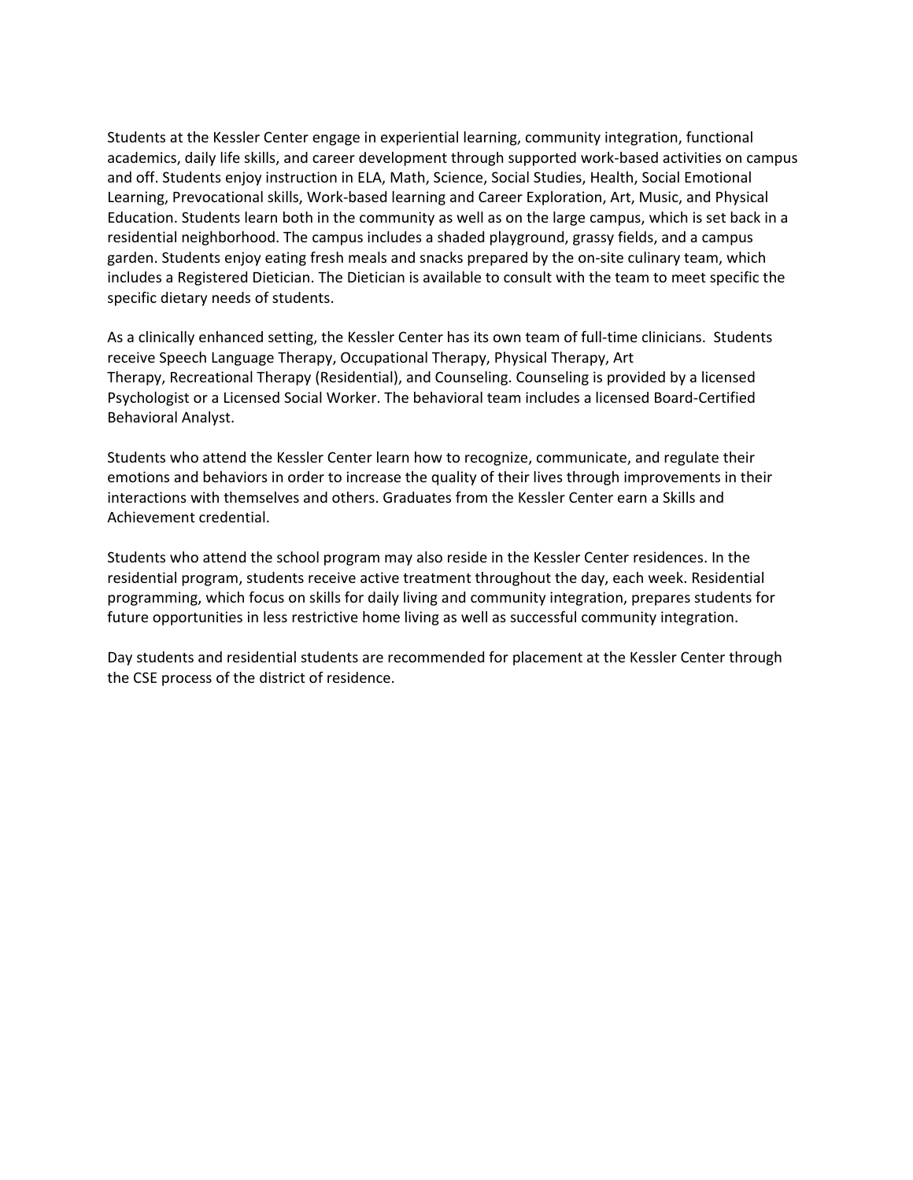Students at the Kessler Center engage in experiential learning, community integration, functional academics, daily life skills, and career development through supported work-based activities on campus and off. Students enjoy instruction in ELA, Math, Science, Social Studies, Health, Social Emotional Learning, Prevocational skills, Work-based learning and Career Exploration, Art, Music, and Physical Education. Students learn both in the community as well as on the large campus, which is set back in a residential neighborhood. The campus includes a shaded playground, grassy fields, and a campus garden. Students enjoy eating fresh meals and snacks prepared by the on-site culinary team, which includes a Registered Dietician. The Dietician is available to consult with the team to meet specific the specific dietary needs of students.

As a clinically enhanced setting, the Kessler Center has its own team of full-time clinicians. Students receive Speech Language Therapy, Occupational Therapy, Physical Therapy, Art Therapy, Recreational Therapy (Residential), and Counseling. Counseling is provided by a licensed Psychologist or a Licensed Social Worker. The behavioral team includes a licensed Board-Certified Behavioral Analyst.

Students who attend the Kessler Center learn how to recognize, communicate, and regulate their emotions and behaviors in order to increase the quality of their lives through improvements in their interactions with themselves and others. Graduates from the Kessler Center earn a Skills and Achievement credential.

Students who attend the school program may also reside in the Kessler Center residences. In the residential program, students receive active treatment throughout the day, each week. Residential programming, which focus on skills for daily living and community integration, prepares students for future opportunities in less restrictive home living as well as successful community integration.

Day students and residential students are recommended for placement at the Kessler Center through the CSE process of the district of residence.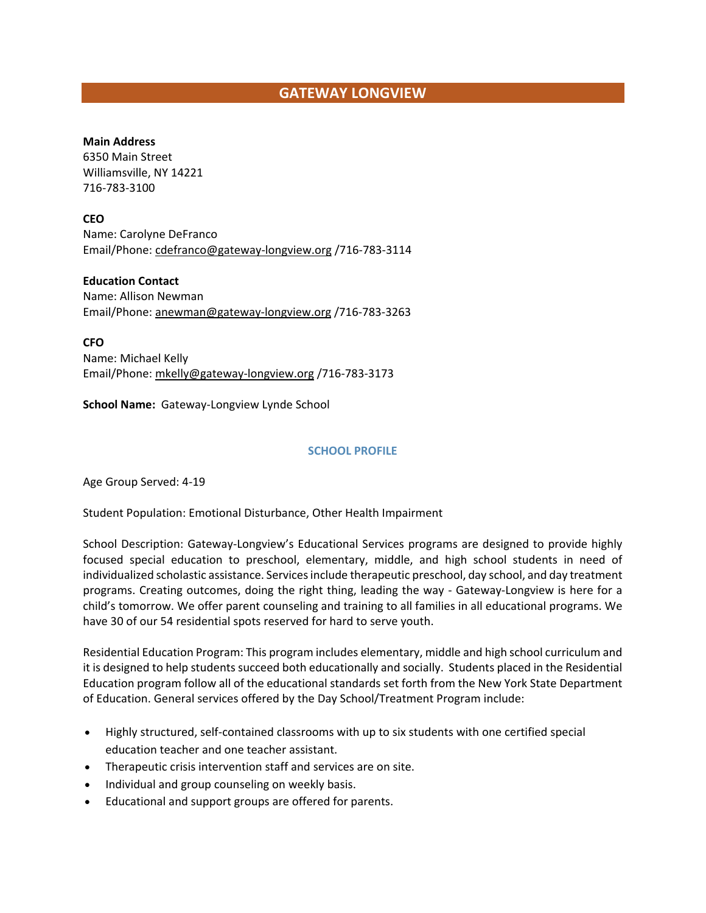# GATEWAY LONGVIEW

**Main Address**
6350 Main Street
Williamsville, NY 14221
716-783-3100

**CEO**
Name: Carolyne DeFranco
Email/Phone: cdefranco@gateway-longview.org /716-783-3114

**Education Contact**
Name: Allison Newman
Email/Phone: anewman@gateway-longview.org /716-783-3263

**CFO**
Name: Michael Kelly
Email/Phone: mkelly@gateway-longview.org /716-783-3173

**School Name:** Gateway-Longview Lynde School

## SCHOOL PROFILE

Age Group Served: 4-19

Student Population: Emotional Disturbance, Other Health Impairment

School Description: Gateway-Longview's Educational Services programs are designed to provide highly focused special education to preschool, elementary, middle, and high school students in need of individualized scholastic assistance. Services include therapeutic preschool, day school, and day treatment programs. Creating outcomes, doing the right thing, leading the way - Gateway-Longview is here for a child's tomorrow. We offer parent counseling and training to all families in all educational programs. We have 30 of our 54 residential spots reserved for hard to serve youth.

Residential Education Program: This program includes elementary, middle and high school curriculum and it is designed to help students succeed both educationally and socially. Students placed in the Residential Education program follow all of the educational standards set forth from the New York State Department of Education. General services offered by the Day School/Treatment Program include:

- Highly structured, self-contained classrooms with up to six students with one certified special education teacher and one teacher assistant.
- Therapeutic crisis intervention staff and services are on site.
- Individual and group counseling on weekly basis.
- Educational and support groups are offered for parents.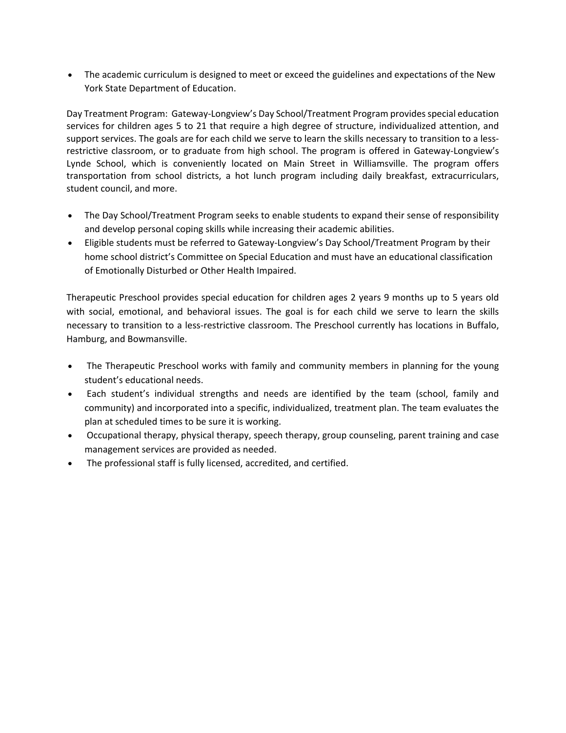- The academic curriculum is designed to meet or exceed the guidelines and expectations of the New York State Department of Education.

Day Treatment Program: Gateway-Longview's Day School/Treatment Program provides special education services for children ages 5 to 21 that require a high degree of structure, individualized attention, and support services. The goals are for each child we serve to learn the skills necessary to transition to a less-restrictive classroom, or to graduate from high school. The program is offered in Gateway-Longview's Lynde School, which is conveniently located on Main Street in Williamsville. The program offers transportation from school districts, a hot lunch program including daily breakfast, extracurriculars, student council, and more.

- The Day School/Treatment Program seeks to enable students to expand their sense of responsibility and develop personal coping skills while increasing their academic abilities.
- Eligible students must be referred to Gateway-Longview's Day School/Treatment Program by their home school district's Committee on Special Education and must have an educational classification of Emotionally Disturbed or Other Health Impaired.

Therapeutic Preschool provides special education for children ages 2 years 9 months up to 5 years old with social, emotional, and behavioral issues. The goal is for each child we serve to learn the skills necessary to transition to a less-restrictive classroom. The Preschool currently has locations in Buffalo, Hamburg, and Bowmansville.

- The Therapeutic Preschool works with family and community members in planning for the young student's educational needs.
- Each student's individual strengths and needs are identified by the team (school, family and community) and incorporated into a specific, individualized, treatment plan. The team evaluates the plan at scheduled times to be sure it is working.
- Occupational therapy, physical therapy, speech therapy, group counseling, parent training and case management services are provided as needed.
- The professional staff is fully licensed, accredited, and certified.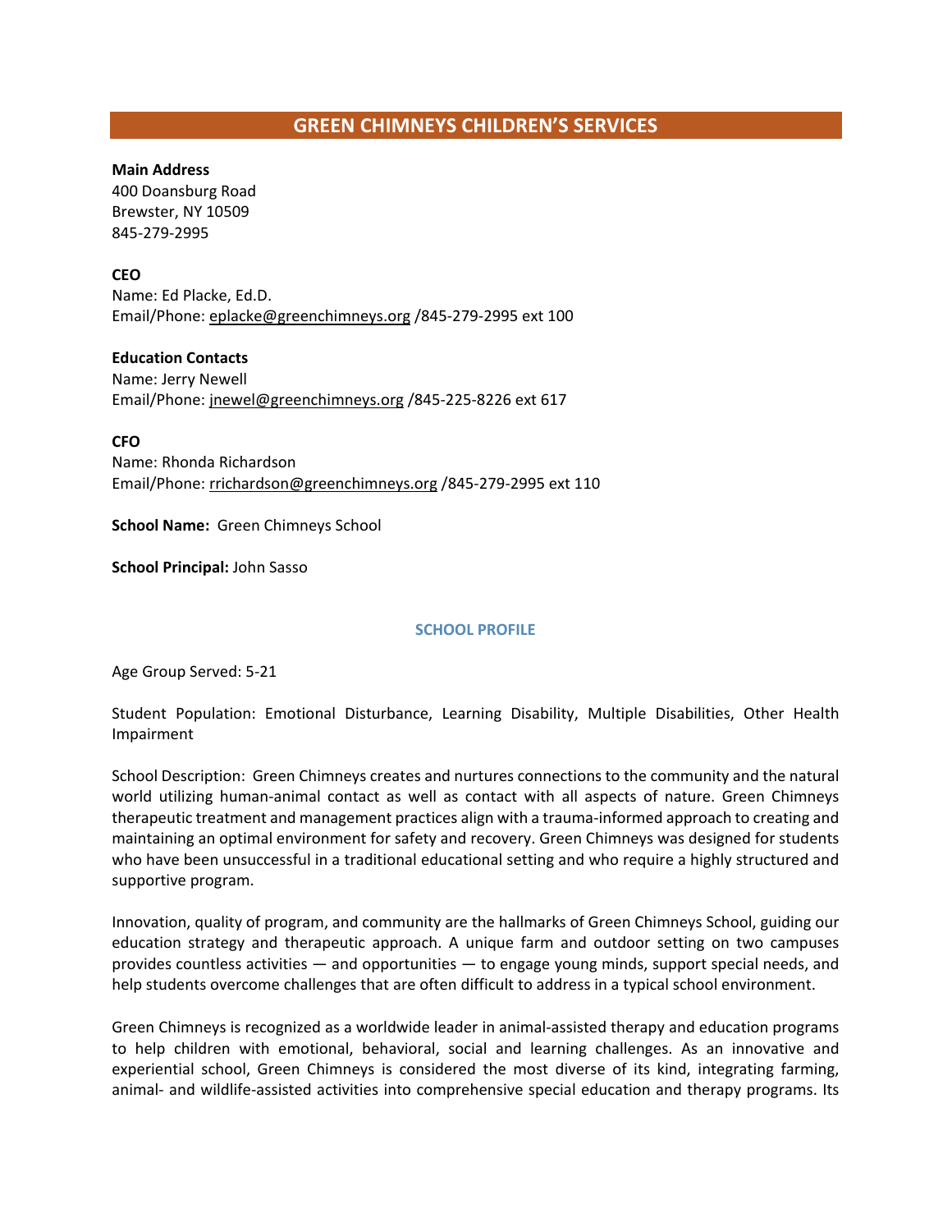## GREEN CHIMNEYS CHILDREN'S SERVICES

**Main Address**
400 Doansburg Road
Brewster, NY 10509
845-279-2995

**CEO**
Name: Ed Placke, Ed.D.
Email/Phone: eplacke@greenchimneys.org /845-279-2995 ext 100

**Education Contacts**
Name: Jerry Newell
Email/Phone: jnewel@greenchimneys.org /845-225-8226 ext 617

**CFO**
Name: Rhonda Richardson
Email/Phone: rrichardson@greenchimneys.org /845-279-2995 ext 110

**School Name:** Green Chimneys School

**School Principal:** John Sasso

### SCHOOL PROFILE

Age Group Served: 5-21

Student Population: Emotional Disturbance, Learning Disability, Multiple Disabilities, Other Health Impairment

School Description: Green Chimneys creates and nurtures connections to the community and the natural world utilizing human-animal contact as well as contact with all aspects of nature. Green Chimneys therapeutic treatment and management practices align with a trauma-informed approach to creating and maintaining an optimal environment for safety and recovery. Green Chimneys was designed for students who have been unsuccessful in a traditional educational setting and who require a highly structured and supportive program.

Innovation, quality of program, and community are the hallmarks of Green Chimneys School, guiding our education strategy and therapeutic approach. A unique farm and outdoor setting on two campuses provides countless activities — and opportunities — to engage young minds, support special needs, and help students overcome challenges that are often difficult to address in a typical school environment.

Green Chimneys is recognized as a worldwide leader in animal-assisted therapy and education programs to help children with emotional, behavioral, social and learning challenges. As an innovative and experiential school, Green Chimneys is considered the most diverse of its kind, integrating farming, animal- and wildlife-assisted activities into comprehensive special education and therapy programs. Its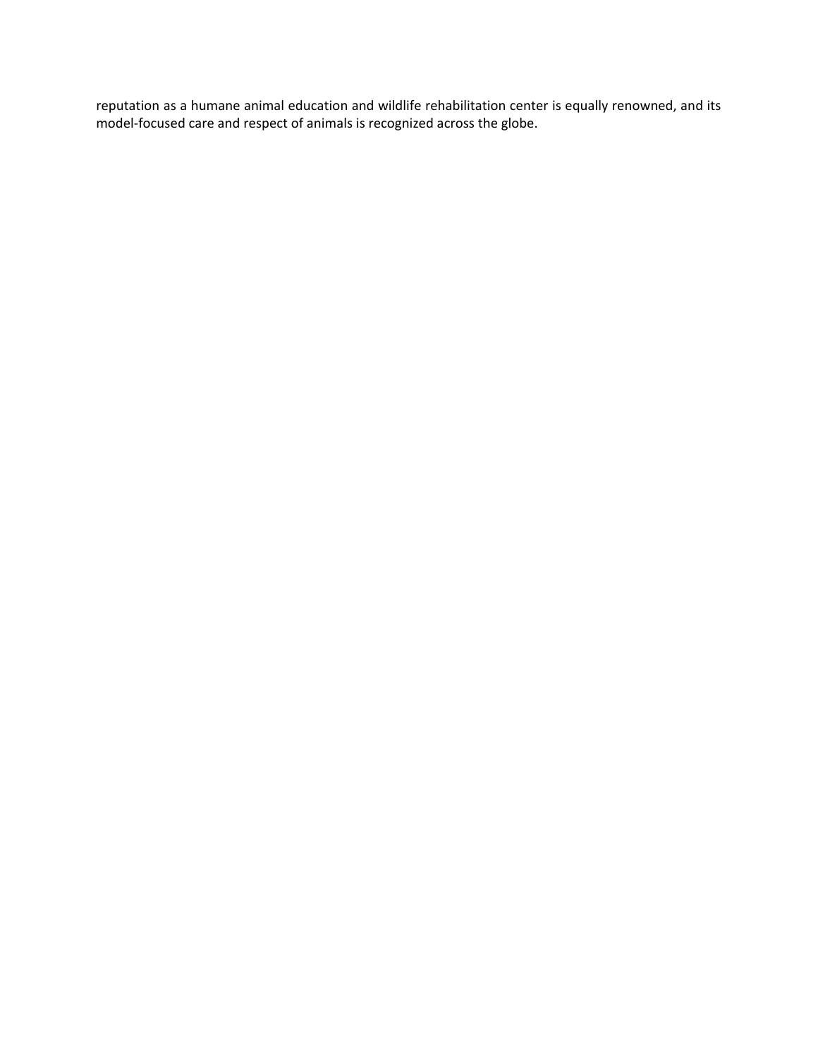reputation as a humane animal education and wildlife rehabilitation center is equally renowned, and its model-focused care and respect of animals is recognized across the globe.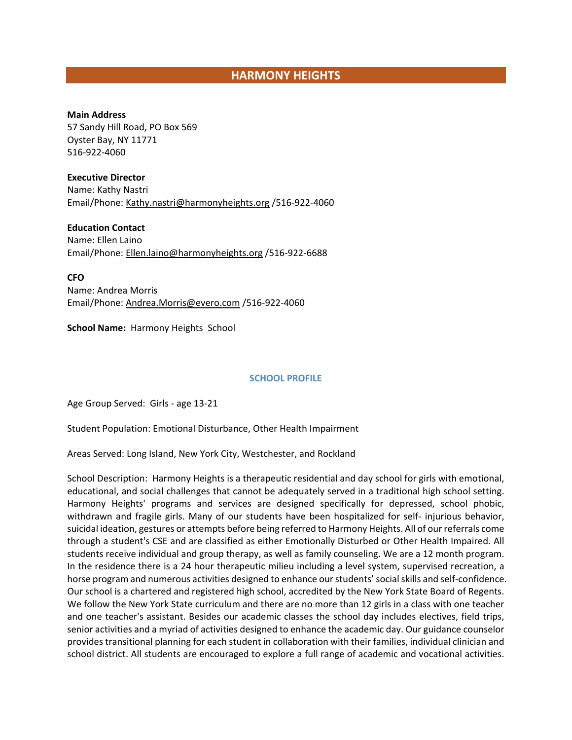## HARMONY HEIGHTS

**Main Address**
57 Sandy Hill Road, PO Box 569
Oyster Bay, NY 11771
516-922-4060

**Executive Director**
Name: Kathy Nastri
Email/Phone: Kathy.nastri@harmonyheights.org /516-922-4060

**Education Contact**
Name: Ellen Laino
Email/Phone: Ellen.laino@harmonyheights.org /516-922-6688

**CFO**
Name: Andrea Morris
Email/Phone: Andrea.Morris@evero.com /516-922-4060

**School Name:** Harmony Heights School

### SCHOOL PROFILE

Age Group Served: Girls - age 13-21

Student Population: Emotional Disturbance, Other Health Impairment

Areas Served: Long Island, New York City, Westchester, and Rockland

School Description: Harmony Heights is a therapeutic residential and day school for girls with emotional, educational, and social challenges that cannot be adequately served in a traditional high school setting. Harmony Heights' programs and services are designed specifically for depressed, school phobic, withdrawn and fragile girls. Many of our students have been hospitalized for self- injurious behavior, suicidal ideation, gestures or attempts before being referred to Harmony Heights. All of our referrals come through a student's CSE and are classified as either Emotionally Disturbed or Other Health Impaired. All students receive individual and group therapy, as well as family counseling. We are a 12 month program. In the residence there is a 24 hour therapeutic milieu including a level system, supervised recreation, a horse program and numerous activities designed to enhance our students' social skills and self-confidence. Our school is a chartered and registered high school, accredited by the New York State Board of Regents. We follow the New York State curriculum and there are no more than 12 girls in a class with one teacher and one teacher's assistant. Besides our academic classes the school day includes electives, field trips, senior activities and a myriad of activities designed to enhance the academic day. Our guidance counselor provides transitional planning for each student in collaboration with their families, individual clinician and school district. All students are encouraged to explore a full range of academic and vocational activities.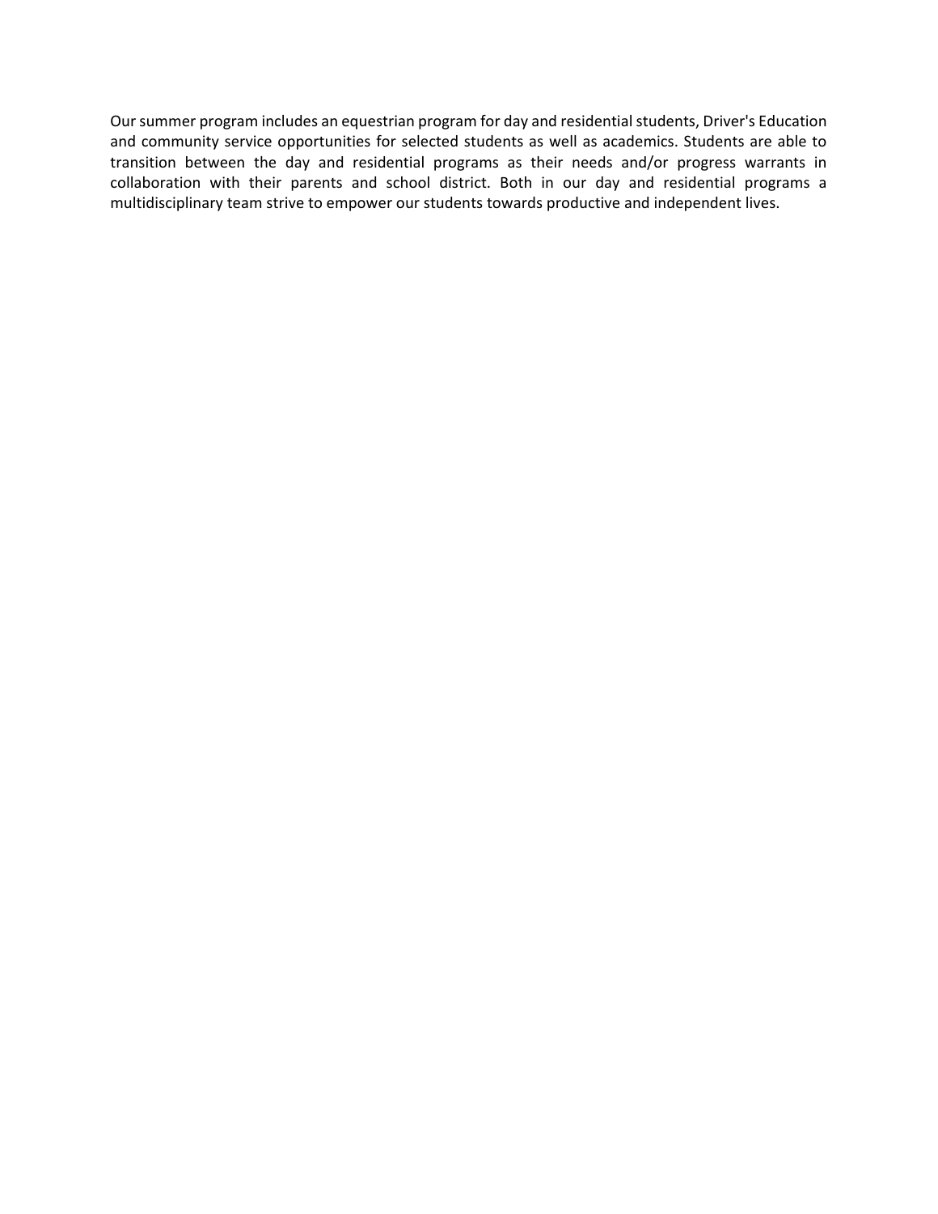Our summer program includes an equestrian program for day and residential students, Driver's Education and community service opportunities for selected students as well as academics. Students are able to transition between the day and residential programs as their needs and/or progress warrants in collaboration with their parents and school district. Both in our day and residential programs a multidisciplinary team strive to empower our students towards productive and independent lives.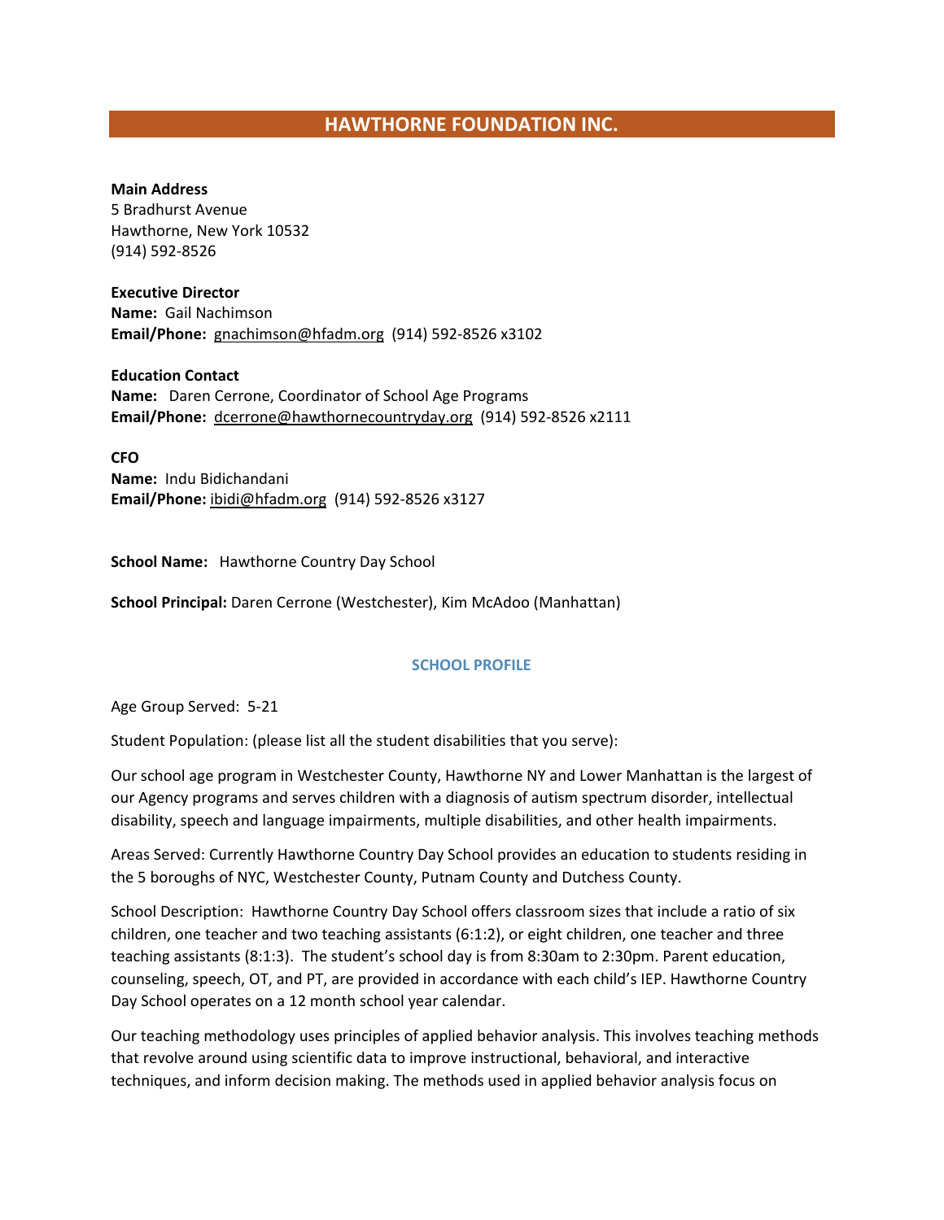# HAWTHORNE FOUNDATION INC.

**Main Address**
5 Bradhurst Avenue
Hawthorne, New York 10532
(914) 592-8526

**Executive Director**
**Name:** Gail Nachimson
**Email/Phone:** gnachimson@hfadm.org (914) 592-8526 x3102

**Education Contact**
**Name:** Daren Cerrone, Coordinator of School Age Programs
**Email/Phone:** dcerrone@hawthornecountryday.org (914) 592-8526 x2111

**CFO**
**Name:** Indu Bidichandani
**Email/Phone:** ibidi@hfadm.org (914) 592-8526 x3127

**School Name:** Hawthorne Country Day School

**School Principal:** Daren Cerrone (Westchester), Kim McAdoo (Manhattan)

## SCHOOL PROFILE

Age Group Served: 5-21

Student Population: (please list all the student disabilities that you serve):

Our school age program in Westchester County, Hawthorne NY and Lower Manhattan is the largest of our Agency programs and serves children with a diagnosis of autism spectrum disorder, intellectual disability, speech and language impairments, multiple disabilities, and other health impairments.

Areas Served: Currently Hawthorne Country Day School provides an education to students residing in the 5 boroughs of NYC, Westchester County, Putnam County and Dutchess County.

School Description: Hawthorne Country Day School offers classroom sizes that include a ratio of six children, one teacher and two teaching assistants (6:1:2), or eight children, one teacher and three teaching assistants (8:1:3). The student's school day is from 8:30am to 2:30pm. Parent education, counseling, speech, OT, and PT, are provided in accordance with each child's IEP. Hawthorne Country Day School operates on a 12 month school year calendar.

Our teaching methodology uses principles of applied behavior analysis. This involves teaching methods that revolve around using scientific data to improve instructional, behavioral, and interactive techniques, and inform decision making. The methods used in applied behavior analysis focus on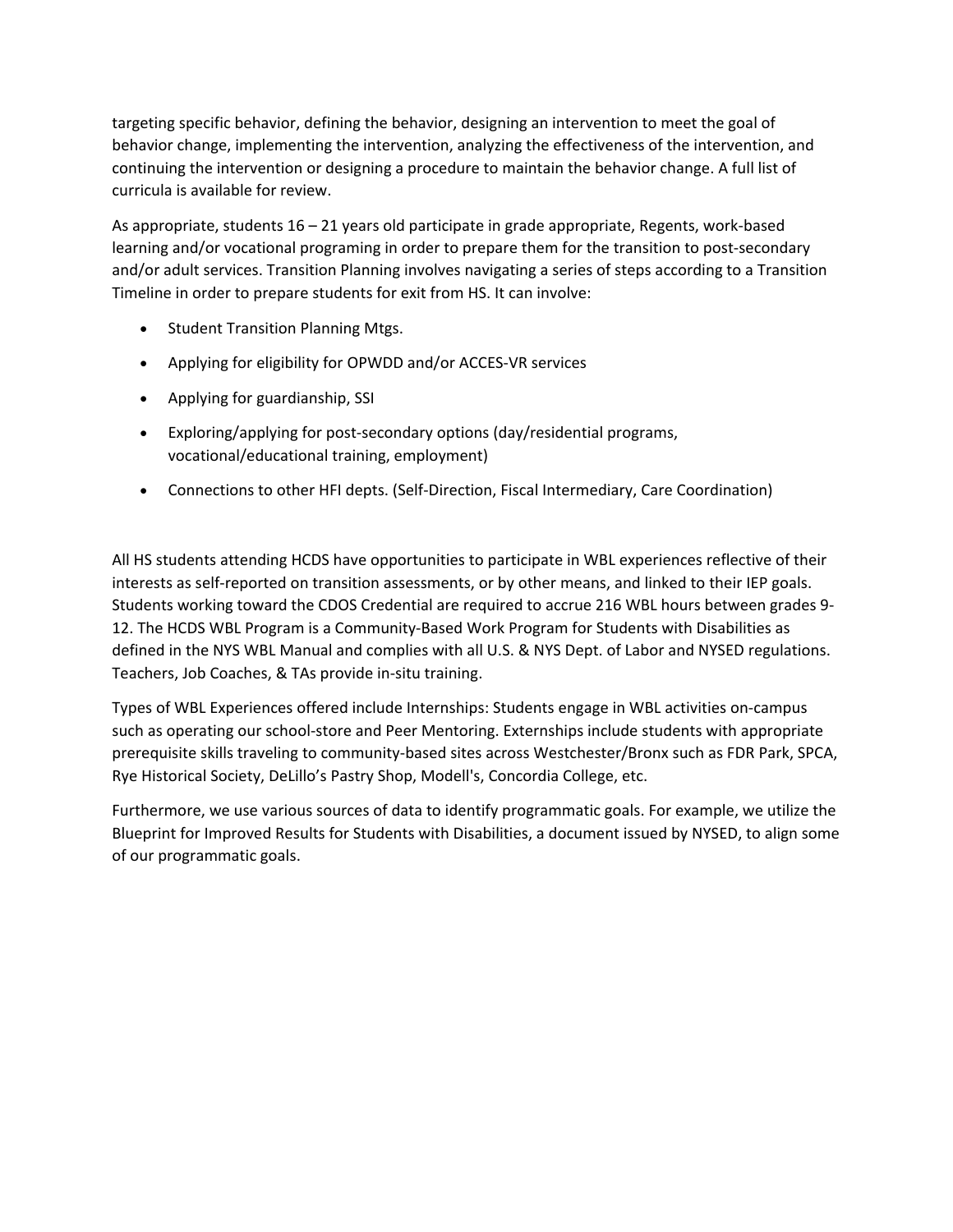targeting specific behavior, defining the behavior, designing an intervention to meet the goal of behavior change, implementing the intervention, analyzing the effectiveness of the intervention, and continuing the intervention or designing a procedure to maintain the behavior change. A full list of curricula is available for review.

As appropriate, students 16 – 21 years old participate in grade appropriate, Regents, work-based learning and/or vocational programing in order to prepare them for the transition to post-secondary and/or adult services. Transition Planning involves navigating a series of steps according to a Transition Timeline in order to prepare students for exit from HS. It can involve:

- Student Transition Planning Mtgs.
- Applying for eligibility for OPWDD and/or ACCES-VR services
- Applying for guardianship, SSI
- Exploring/applying for post-secondary options (day/residential programs, vocational/educational training, employment)
- Connections to other HFI depts. (Self-Direction, Fiscal Intermediary, Care Coordination)

All HS students attending HCDS have opportunities to participate in WBL experiences reflective of their interests as self-reported on transition assessments, or by other means, and linked to their IEP goals. Students working toward the CDOS Credential are required to accrue 216 WBL hours between grades 9-12. The HCDS WBL Program is a Community-Based Work Program for Students with Disabilities as defined in the NYS WBL Manual and complies with all U.S. & NYS Dept. of Labor and NYSED regulations. Teachers, Job Coaches, & TAs provide in-situ training.

Types of WBL Experiences offered include Internships: Students engage in WBL activities on-campus such as operating our school-store and Peer Mentoring. Externships include students with appropriate prerequisite skills traveling to community-based sites across Westchester/Bronx such as FDR Park, SPCA, Rye Historical Society, DeLillo's Pastry Shop, Modell's, Concordia College, etc.

Furthermore, we use various sources of data to identify programmatic goals. For example, we utilize the Blueprint for Improved Results for Students with Disabilities, a document issued by NYSED, to align some of our programmatic goals.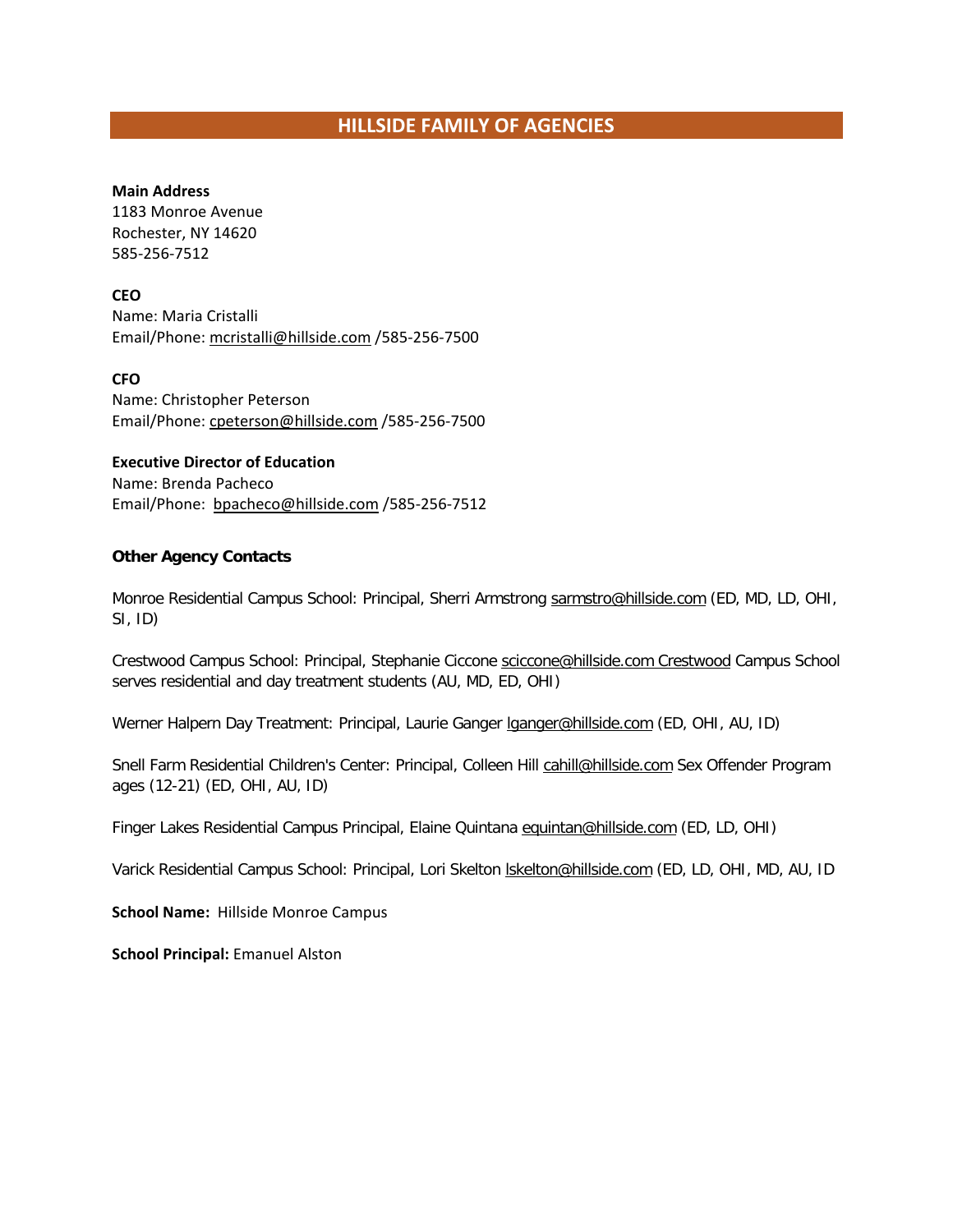## HILLSIDE FAMILY OF AGENCIES

**Main Address**
1183 Monroe Avenue
Rochester, NY 14620
585-256-7512

**CEO**
Name: Maria Cristalli
Email/Phone: mcristalli@hillside.com /585-256-7500

**CFO**
Name: Christopher Peterson
Email/Phone: cpeterson@hillside.com /585-256-7500

**Executive Director of Education**
Name: Brenda Pacheco
Email/Phone: bpacheco@hillside.com /585-256-7512

**Other Agency Contacts**

Monroe Residential Campus School: Principal, Sherri Armstrong sarmstro@hillside.com (ED, MD, LD, OHI, SI, ID)

Crestwood Campus School: Principal, Stephanie Ciccone sciccone@hillside.com Crestwood Campus School serves residential and day treatment students (AU, MD, ED, OHI)

Werner Halpern Day Treatment: Principal, Laurie Ganger lganger@hillside.com (ED, OHI, AU, ID)

Snell Farm Residential Children's Center: Principal, Colleen Hill cahill@hillside.com Sex Offender Program ages (12-21) (ED, OHI, AU, ID)

Finger Lakes Residential Campus Principal, Elaine Quintana equintan@hillside.com (ED, LD, OHI)

Varick Residential Campus School: Principal, Lori Skelton lskelton@hillside.com (ED, LD, OHI, MD, AU, ID

**School Name:** Hillside Monroe Campus

**School Principal:** Emanuel Alston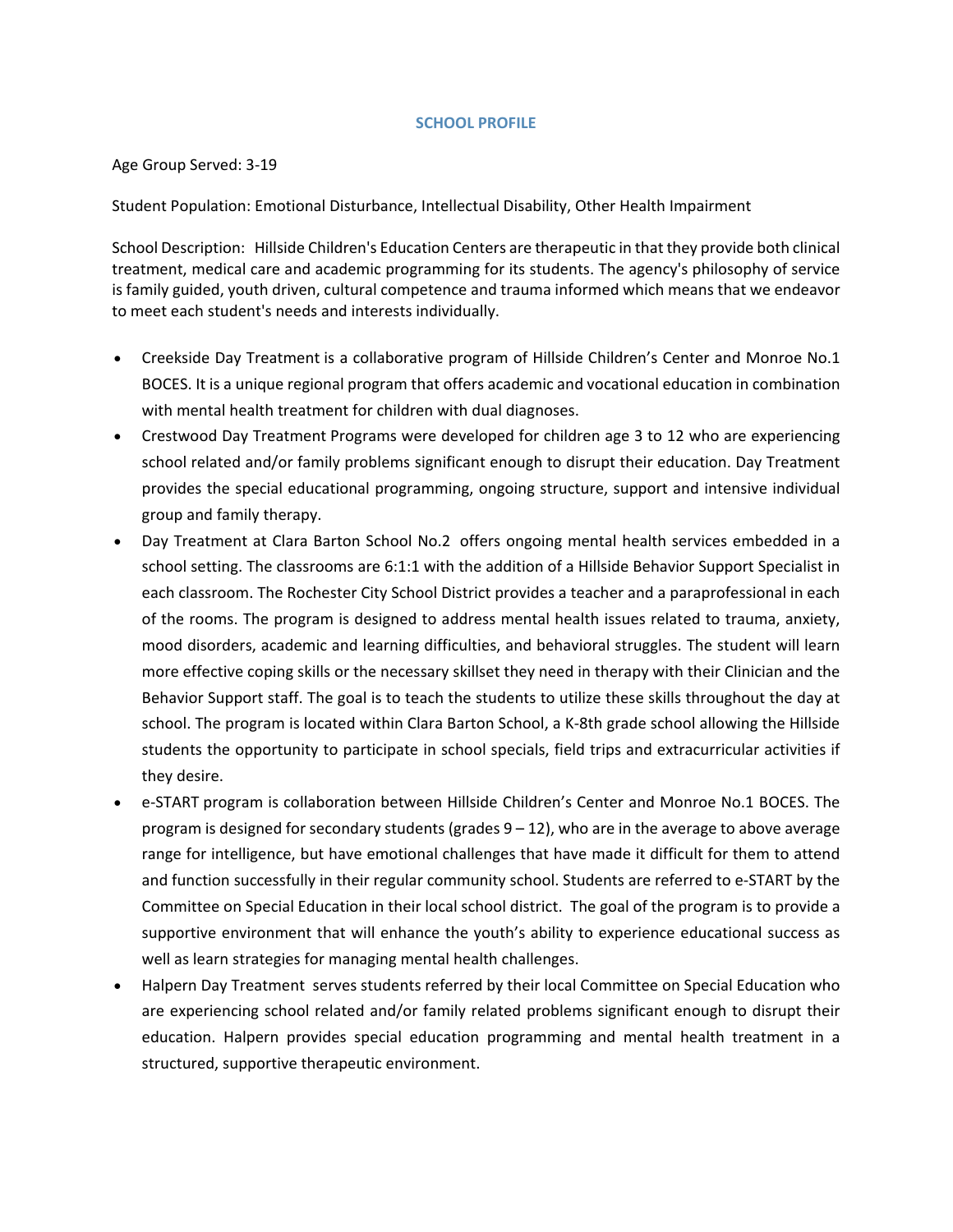## SCHOOL PROFILE

Age Group Served: 3-19

Student Population: Emotional Disturbance, Intellectual Disability, Other Health Impairment

School Description: Hillside Children's Education Centers are therapeutic in that they provide both clinical treatment, medical care and academic programming for its students. The agency's philosophy of service is family guided, youth driven, cultural competence and trauma informed which means that we endeavor to meet each student's needs and interests individually.

- Creekside Day Treatment is a collaborative program of Hillside Children's Center and Monroe No.1 BOCES. It is a unique regional program that offers academic and vocational education in combination with mental health treatment for children with dual diagnoses.
- Crestwood Day Treatment Programs were developed for children age 3 to 12 who are experiencing school related and/or family problems significant enough to disrupt their education. Day Treatment provides the special educational programming, ongoing structure, support and intensive individual group and family therapy.
- Day Treatment at Clara Barton School No.2 offers ongoing mental health services embedded in a school setting. The classrooms are 6:1:1 with the addition of a Hillside Behavior Support Specialist in each classroom. The Rochester City School District provides a teacher and a paraprofessional in each of the rooms. The program is designed to address mental health issues related to trauma, anxiety, mood disorders, academic and learning difficulties, and behavioral struggles. The student will learn more effective coping skills or the necessary skillset they need in therapy with their Clinician and the Behavior Support staff. The goal is to teach the students to utilize these skills throughout the day at school. The program is located within Clara Barton School, a K-8th grade school allowing the Hillside students the opportunity to participate in school specials, field trips and extracurricular activities if they desire.
- e-START program is collaboration between Hillside Children's Center and Monroe No.1 BOCES. The program is designed for secondary students (grades 9 – 12), who are in the average to above average range for intelligence, but have emotional challenges that have made it difficult for them to attend and function successfully in their regular community school. Students are referred to e-START by the Committee on Special Education in their local school district. The goal of the program is to provide a supportive environment that will enhance the youth's ability to experience educational success as well as learn strategies for managing mental health challenges.
- Halpern Day Treatment serves students referred by their local Committee on Special Education who are experiencing school related and/or family related problems significant enough to disrupt their education. Halpern provides special education programming and mental health treatment in a structured, supportive therapeutic environment.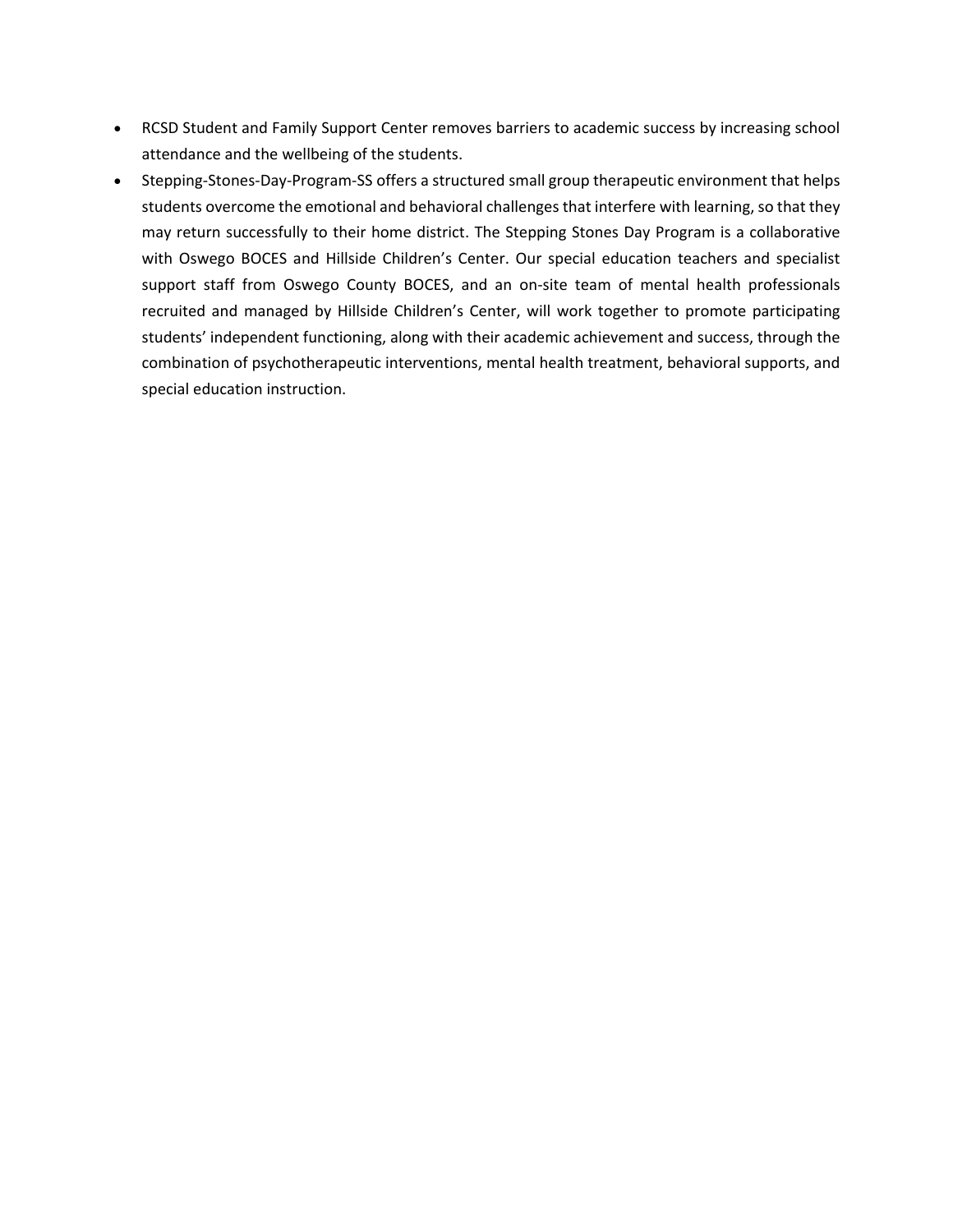- RCSD Student and Family Support Center removes barriers to academic success by increasing school attendance and the wellbeing of the students.
- Stepping-Stones-Day-Program-SS offers a structured small group therapeutic environment that helps students overcome the emotional and behavioral challenges that interfere with learning, so that they may return successfully to their home district. The Stepping Stones Day Program is a collaborative with Oswego BOCES and Hillside Children's Center. Our special education teachers and specialist support staff from Oswego County BOCES, and an on-site team of mental health professionals recruited and managed by Hillside Children's Center, will work together to promote participating students' independent functioning, along with their academic achievement and success, through the combination of psychotherapeutic interventions, mental health treatment, behavioral supports, and special education instruction.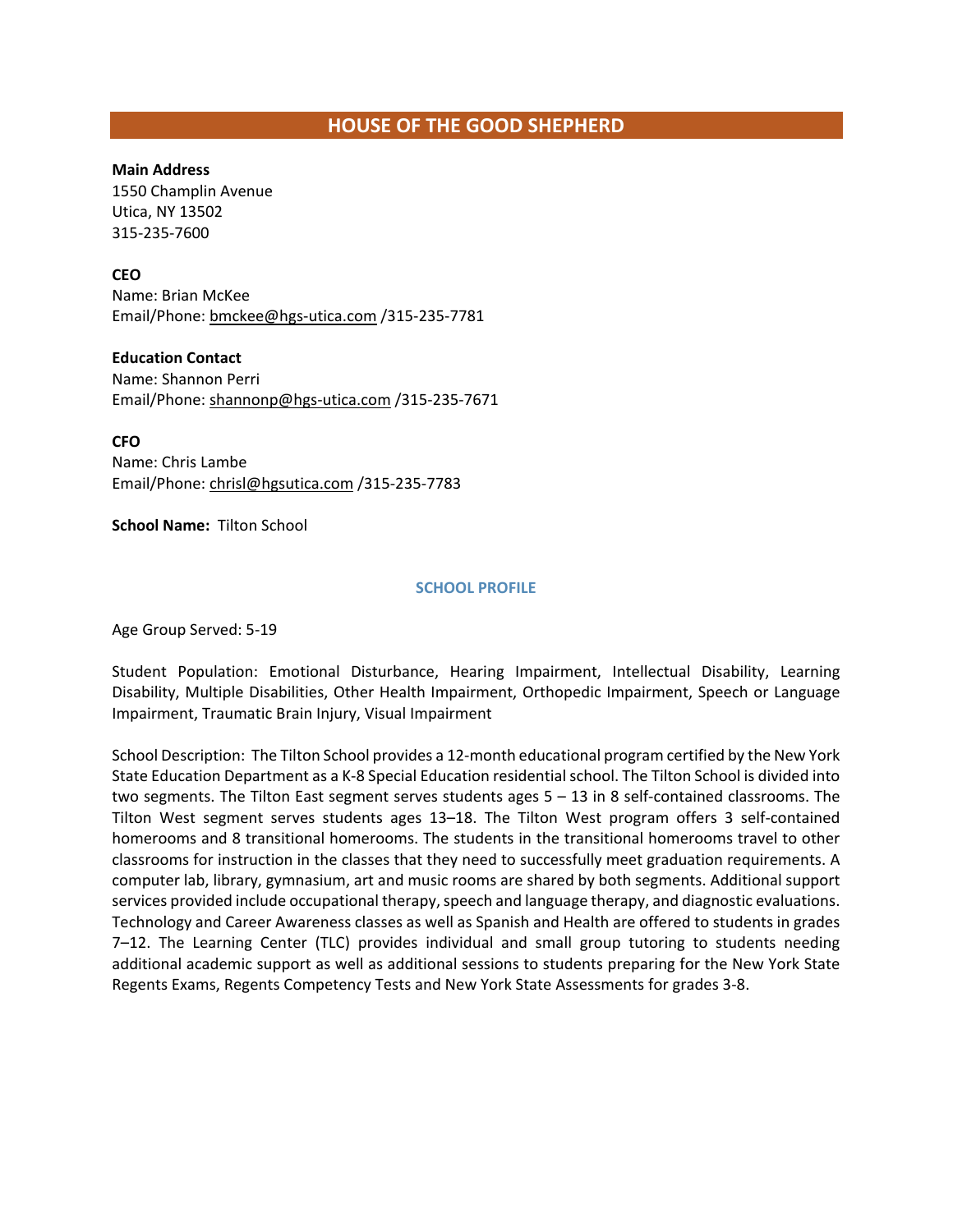# HOUSE OF THE GOOD SHEPHERD

**Main Address**
1550 Champlin Avenue
Utica, NY 13502
315-235-7600

**CEO**
Name: Brian McKee
Email/Phone: bmckee@hgs-utica.com /315-235-7781

**Education Contact**
Name: Shannon Perri
Email/Phone: shannonp@hgs-utica.com /315-235-7671

**CFO**
Name: Chris Lambe
Email/Phone: chrisl@hgsutica.com /315-235-7783

**School Name:** Tilton School

## SCHOOL PROFILE

Age Group Served: 5-19

Student Population: Emotional Disturbance, Hearing Impairment, Intellectual Disability, Learning Disability, Multiple Disabilities, Other Health Impairment, Orthopedic Impairment, Speech or Language Impairment, Traumatic Brain Injury, Visual Impairment

School Description: The Tilton School provides a 12-month educational program certified by the New York State Education Department as a K-8 Special Education residential school. The Tilton School is divided into two segments. The Tilton East segment serves students ages 5 – 13 in 8 self-contained classrooms. The Tilton West segment serves students ages 13–18. The Tilton West program offers 3 self-contained homerooms and 8 transitional homerooms. The students in the transitional homerooms travel to other classrooms for instruction in the classes that they need to successfully meet graduation requirements. A computer lab, library, gymnasium, art and music rooms are shared by both segments. Additional support services provided include occupational therapy, speech and language therapy, and diagnostic evaluations. Technology and Career Awareness classes as well as Spanish and Health are offered to students in grades 7–12. The Learning Center (TLC) provides individual and small group tutoring to students needing additional academic support as well as additional sessions to students preparing for the New York State Regents Exams, Regents Competency Tests and New York State Assessments for grades 3-8.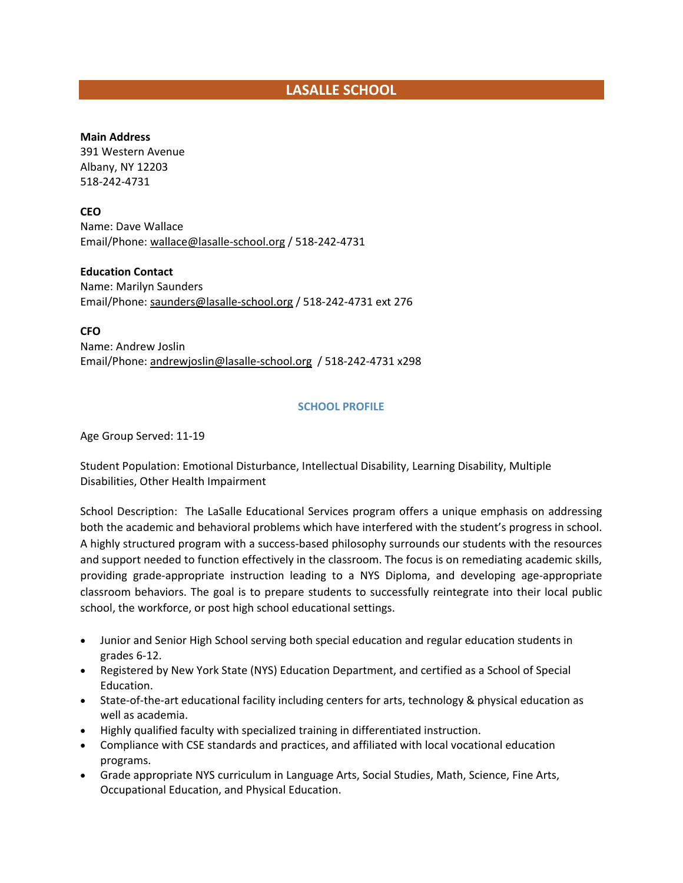# LASALLE SCHOOL

**Main Address**
391 Western Avenue
Albany, NY 12203
518-242-4731

**CEO**
Name: Dave Wallace
Email/Phone: wallace@lasalle-school.org / 518-242-4731

**Education Contact**
Name: Marilyn Saunders
Email/Phone: saunders@lasalle-school.org / 518-242-4731 ext 276

**CFO**
Name: Andrew Joslin
Email/Phone: andrewjoslin@lasalle-school.org / 518-242-4731 x298

## SCHOOL PROFILE

Age Group Served: 11-19

Student Population: Emotional Disturbance, Intellectual Disability, Learning Disability, Multiple Disabilities, Other Health Impairment

School Description: The LaSalle Educational Services program offers a unique emphasis on addressing both the academic and behavioral problems which have interfered with the student's progress in school. A highly structured program with a success-based philosophy surrounds our students with the resources and support needed to function effectively in the classroom. The focus is on remediating academic skills, providing grade-appropriate instruction leading to a NYS Diploma, and developing age-appropriate classroom behaviors. The goal is to prepare students to successfully reintegrate into their local public school, the workforce, or post high school educational settings.

- Junior and Senior High School serving both special education and regular education students in grades 6-12.
- Registered by New York State (NYS) Education Department, and certified as a School of Special Education.
- State-of-the-art educational facility including centers for arts, technology & physical education as well as academia.
- Highly qualified faculty with specialized training in differentiated instruction.
- Compliance with CSE standards and practices, and affiliated with local vocational education programs.
- Grade appropriate NYS curriculum in Language Arts, Social Studies, Math, Science, Fine Arts, Occupational Education, and Physical Education.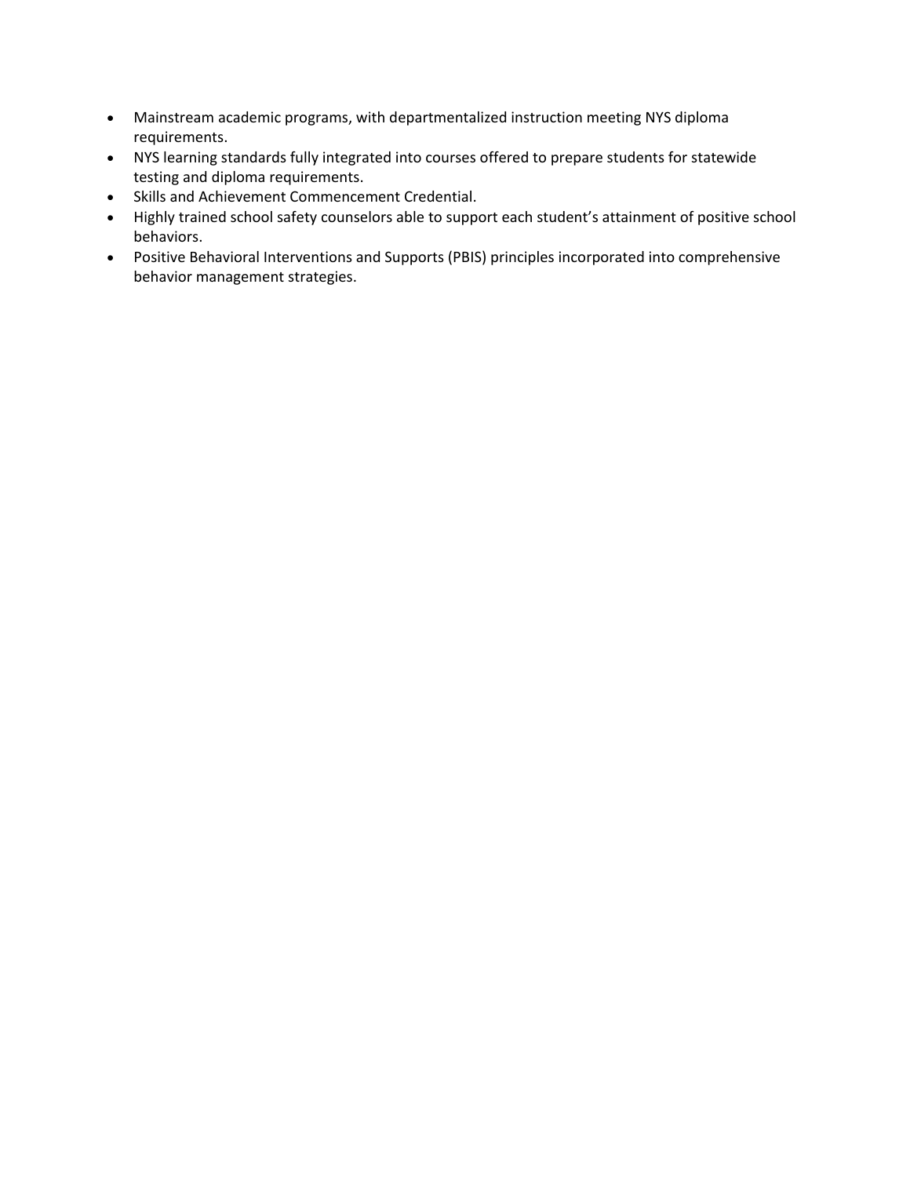- Mainstream academic programs, with departmentalized instruction meeting NYS diploma requirements.
- NYS learning standards fully integrated into courses offered to prepare students for statewide testing and diploma requirements.
- Skills and Achievement Commencement Credential.
- Highly trained school safety counselors able to support each student's attainment of positive school behaviors.
- Positive Behavioral Interventions and Supports (PBIS) principles incorporated into comprehensive behavior management strategies.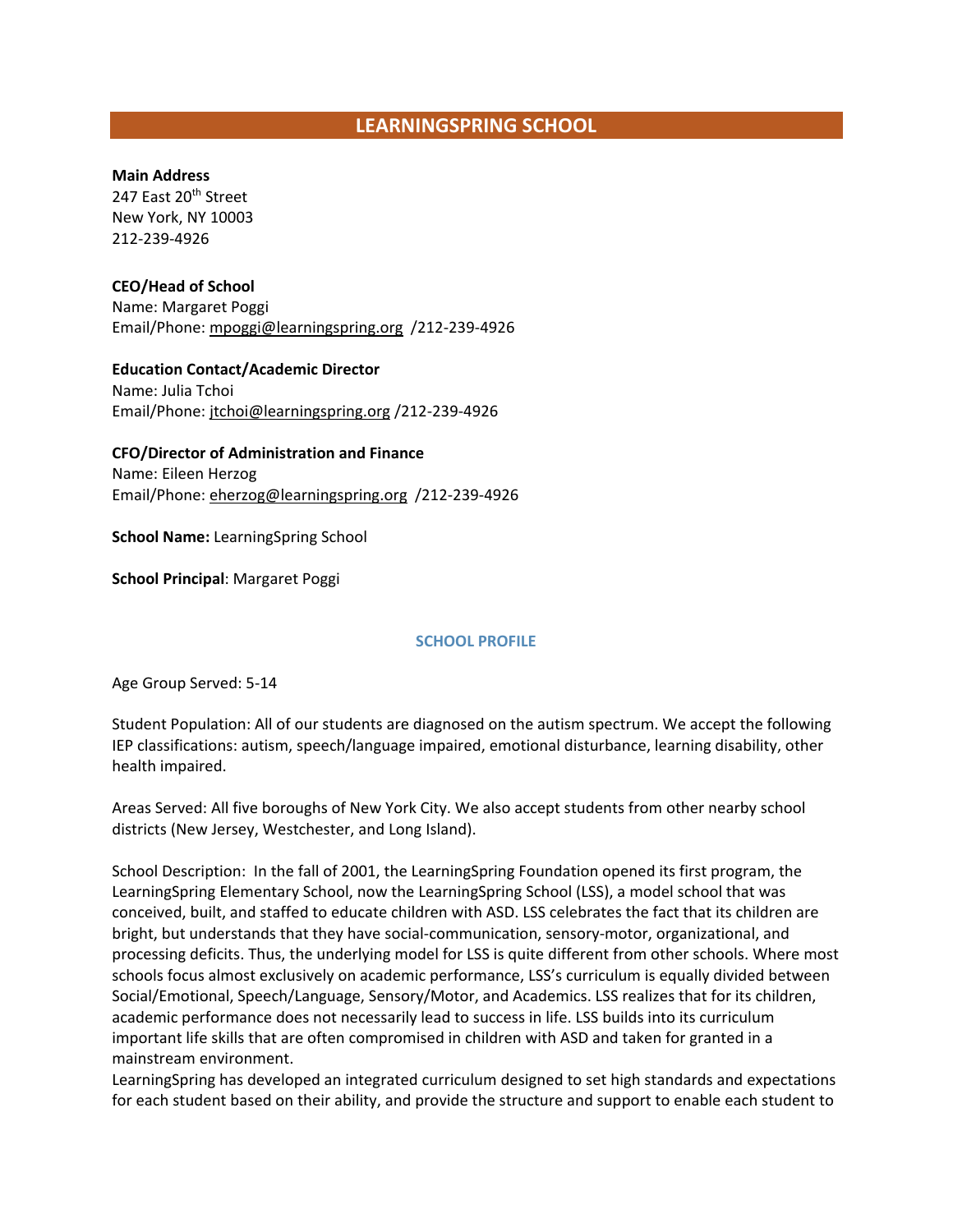# LEARNINGSPRING SCHOOL

**Main Address**
247 East 20th Street
New York, NY 10003
212-239-4926

**CEO/Head of School**
Name: Margaret Poggi
Email/Phone: mpoggi@learningspring.org /212-239-4926

**Education Contact/Academic Director**
Name: Julia Tchoi
Email/Phone: jtchoi@learningspring.org /212-239-4926

**CFO/Director of Administration and Finance**
Name: Eileen Herzog
Email/Phone: eherzog@learningspring.org /212-239-4926

**School Name:** LearningSpring School

**School Principal**: Margaret Poggi

## SCHOOL PROFILE

Age Group Served: 5-14

Student Population: All of our students are diagnosed on the autism spectrum. We accept the following IEP classifications: autism, speech/language impaired, emotional disturbance, learning disability, other health impaired.

Areas Served: All five boroughs of New York City. We also accept students from other nearby school districts (New Jersey, Westchester, and Long Island).

School Description: In the fall of 2001, the LearningSpring Foundation opened its first program, the LearningSpring Elementary School, now the LearningSpring School (LSS), a model school that was conceived, built, and staffed to educate children with ASD. LSS celebrates the fact that its children are bright, but understands that they have social-communication, sensory-motor, organizational, and processing deficits. Thus, the underlying model for LSS is quite different from other schools. Where most schools focus almost exclusively on academic performance, LSS's curriculum is equally divided between Social/Emotional, Speech/Language, Sensory/Motor, and Academics. LSS realizes that for its children, academic performance does not necessarily lead to success in life. LSS builds into its curriculum important life skills that are often compromised in children with ASD and taken for granted in a mainstream environment.
LearningSpring has developed an integrated curriculum designed to set high standards and expectations for each student based on their ability, and provide the structure and support to enable each student to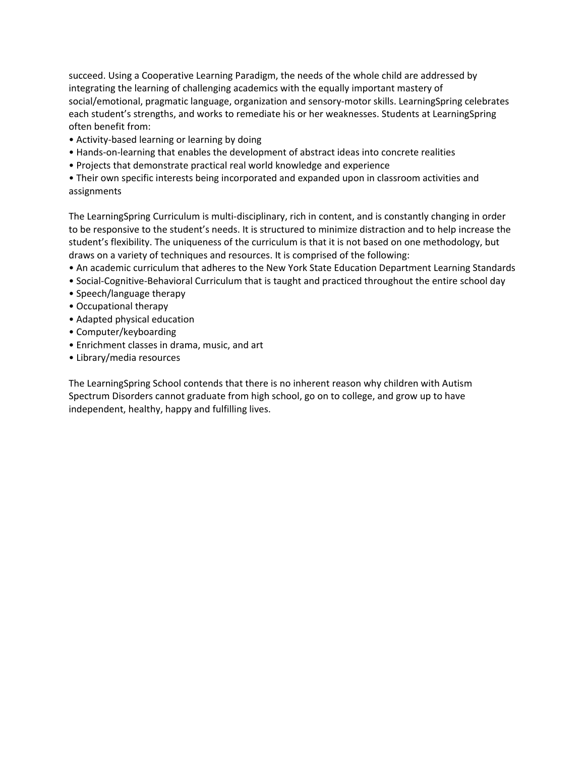succeed. Using a Cooperative Learning Paradigm, the needs of the whole child are addressed by integrating the learning of challenging academics with the equally important mastery of social/emotional, pragmatic language, organization and sensory-motor skills. LearningSpring celebrates each student's strengths, and works to remediate his or her weaknesses. Students at LearningSpring often benefit from:

- Activity-based learning or learning by doing
- Hands-on-learning that enables the development of abstract ideas into concrete realities
- Projects that demonstrate practical real world knowledge and experience
- Their own specific interests being incorporated and expanded upon in classroom activities and assignments

The LearningSpring Curriculum is multi-disciplinary, rich in content, and is constantly changing in order to be responsive to the student's needs. It is structured to minimize distraction and to help increase the student's flexibility. The uniqueness of the curriculum is that it is not based on one methodology, but draws on a variety of techniques and resources. It is comprised of the following:

- An academic curriculum that adheres to the New York State Education Department Learning Standards
- Social-Cognitive-Behavioral Curriculum that is taught and practiced throughout the entire school day
- Speech/language therapy
- Occupational therapy
- Adapted physical education
- Computer/keyboarding
- Enrichment classes in drama, music, and art
- Library/media resources

The LearningSpring School contends that there is no inherent reason why children with Autism Spectrum Disorders cannot graduate from high school, go on to college, and grow up to have independent, healthy, happy and fulfilling lives.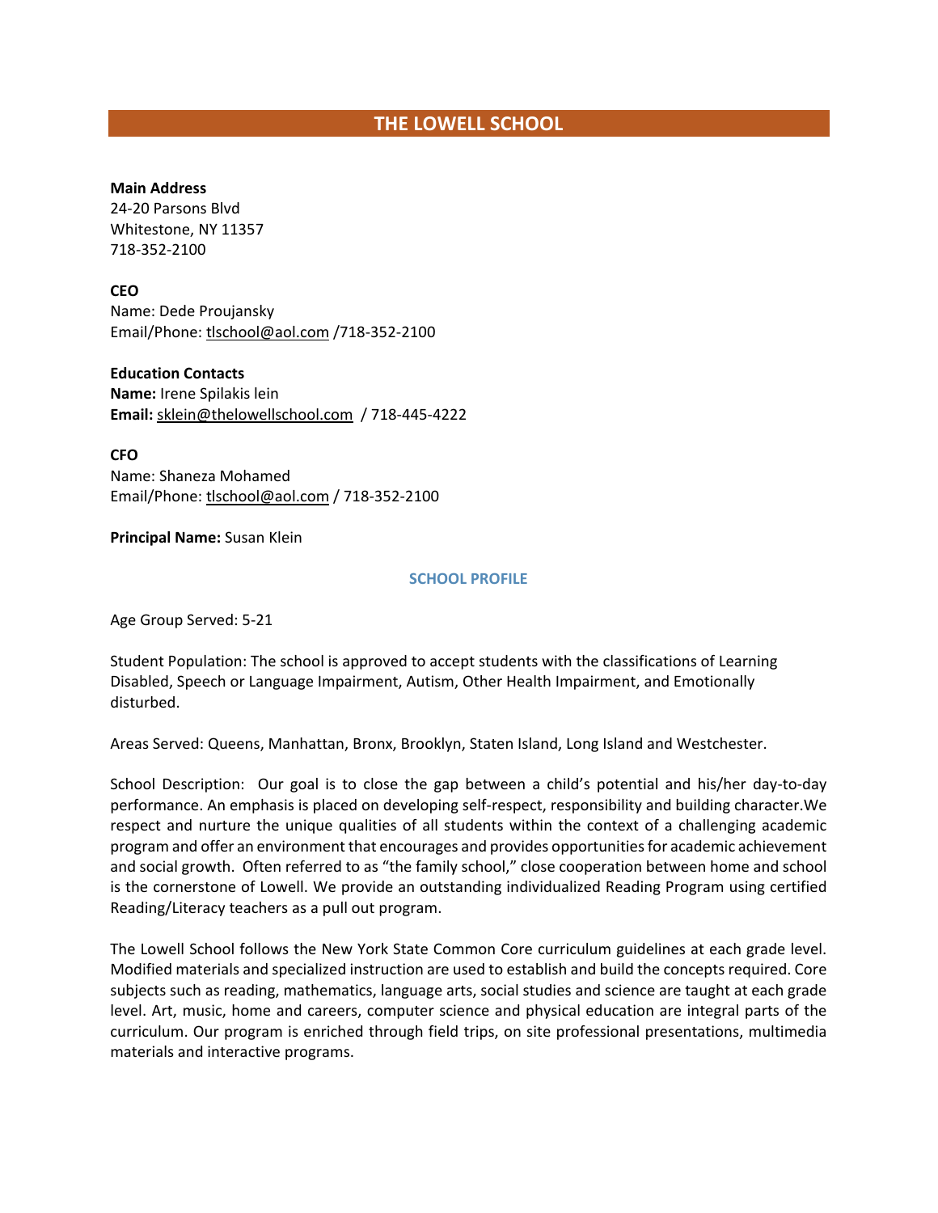# THE LOWELL SCHOOL

**Main Address**
24-20 Parsons Blvd
Whitestone, NY 11357
718-352-2100

**CEO**
Name: Dede Proujansky
Email/Phone: tlschool@aol.com /718-352-2100

**Education Contacts**
**Name:** Irene Spilakis lein
**Email:** sklein@thelowellschool.com / 718-445-4222

**CFO**
Name: Shaneza Mohamed
Email/Phone: tlschool@aol.com / 718-352-2100

**Principal Name:** Susan Klein

## SCHOOL PROFILE

Age Group Served: 5-21

Student Population: The school is approved to accept students with the classifications of Learning Disabled, Speech or Language Impairment, Autism, Other Health Impairment, and Emotionally disturbed.

Areas Served: Queens, Manhattan, Bronx, Brooklyn, Staten Island, Long Island and Westchester.

School Description: Our goal is to close the gap between a child's potential and his/her day-to-day performance. An emphasis is placed on developing self-respect, responsibility and building character.We respect and nurture the unique qualities of all students within the context of a challenging academic program and offer an environment that encourages and provides opportunities for academic achievement and social growth. Often referred to as "the family school," close cooperation between home and school is the cornerstone of Lowell. We provide an outstanding individualized Reading Program using certified Reading/Literacy teachers as a pull out program.

The Lowell School follows the New York State Common Core curriculum guidelines at each grade level. Modified materials and specialized instruction are used to establish and build the concepts required. Core subjects such as reading, mathematics, language arts, social studies and science are taught at each grade level. Art, music, home and careers, computer science and physical education are integral parts of the curriculum. Our program is enriched through field trips, on site professional presentations, multimedia materials and interactive programs.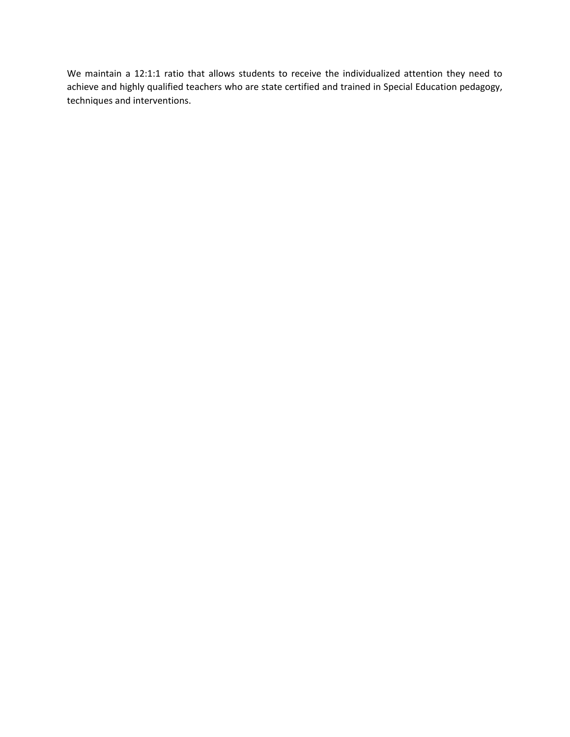We maintain a 12:1:1 ratio that allows students to receive the individualized attention they need to achieve and highly qualified teachers who are state certified and trained in Special Education pedagogy, techniques and interventions.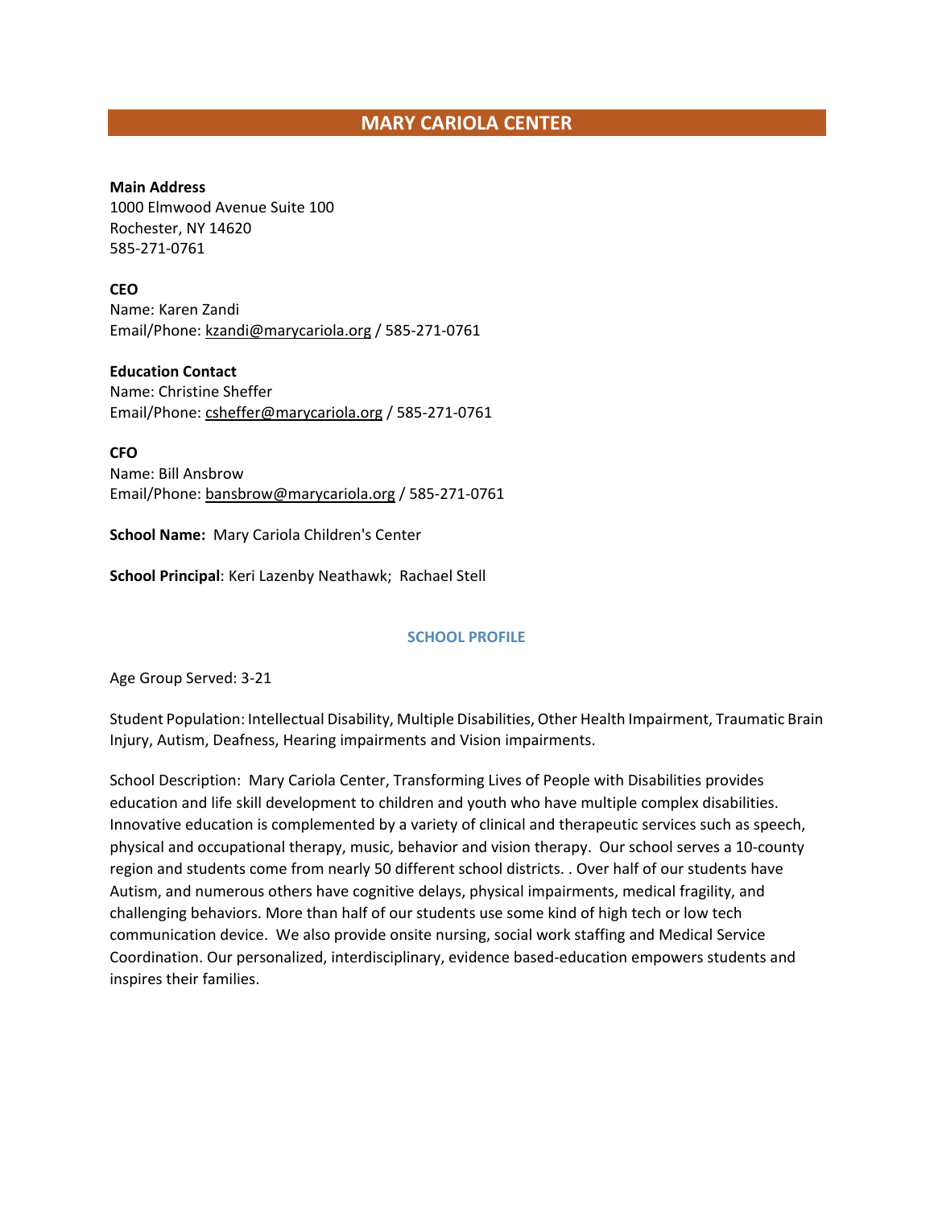# MARY CARIOLA CENTER

**Main Address**
1000 Elmwood Avenue Suite 100
Rochester, NY 14620
585-271-0761

**CEO**
Name: Karen Zandi
Email/Phone: kzandi@marycariola.org / 585-271-0761

**Education Contact**
Name: Christine Sheffer
Email/Phone: csheffer@marycariola.org / 585-271-0761

**CFO**
Name: Bill Ansbrow
Email/Phone: bansbrow@marycariola.org / 585-271-0761

**School Name:** Mary Cariola Children's Center

**School Principal**: Keri Lazenby Neathawk; Rachael Stell

## SCHOOL PROFILE

Age Group Served: 3-21

Student Population: Intellectual Disability, Multiple Disabilities, Other Health Impairment, Traumatic Brain Injury, Autism, Deafness, Hearing impairments and Vision impairments.

School Description: Mary Cariola Center, Transforming Lives of People with Disabilities provides education and life skill development to children and youth who have multiple complex disabilities. Innovative education is complemented by a variety of clinical and therapeutic services such as speech, physical and occupational therapy, music, behavior and vision therapy. Our school serves a 10-county region and students come from nearly 50 different school districts. . Over half of our students have Autism, and numerous others have cognitive delays, physical impairments, medical fragility, and challenging behaviors. More than half of our students use some kind of high tech or low tech communication device. We also provide onsite nursing, social work staffing and Medical Service Coordination. Our personalized, interdisciplinary, evidence based-education empowers students and inspires their families.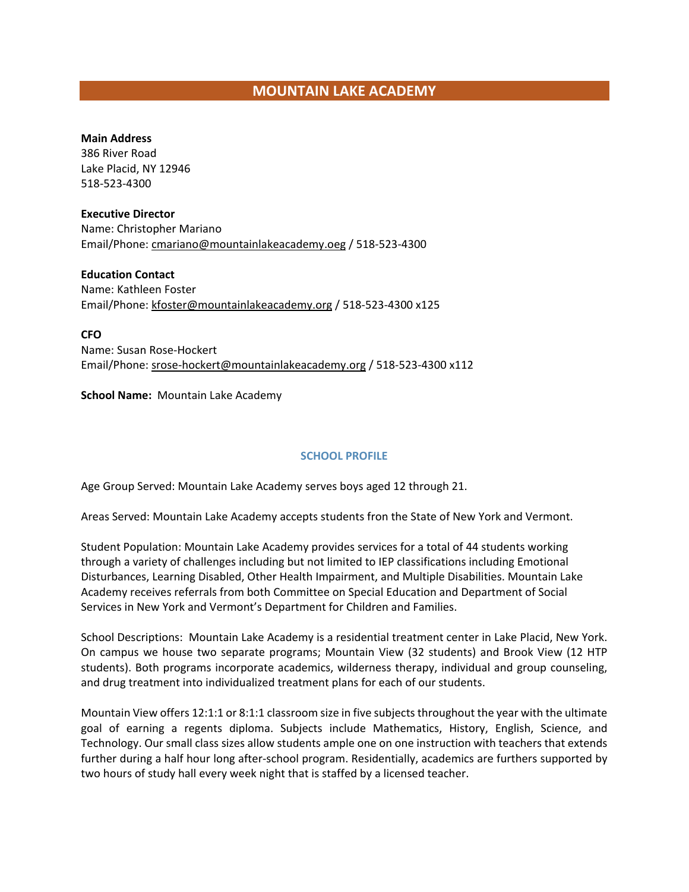# MOUNTAIN LAKE ACADEMY

**Main Address**
386 River Road
Lake Placid, NY 12946
518-523-4300

**Executive Director**
Name: Christopher Mariano
Email/Phone: cmariano@mountainlakeacademy.oeg / 518-523-4300

**Education Contact**
Name: Kathleen Foster
Email/Phone: kfoster@mountainlakeacademy.org / 518-523-4300 x125

**CFO**
Name: Susan Rose-Hockert
Email/Phone: srose-hockert@mountainlakeacademy.org / 518-523-4300 x112

**School Name:** Mountain Lake Academy

## SCHOOL PROFILE

Age Group Served: Mountain Lake Academy serves boys aged 12 through 21.

Areas Served: Mountain Lake Academy accepts students fron the State of New York and Vermont.

Student Population: Mountain Lake Academy provides services for a total of 44 students working through a variety of challenges including but not limited to IEP classifications including Emotional Disturbances, Learning Disabled, Other Health Impairment, and Multiple Disabilities. Mountain Lake Academy receives referrals from both Committee on Special Education and Department of Social Services in New York and Vermont's Department for Children and Families.

School Descriptions: Mountain Lake Academy is a residential treatment center in Lake Placid, New York. On campus we house two separate programs; Mountain View (32 students) and Brook View (12 HTP students). Both programs incorporate academics, wilderness therapy, individual and group counseling, and drug treatment into individualized treatment plans for each of our students.

Mountain View offers 12:1:1 or 8:1:1 classroom size in five subjects throughout the year with the ultimate goal of earning a regents diploma. Subjects include Mathematics, History, English, Science, and Technology. Our small class sizes allow students ample one on one instruction with teachers that extends further during a half hour long after-school program. Residentially, academics are furthers supported by two hours of study hall every week night that is staffed by a licensed teacher.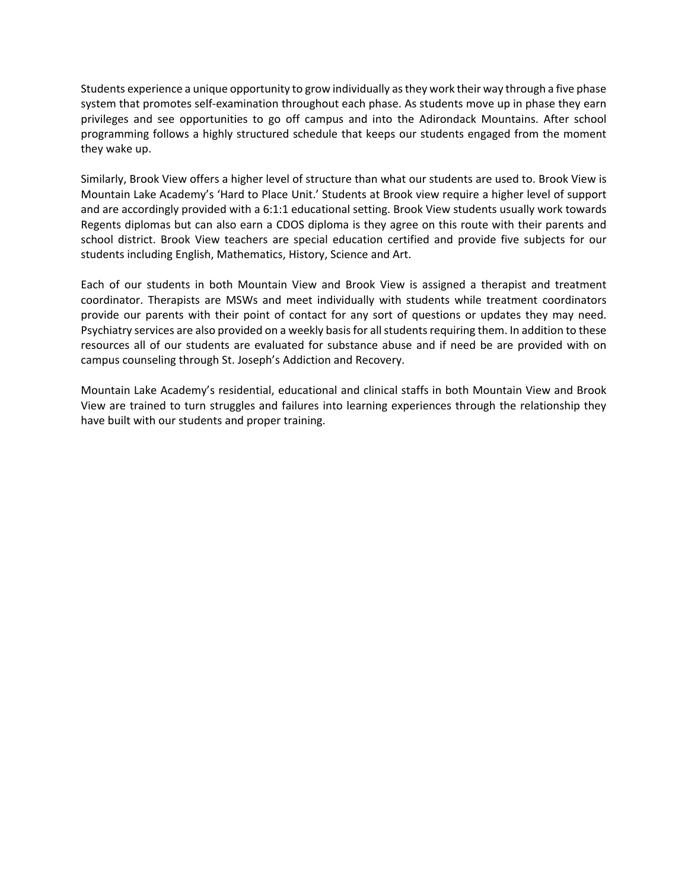Students experience a unique opportunity to grow individually as they work their way through a five phase system that promotes self-examination throughout each phase. As students move up in phase they earn privileges and see opportunities to go off campus and into the Adirondack Mountains. After school programming follows a highly structured schedule that keeps our students engaged from the moment they wake up.

Similarly, Brook View offers a higher level of structure than what our students are used to. Brook View is Mountain Lake Academy's 'Hard to Place Unit.' Students at Brook view require a higher level of support and are accordingly provided with a 6:1:1 educational setting. Brook View students usually work towards Regents diplomas but can also earn a CDOS diploma is they agree on this route with their parents and school district. Brook View teachers are special education certified and provide five subjects for our students including English, Mathematics, History, Science and Art.

Each of our students in both Mountain View and Brook View is assigned a therapist and treatment coordinator. Therapists are MSWs and meet individually with students while treatment coordinators provide our parents with their point of contact for any sort of questions or updates they may need. Psychiatry services are also provided on a weekly basis for all students requiring them. In addition to these resources all of our students are evaluated for substance abuse and if need be are provided with on campus counseling through St. Joseph's Addiction and Recovery.

Mountain Lake Academy's residential, educational and clinical staffs in both Mountain View and Brook View are trained to turn struggles and failures into learning experiences through the relationship they have built with our students and proper training.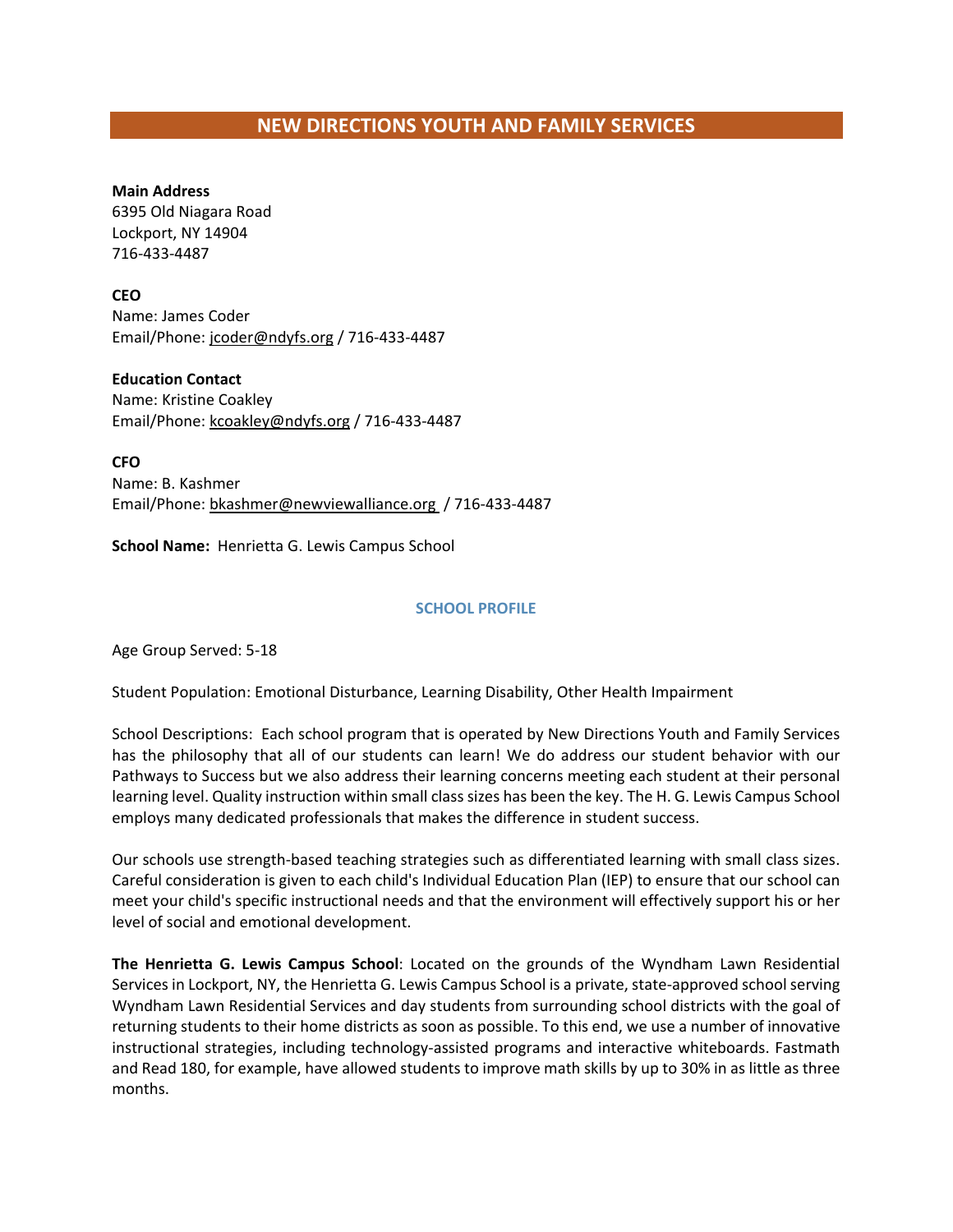## NEW DIRECTIONS YOUTH AND FAMILY SERVICES

**Main Address**
6395 Old Niagara Road
Lockport, NY 14904
716-433-4487

**CEO**
Name: James Coder
Email/Phone: jcoder@ndyfs.org / 716-433-4487

**Education Contact**
Name: Kristine Coakley
Email/Phone: kcoakley@ndyfs.org / 716-433-4487

**CFO**
Name: B. Kashmer
Email/Phone: bkashmer@newviewalliance.org / 716-433-4487

**School Name:** Henrietta G. Lewis Campus School

### SCHOOL PROFILE

Age Group Served: 5-18

Student Population: Emotional Disturbance, Learning Disability, Other Health Impairment

School Descriptions: Each school program that is operated by New Directions Youth and Family Services has the philosophy that all of our students can learn! We do address our student behavior with our Pathways to Success but we also address their learning concerns meeting each student at their personal learning level. Quality instruction within small class sizes has been the key. The H. G. Lewis Campus School employs many dedicated professionals that makes the difference in student success.

Our schools use strength-based teaching strategies such as differentiated learning with small class sizes. Careful consideration is given to each child's Individual Education Plan (IEP) to ensure that our school can meet your child's specific instructional needs and that the environment will effectively support his or her level of social and emotional development.

**The Henrietta G. Lewis Campus School**: Located on the grounds of the Wyndham Lawn Residential Services in Lockport, NY, the Henrietta G. Lewis Campus School is a private, state-approved school serving Wyndham Lawn Residential Services and day students from surrounding school districts with the goal of returning students to their home districts as soon as possible. To this end, we use a number of innovative instructional strategies, including technology-assisted programs and interactive whiteboards. Fastmath and Read 180, for example, have allowed students to improve math skills by up to 30% in as little as three months.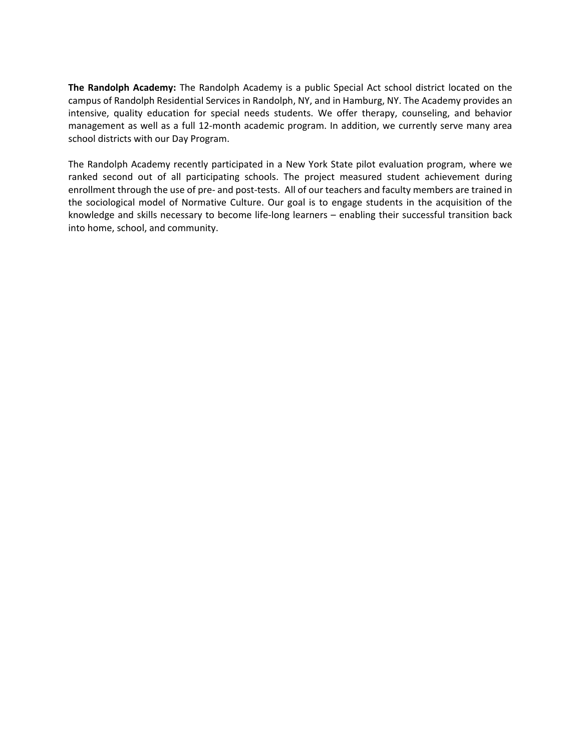**The Randolph Academy:** The Randolph Academy is a public Special Act school district located on the campus of Randolph Residential Services in Randolph, NY, and in Hamburg, NY. The Academy provides an intensive, quality education for special needs students. We offer therapy, counseling, and behavior management as well as a full 12-month academic program. In addition, we currently serve many area school districts with our Day Program.

The Randolph Academy recently participated in a New York State pilot evaluation program, where we ranked second out of all participating schools. The project measured student achievement during enrollment through the use of pre- and post-tests. All of our teachers and faculty members are trained in the sociological model of Normative Culture. Our goal is to engage students in the acquisition of the knowledge and skills necessary to become life-long learners – enabling their successful transition back into home, school, and community.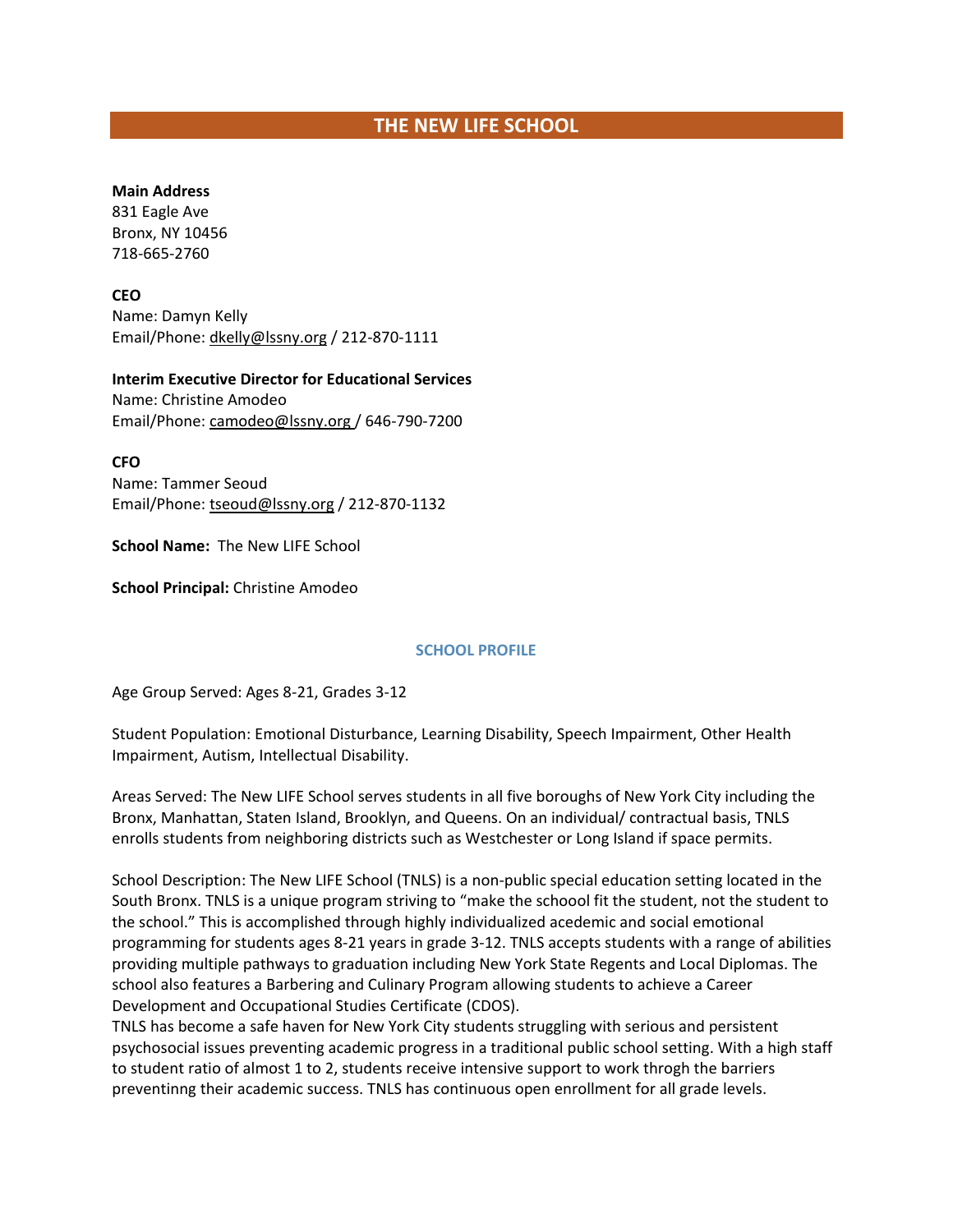# THE NEW LIFE SCHOOL

**Main Address**
831 Eagle Ave
Bronx, NY 10456
718-665-2760

**CEO**
Name: Damyn Kelly
Email/Phone: dkelly@lssny.org / 212-870-1111

**Interim Executive Director for Educational Services**
Name: Christine Amodeo
Email/Phone: camodeo@lssny.org / 646-790-7200

**CFO**
Name: Tammer Seoud
Email/Phone: tseoud@lssny.org / 212-870-1132

**School Name:** The New LIFE School

**School Principal:** Christine Amodeo

## SCHOOL PROFILE

Age Group Served: Ages 8-21, Grades 3-12

Student Population: Emotional Disturbance, Learning Disability, Speech Impairment, Other Health Impairment, Autism, Intellectual Disability.

Areas Served: The New LIFE School serves students in all five boroughs of New York City including the Bronx, Manhattan, Staten Island, Brooklyn, and Queens. On an individual/ contractual basis, TNLS enrolls students from neighboring districts such as Westchester or Long Island if space permits.

School Description: The New LIFE School (TNLS) is a non-public special education setting located in the South Bronx. TNLS is a unique program striving to "make the schoool fit the student, not the student to the school." This is accomplished through highly individualized acedemic and social emotional programming for students ages 8-21 years in grade 3-12. TNLS accepts students with a range of abilities providing multiple pathways to graduation including New York State Regents and Local Diplomas. The school also features a Barbering and Culinary Program allowing students to achieve a Career Development and Occupational Studies Certificate (CDOS).
TNLS has become a safe haven for New York City students struggling with serious and persistent psychosocial issues preventing academic progress in a traditional public school setting. With a high staff to student ratio of almost 1 to 2, students receive intensive support to work throgh the barriers preventinng their academic success. TNLS has continuous open enrollment for all grade levels.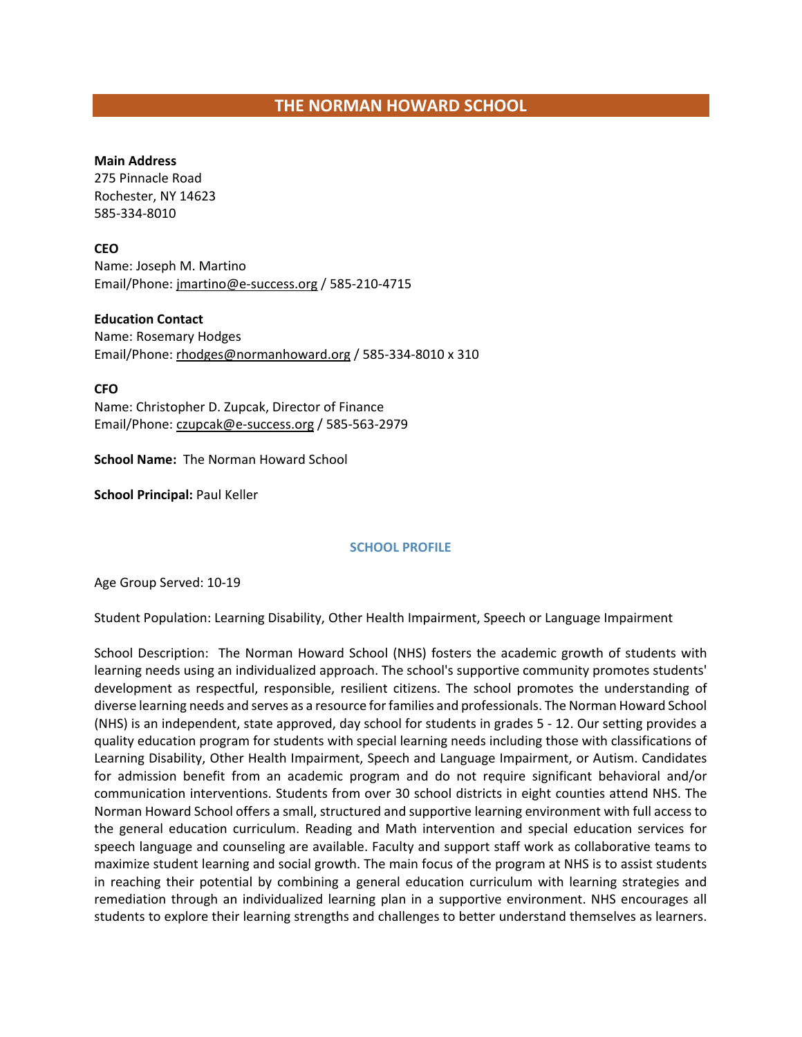# THE NORMAN HOWARD SCHOOL

**Main Address**
275 Pinnacle Road
Rochester, NY 14623
585-334-8010

**CEO**
Name: Joseph M. Martino
Email/Phone: jmartino@e-success.org / 585-210-4715

**Education Contact**
Name: Rosemary Hodges
Email/Phone: rhodges@normanhoward.org / 585-334-8010 x 310

**CFO**
Name: Christopher D. Zupcak, Director of Finance
Email/Phone: czupcak@e-success.org / 585-563-2979

**School Name:** The Norman Howard School

**School Principal:** Paul Keller

## SCHOOL PROFILE

Age Group Served: 10-19

Student Population: Learning Disability, Other Health Impairment, Speech or Language Impairment

School Description: The Norman Howard School (NHS) fosters the academic growth of students with learning needs using an individualized approach. The school's supportive community promotes students' development as respectful, responsible, resilient citizens. The school promotes the understanding of diverse learning needs and serves as a resource for families and professionals. The Norman Howard School (NHS) is an independent, state approved, day school for students in grades 5 - 12. Our setting provides a quality education program for students with special learning needs including those with classifications of Learning Disability, Other Health Impairment, Speech and Language Impairment, or Autism. Candidates for admission benefit from an academic program and do not require significant behavioral and/or communication interventions. Students from over 30 school districts in eight counties attend NHS. The Norman Howard School offers a small, structured and supportive learning environment with full access to the general education curriculum. Reading and Math intervention and special education services for speech language and counseling are available. Faculty and support staff work as collaborative teams to maximize student learning and social growth. The main focus of the program at NHS is to assist students in reaching their potential by combining a general education curriculum with learning strategies and remediation through an individualized learning plan in a supportive environment. NHS encourages all students to explore their learning strengths and challenges to better understand themselves as learners.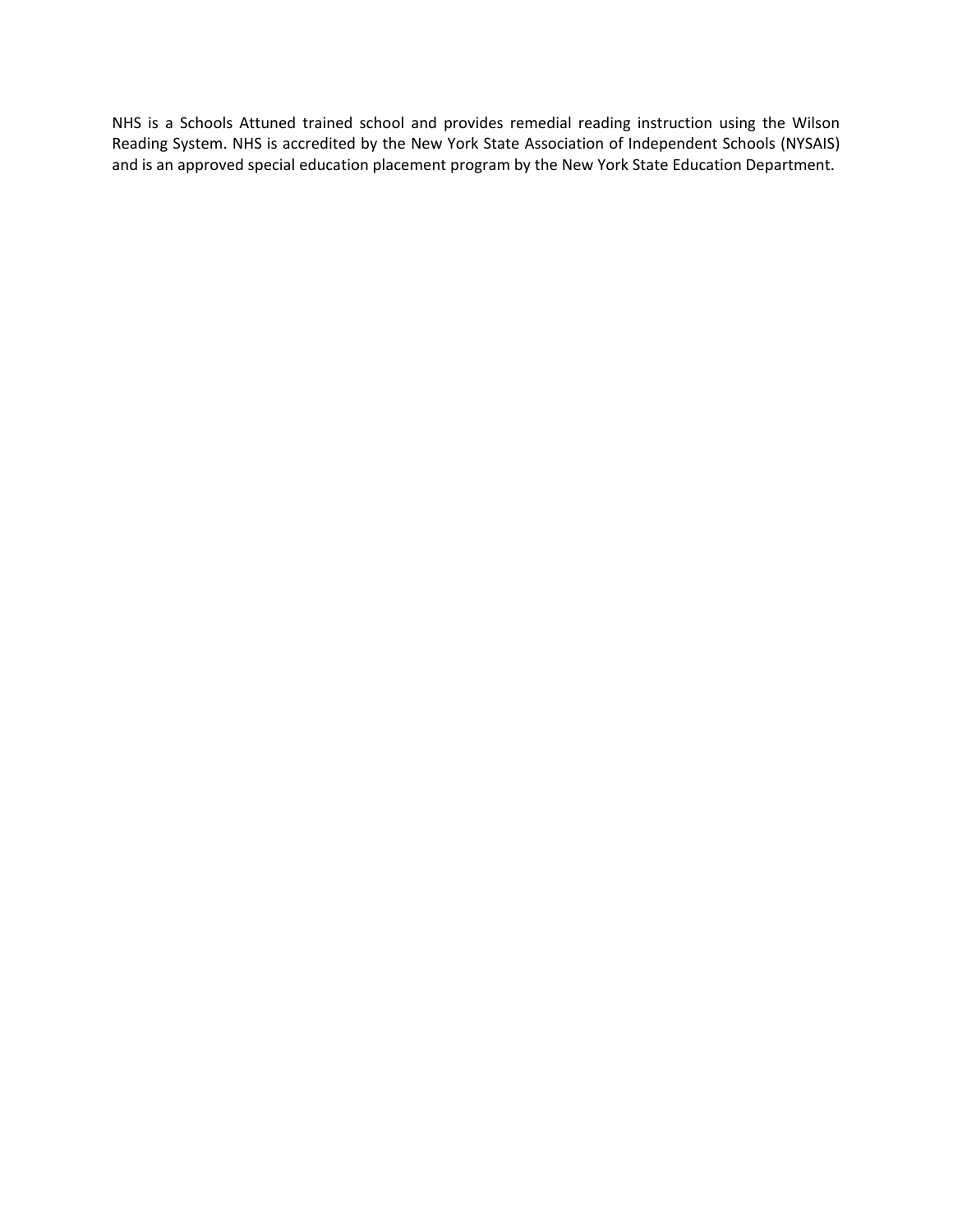NHS is a Schools Attuned trained school and provides remedial reading instruction using the Wilson Reading System. NHS is accredited by the New York State Association of Independent Schools (NYSAIS) and is an approved special education placement program by the New York State Education Department.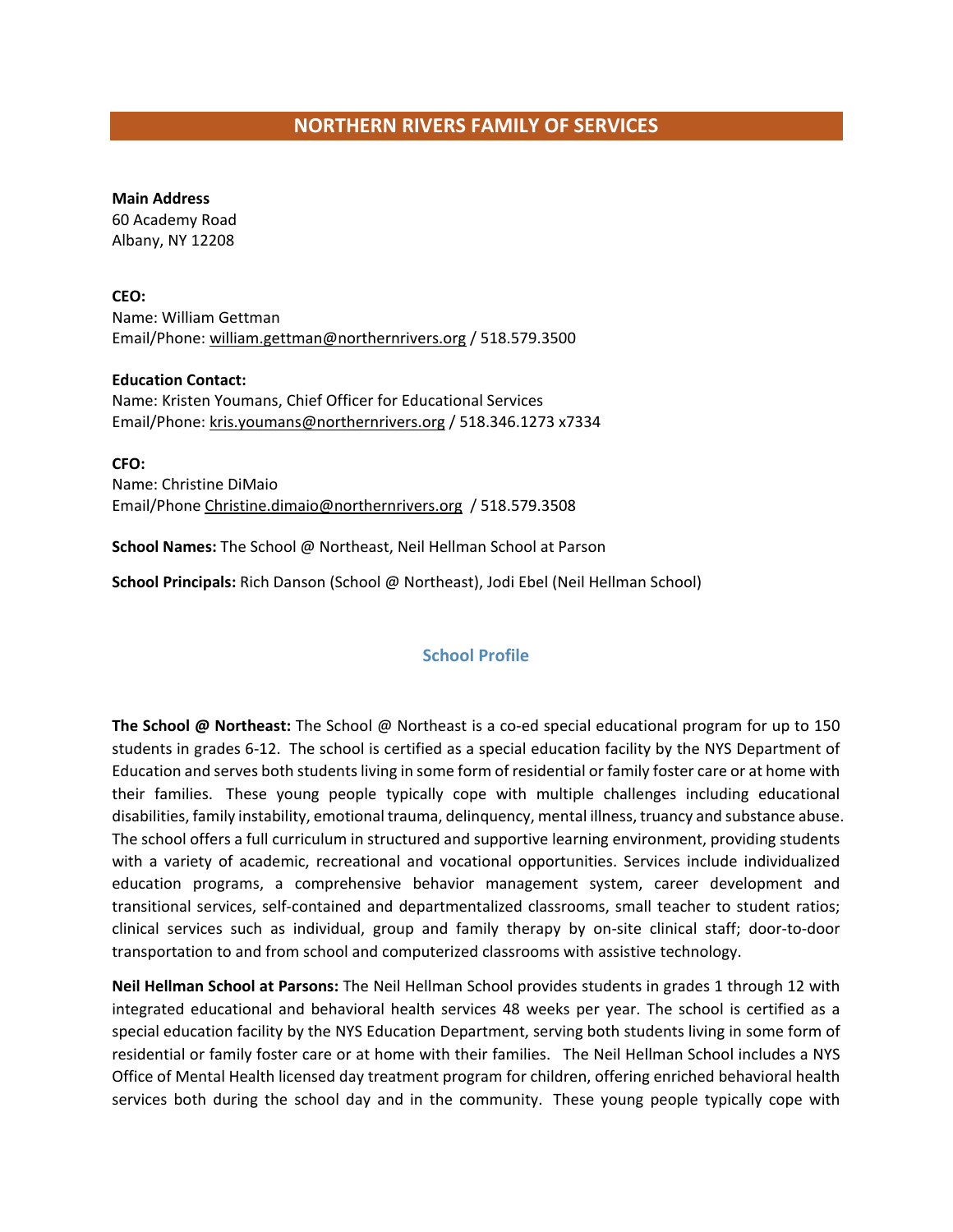## NORTHERN RIVERS FAMILY OF SERVICES

**Main Address**
60 Academy Road
Albany, NY 12208

**CEO:**
Name: William Gettman
Email/Phone: william.gettman@northernrivers.org / 518.579.3500

**Education Contact:**
Name: Kristen Youmans, Chief Officer for Educational Services
Email/Phone: kris.youmans@northernrivers.org / 518.346.1273 x7334

**CFO:**
Name: Christine DiMaio
Email/Phone Christine.dimaio@northernrivers.org / 518.579.3508

**School Names:** The School @ Northeast, Neil Hellman School at Parson

**School Principals:** Rich Danson (School @ Northeast), Jodi Ebel (Neil Hellman School)

### School Profile

**The School @ Northeast:** The School @ Northeast is a co-ed special educational program for up to 150 students in grades 6-12. The school is certified as a special education facility by the NYS Department of Education and serves both students living in some form of residential or family foster care or at home with their families. These young people typically cope with multiple challenges including educational disabilities, family instability, emotional trauma, delinquency, mental illness, truancy and substance abuse. The school offers a full curriculum in structured and supportive learning environment, providing students with a variety of academic, recreational and vocational opportunities. Services include individualized education programs, a comprehensive behavior management system, career development and transitional services, self-contained and departmentalized classrooms, small teacher to student ratios; clinical services such as individual, group and family therapy by on-site clinical staff; door-to-door transportation to and from school and computerized classrooms with assistive technology.

**Neil Hellman School at Parsons:** The Neil Hellman School provides students in grades 1 through 12 with integrated educational and behavioral health services 48 weeks per year. The school is certified as a special education facility by the NYS Education Department, serving both students living in some form of residential or family foster care or at home with their families. The Neil Hellman School includes a NYS Office of Mental Health licensed day treatment program for children, offering enriched behavioral health services both during the school day and in the community. These young people typically cope with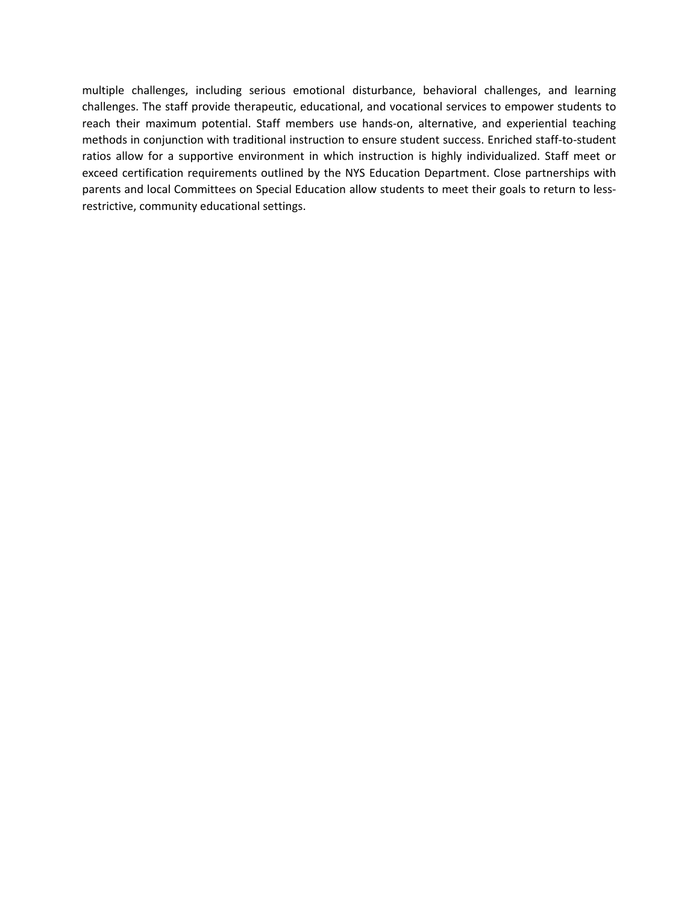multiple challenges, including serious emotional disturbance, behavioral challenges, and learning challenges. The staff provide therapeutic, educational, and vocational services to empower students to reach their maximum potential. Staff members use hands-on, alternative, and experiential teaching methods in conjunction with traditional instruction to ensure student success. Enriched staff-to-student ratios allow for a supportive environment in which instruction is highly individualized. Staff meet or exceed certification requirements outlined by the NYS Education Department. Close partnerships with parents and local Committees on Special Education allow students to meet their goals to return to less-restrictive, community educational settings.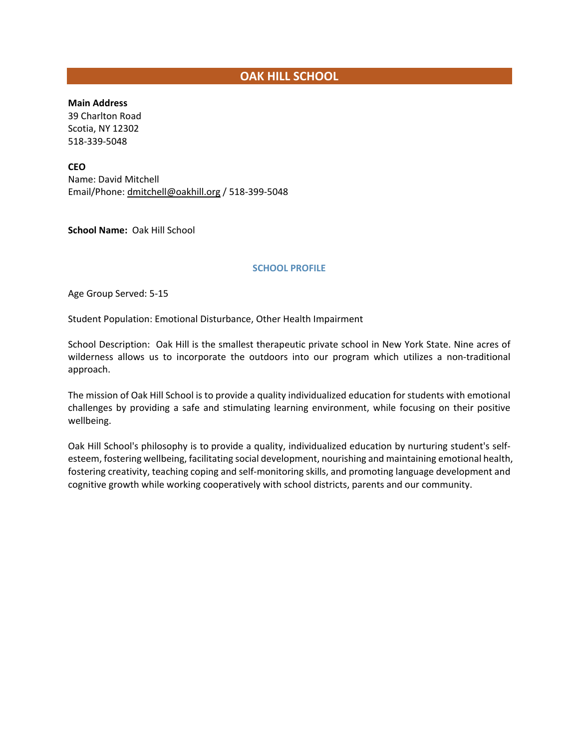# OAK HILL SCHOOL

**Main Address**
39 Charlton Road
Scotia, NY 12302
518-339-5048

**CEO**
Name: David Mitchell
Email/Phone: dmitchell@oakhill.org / 518-399-5048

**School Name:** Oak Hill School

## SCHOOL PROFILE

Age Group Served: 5-15

Student Population: Emotional Disturbance, Other Health Impairment

School Description: Oak Hill is the smallest therapeutic private school in New York State. Nine acres of wilderness allows us to incorporate the outdoors into our program which utilizes a non-traditional approach.

The mission of Oak Hill School is to provide a quality individualized education for students with emotional challenges by providing a safe and stimulating learning environment, while focusing on their positive wellbeing.

Oak Hill School's philosophy is to provide a quality, individualized education by nurturing student's self-esteem, fostering wellbeing, facilitating social development, nourishing and maintaining emotional health, fostering creativity, teaching coping and self-monitoring skills, and promoting language development and cognitive growth while working cooperatively with school districts, parents and our community.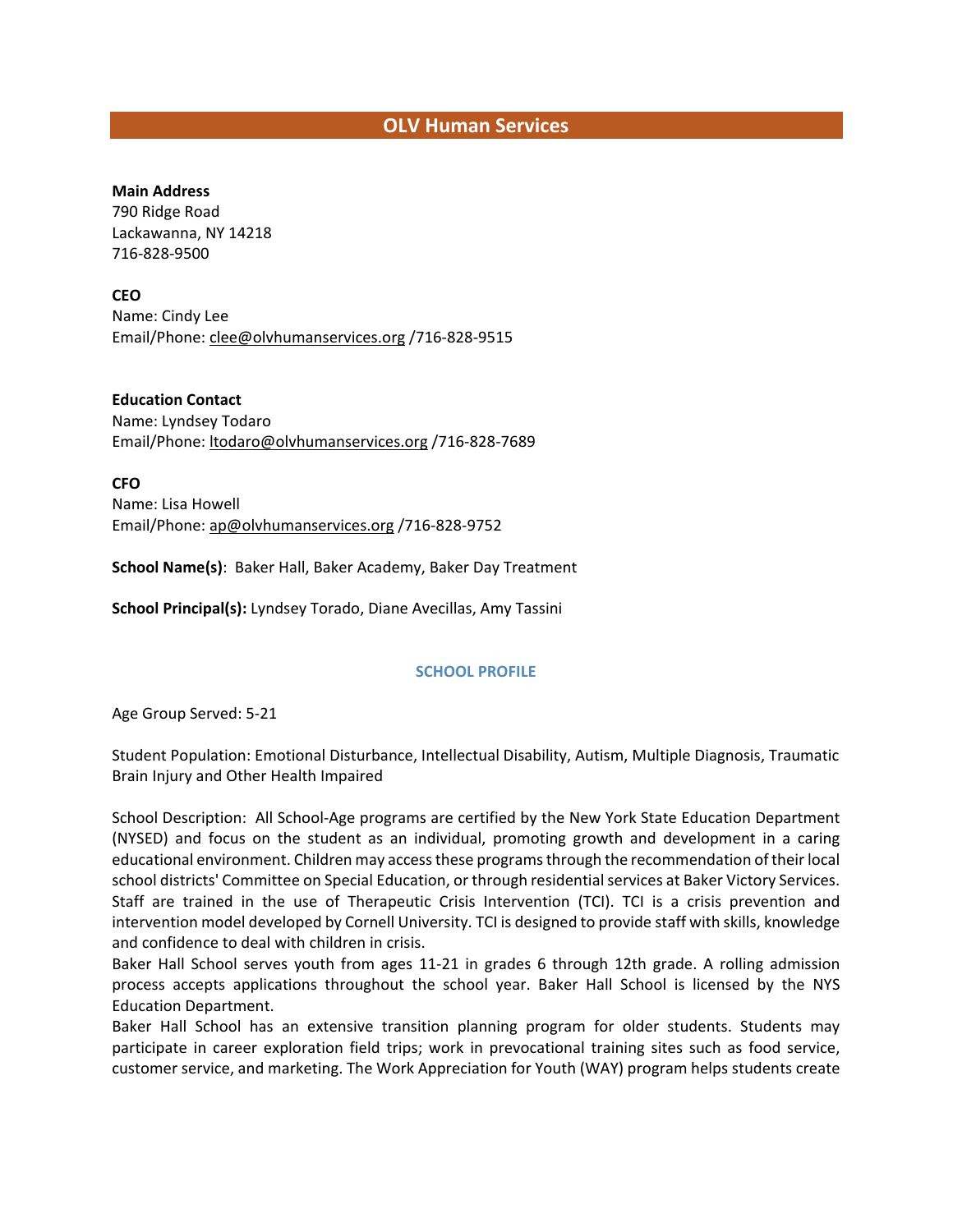## OLV Human Services

**Main Address**
790 Ridge Road
Lackawanna, NY 14218
716-828-9500

**CEO**
Name: Cindy Lee
Email/Phone: clee@olvhumanservices.org /716-828-9515

**Education Contact**
Name: Lyndsey Todaro
Email/Phone: ltodaro@olvhumanservices.org /716-828-7689

**CFO**
Name: Lisa Howell
Email/Phone: ap@olvhumanservices.org /716-828-9752

**School Name(s)**: Baker Hall, Baker Academy, Baker Day Treatment

**School Principal(s):** Lyndsey Torado, Diane Avecillas, Amy Tassini

### SCHOOL PROFILE

Age Group Served: 5-21

Student Population: Emotional Disturbance, Intellectual Disability, Autism, Multiple Diagnosis, Traumatic Brain Injury and Other Health Impaired

School Description: All School-Age programs are certified by the New York State Education Department (NYSED) and focus on the student as an individual, promoting growth and development in a caring educational environment. Children may access these programs through the recommendation of their local school districts' Committee on Special Education, or through residential services at Baker Victory Services. Staff are trained in the use of Therapeutic Crisis Intervention (TCI). TCI is a crisis prevention and intervention model developed by Cornell University. TCI is designed to provide staff with skills, knowledge and confidence to deal with children in crisis.
Baker Hall School serves youth from ages 11-21 in grades 6 through 12th grade. A rolling admission process accepts applications throughout the school year. Baker Hall School is licensed by the NYS Education Department.
Baker Hall School has an extensive transition planning program for older students. Students may participate in career exploration field trips; work in prevocational training sites such as food service, customer service, and marketing. The Work Appreciation for Youth (WAY) program helps students create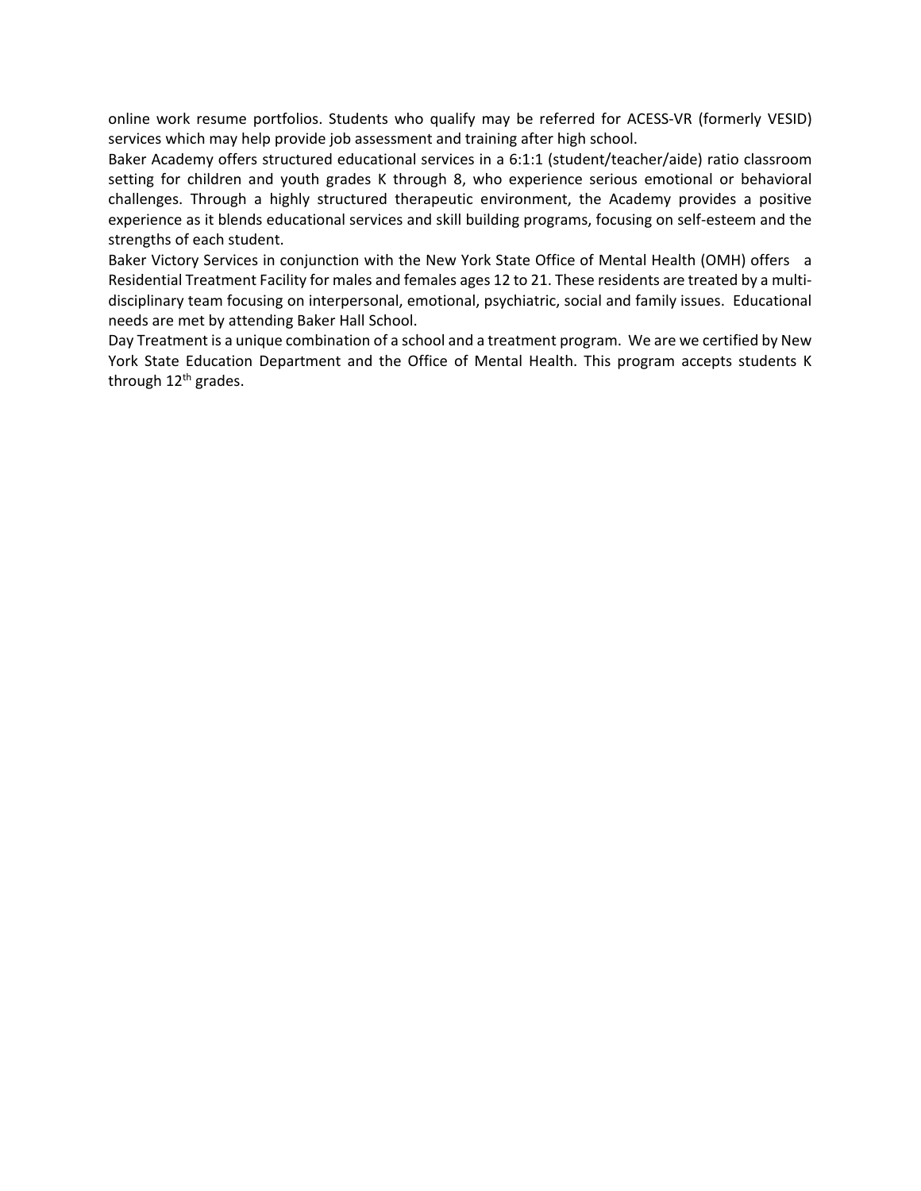online work resume portfolios. Students who qualify may be referred for ACESS-VR (formerly VESID) services which may help provide job assessment and training after high school.

Baker Academy offers structured educational services in a 6:1:1 (student/teacher/aide) ratio classroom setting for children and youth grades K through 8, who experience serious emotional or behavioral challenges. Through a highly structured therapeutic environment, the Academy provides a positive experience as it blends educational services and skill building programs, focusing on self-esteem and the strengths of each student.

Baker Victory Services in conjunction with the New York State Office of Mental Health (OMH) offers a Residential Treatment Facility for males and females ages 12 to 21. These residents are treated by a multi-disciplinary team focusing on interpersonal, emotional, psychiatric, social and family issues. Educational needs are met by attending Baker Hall School.

Day Treatment is a unique combination of a school and a treatment program. We are we certified by New York State Education Department and the Office of Mental Health. This program accepts students K through 12th grades.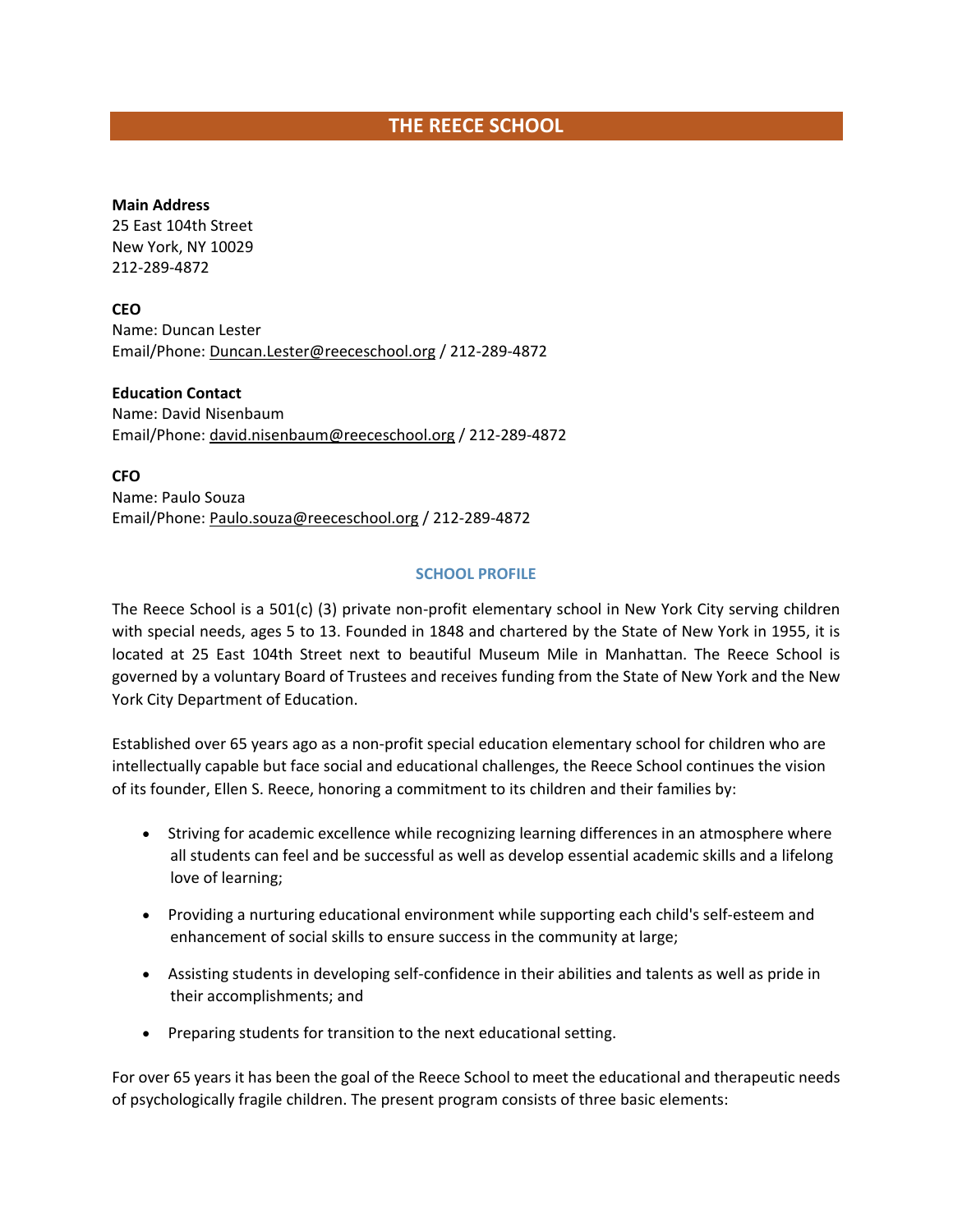# THE REECE SCHOOL

**Main Address**
25 East 104th Street
New York, NY 10029
212-289-4872

**CEO**
Name: Duncan Lester
Email/Phone: Duncan.Lester@reeceschool.org / 212-289-4872

**Education Contact**
Name: David Nisenbaum
Email/Phone: david.nisenbaum@reeceschool.org / 212-289-4872

**CFO**
Name: Paulo Souza
Email/Phone: Paulo.souza@reeceschool.org / 212-289-4872

## SCHOOL PROFILE

The Reece School is a 501(c) (3) private non-profit elementary school in New York City serving children with special needs, ages 5 to 13. Founded in 1848 and chartered by the State of New York in 1955, it is located at 25 East 104th Street next to beautiful Museum Mile in Manhattan. The Reece School is governed by a voluntary Board of Trustees and receives funding from the State of New York and the New York City Department of Education.

Established over 65 years ago as a non-profit special education elementary school for children who are intellectually capable but face social and educational challenges, the Reece School continues the vision of its founder, Ellen S. Reece, honoring a commitment to its children and their families by:

- Striving for academic excellence while recognizing learning differences in an atmosphere where all students can feel and be successful as well as develop essential academic skills and a lifelong love of learning;
- Providing a nurturing educational environment while supporting each child's self-esteem and enhancement of social skills to ensure success in the community at large;
- Assisting students in developing self-confidence in their abilities and talents as well as pride in their accomplishments; and
- Preparing students for transition to the next educational setting.

For over 65 years it has been the goal of the Reece School to meet the educational and therapeutic needs of psychologically fragile children. The present program consists of three basic elements: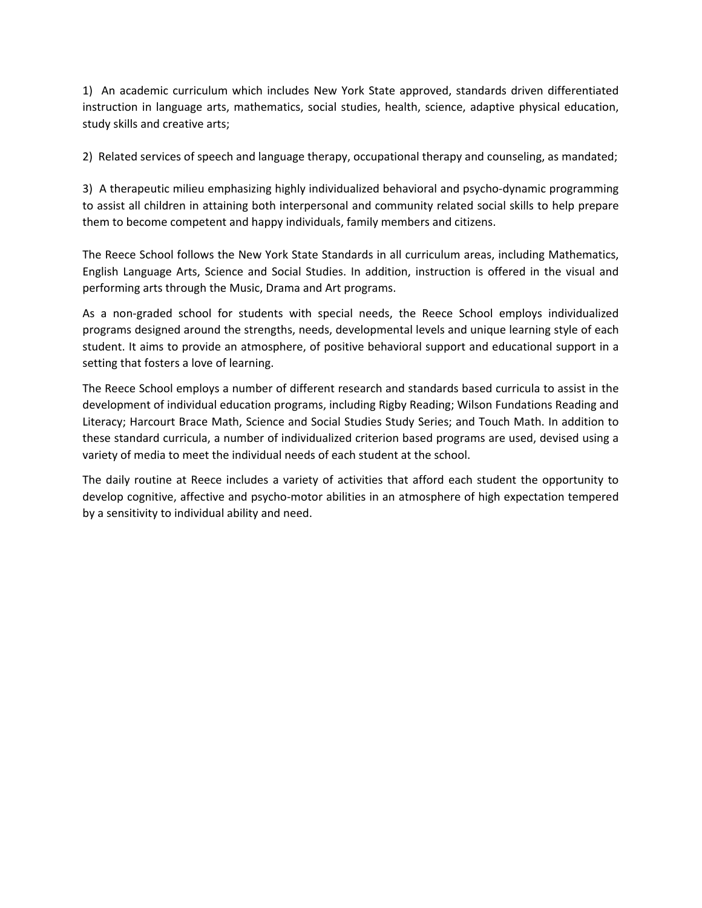1) An academic curriculum which includes New York State approved, standards driven differentiated instruction in language arts, mathematics, social studies, health, science, adaptive physical education, study skills and creative arts;

2) Related services of speech and language therapy, occupational therapy and counseling, as mandated;

3) A therapeutic milieu emphasizing highly individualized behavioral and psycho-dynamic programming to assist all children in attaining both interpersonal and community related social skills to help prepare them to become competent and happy individuals, family members and citizens.

The Reece School follows the New York State Standards in all curriculum areas, including Mathematics, English Language Arts, Science and Social Studies. In addition, instruction is offered in the visual and performing arts through the Music, Drama and Art programs.

As a non-graded school for students with special needs, the Reece School employs individualized programs designed around the strengths, needs, developmental levels and unique learning style of each student. It aims to provide an atmosphere, of positive behavioral support and educational support in a setting that fosters a love of learning.

The Reece School employs a number of different research and standards based curricula to assist in the development of individual education programs, including Rigby Reading; Wilson Fundations Reading and Literacy; Harcourt Brace Math, Science and Social Studies Study Series; and Touch Math. In addition to these standard curricula, a number of individualized criterion based programs are used, devised using a variety of media to meet the individual needs of each student at the school.

The daily routine at Reece includes a variety of activities that afford each student the opportunity to develop cognitive, affective and psycho-motor abilities in an atmosphere of high expectation tempered by a sensitivity to individual ability and need.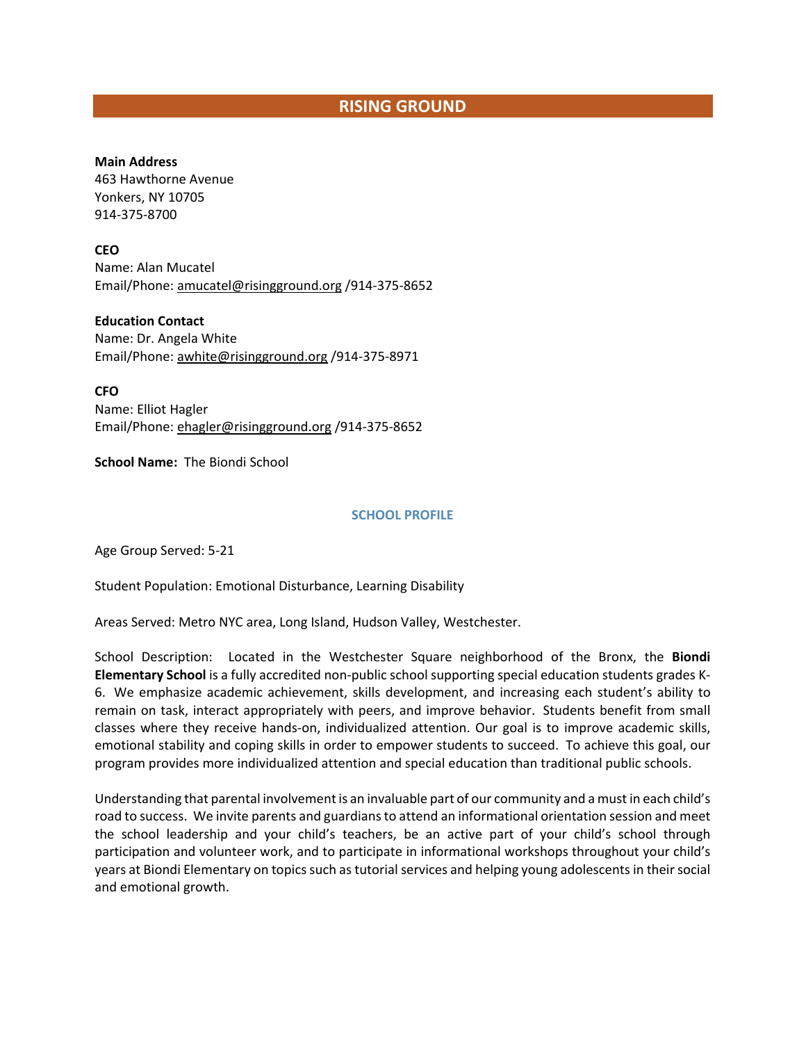# RISING GROUND

**Main Address**
463 Hawthorne Avenue
Yonkers, NY 10705
914-375-8700

**CEO**
Name: Alan Mucatel
Email/Phone: amucatel@risingground.org /914-375-8652

**Education Contact**
Name: Dr. Angela White
Email/Phone: awhite@risingground.org /914-375-8971

**CFO**
Name: Elliot Hagler
Email/Phone: ehagler@risingground.org /914-375-8652

**School Name:** The Biondi School

## SCHOOL PROFILE

Age Group Served: 5-21

Student Population: Emotional Disturbance, Learning Disability

Areas Served: Metro NYC area, Long Island, Hudson Valley, Westchester.

School Description: Located in the Westchester Square neighborhood of the Bronx, the **Biondi Elementary School** is a fully accredited non-public school supporting special education students grades K-6. We emphasize academic achievement, skills development, and increasing each student's ability to remain on task, interact appropriately with peers, and improve behavior. Students benefit from small classes where they receive hands-on, individualized attention. Our goal is to improve academic skills, emotional stability and coping skills in order to empower students to succeed. To achieve this goal, our program provides more individualized attention and special education than traditional public schools.

Understanding that parental involvement is an invaluable part of our community and a must in each child's road to success. We invite parents and guardians to attend an informational orientation session and meet the school leadership and your child's teachers, be an active part of your child's school through participation and volunteer work, and to participate in informational workshops throughout your child's years at Biondi Elementary on topics such as tutorial services and helping young adolescents in their social and emotional growth.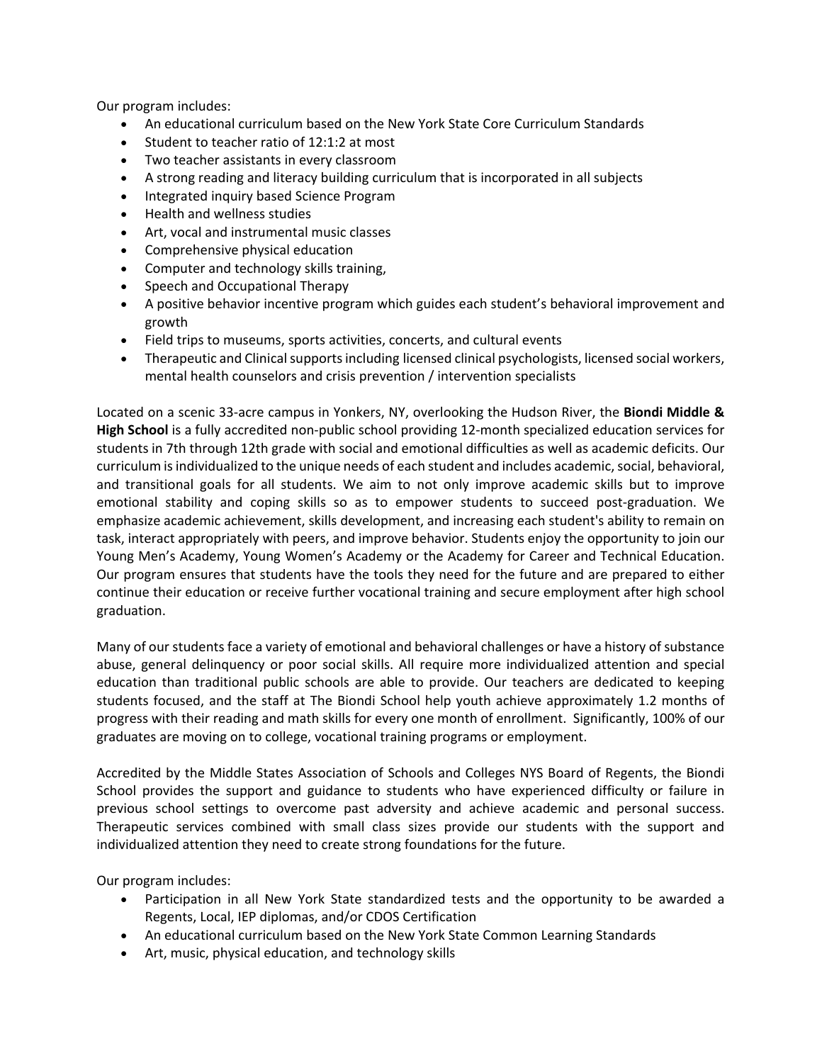Our program includes:

- An educational curriculum based on the New York State Core Curriculum Standards
- Student to teacher ratio of 12:1:2 at most
- Two teacher assistants in every classroom
- A strong reading and literacy building curriculum that is incorporated in all subjects
- Integrated inquiry based Science Program
- Health and wellness studies
- Art, vocal and instrumental music classes
- Comprehensive physical education
- Computer and technology skills training,
- Speech and Occupational Therapy
- A positive behavior incentive program which guides each student's behavioral improvement and growth
- Field trips to museums, sports activities, concerts, and cultural events
- Therapeutic and Clinical supports including licensed clinical psychologists, licensed social workers, mental health counselors and crisis prevention / intervention specialists

Located on a scenic 33-acre campus in Yonkers, NY, overlooking the Hudson River, the **Biondi Middle & High School** is a fully accredited non-public school providing 12-month specialized education services for students in 7th through 12th grade with social and emotional difficulties as well as academic deficits. Our curriculum is individualized to the unique needs of each student and includes academic, social, behavioral, and transitional goals for all students. We aim to not only improve academic skills but to improve emotional stability and coping skills so as to empower students to succeed post-graduation. We emphasize academic achievement, skills development, and increasing each student's ability to remain on task, interact appropriately with peers, and improve behavior. Students enjoy the opportunity to join our Young Men's Academy, Young Women's Academy or the Academy for Career and Technical Education. Our program ensures that students have the tools they need for the future and are prepared to either continue their education or receive further vocational training and secure employment after high school graduation.

Many of our students face a variety of emotional and behavioral challenges or have a history of substance abuse, general delinquency or poor social skills. All require more individualized attention and special education than traditional public schools are able to provide. Our teachers are dedicated to keeping students focused, and the staff at The Biondi School help youth achieve approximately 1.2 months of progress with their reading and math skills for every one month of enrollment. Significantly, 100% of our graduates are moving on to college, vocational training programs or employment.

Accredited by the Middle States Association of Schools and Colleges NYS Board of Regents, the Biondi School provides the support and guidance to students who have experienced difficulty or failure in previous school settings to overcome past adversity and achieve academic and personal success. Therapeutic services combined with small class sizes provide our students with the support and individualized attention they need to create strong foundations for the future.

Our program includes:

- Participation in all New York State standardized tests and the opportunity to be awarded a Regents, Local, IEP diplomas, and/or CDOS Certification
- An educational curriculum based on the New York State Common Learning Standards
- Art, music, physical education, and technology skills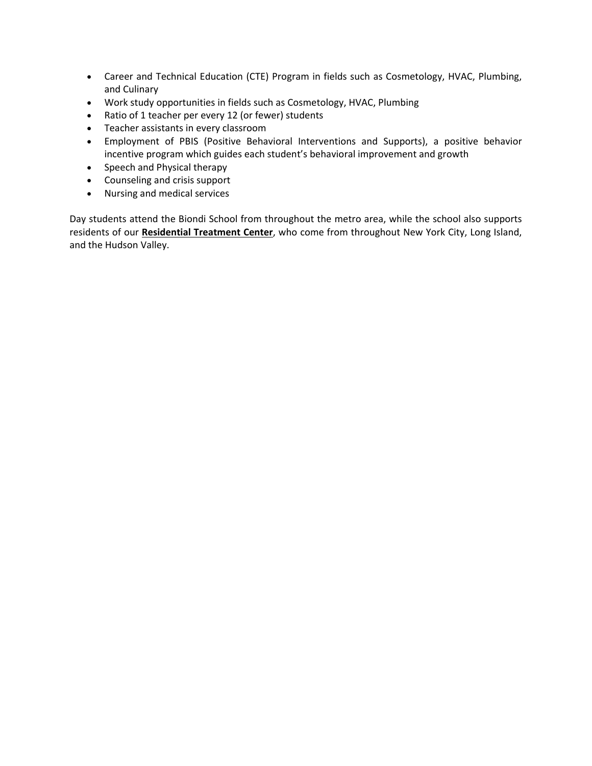- Career and Technical Education (CTE) Program in fields such as Cosmetology, HVAC, Plumbing, and Culinary
- Work study opportunities in fields such as Cosmetology, HVAC, Plumbing
- Ratio of 1 teacher per every 12 (or fewer) students
- Teacher assistants in every classroom
- Employment of PBIS (Positive Behavioral Interventions and Supports), a positive behavior incentive program which guides each student's behavioral improvement and growth
- Speech and Physical therapy
- Counseling and crisis support
- Nursing and medical services

Day students attend the Biondi School from throughout the metro area, while the school also supports residents of our **Residential Treatment Center**, who come from throughout New York City, Long Island, and the Hudson Valley.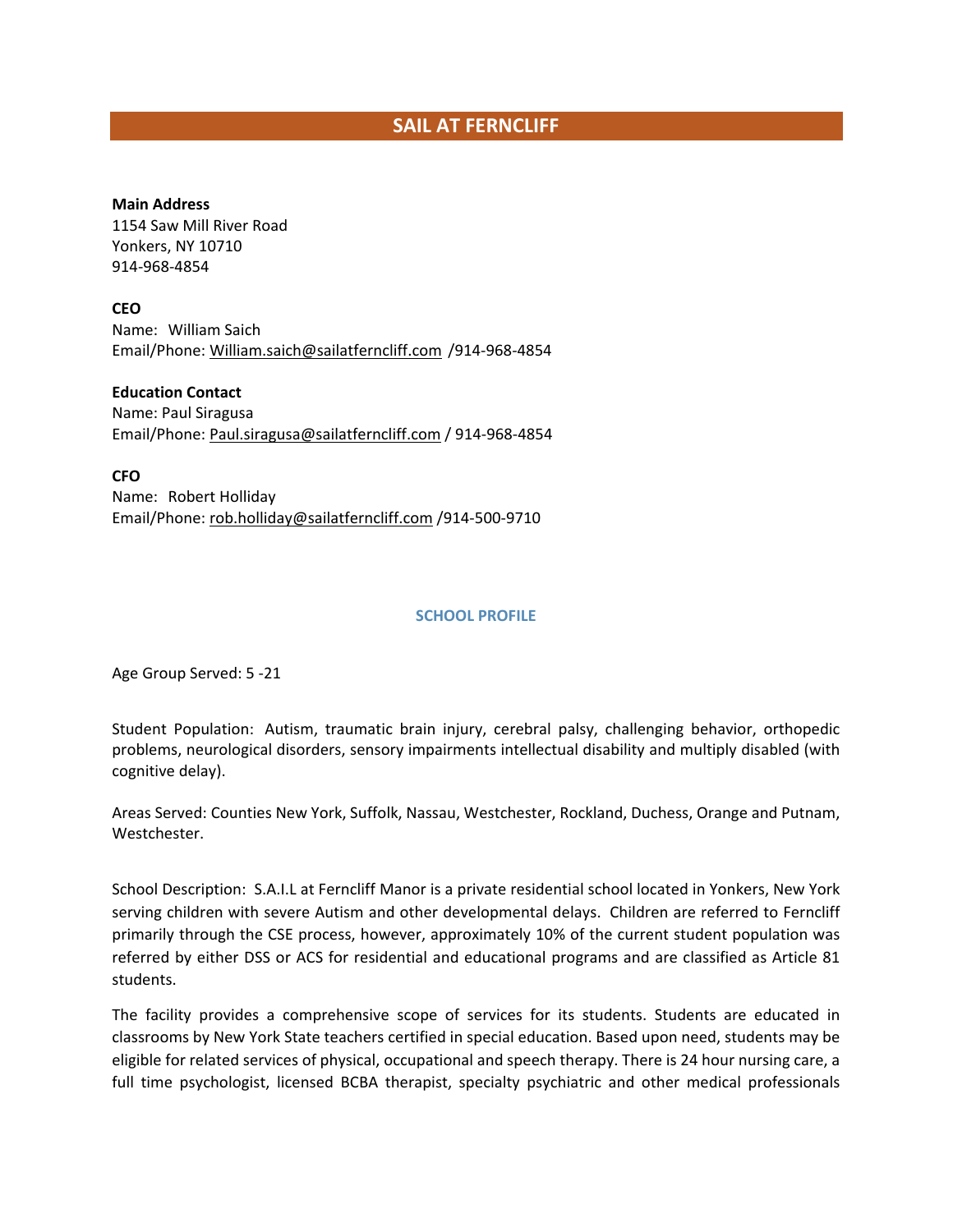# SAIL AT FERNCLIFF

**Main Address**
1154 Saw Mill River Road
Yonkers, NY 10710
914-968-4854

**CEO**
Name: William Saich
Email/Phone: William.saich@sailatferncliff.com /914-968-4854

**Education Contact**
Name: Paul Siragusa
Email/Phone: Paul.siragusa@sailatferncliff.com / 914-968-4854

**CFO**
Name: Robert Holliday
Email/Phone: rob.holliday@sailatferncliff.com /914-500-9710

## SCHOOL PROFILE

Age Group Served: 5 -21

Student Population: Autism, traumatic brain injury, cerebral palsy, challenging behavior, orthopedic problems, neurological disorders, sensory impairments intellectual disability and multiply disabled (with cognitive delay).

Areas Served: Counties New York, Suffolk, Nassau, Westchester, Rockland, Duchess, Orange and Putnam, Westchester.

School Description: S.A.I.L at Ferncliff Manor is a private residential school located in Yonkers, New York serving children with severe Autism and other developmental delays. Children are referred to Ferncliff primarily through the CSE process, however, approximately 10% of the current student population was referred by either DSS or ACS for residential and educational programs and are classified as Article 81 students.

The facility provides a comprehensive scope of services for its students. Students are educated in classrooms by New York State teachers certified in special education. Based upon need, students may be eligible for related services of physical, occupational and speech therapy. There is 24 hour nursing care, a full time psychologist, licensed BCBA therapist, specialty psychiatric and other medical professionals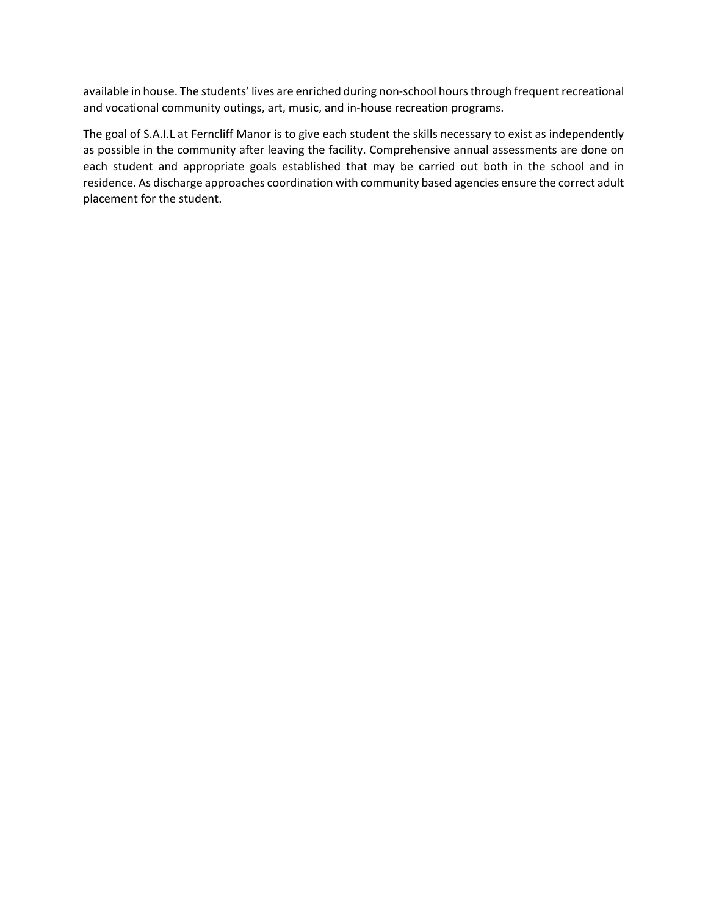available in house. The students' lives are enriched during non-school hours through frequent recreational and vocational community outings, art, music, and in-house recreation programs.

The goal of S.A.I.L at Ferncliff Manor is to give each student the skills necessary to exist as independently as possible in the community after leaving the facility. Comprehensive annual assessments are done on each student and appropriate goals established that may be carried out both in the school and in residence. As discharge approaches coordination with community based agencies ensure the correct adult placement for the student.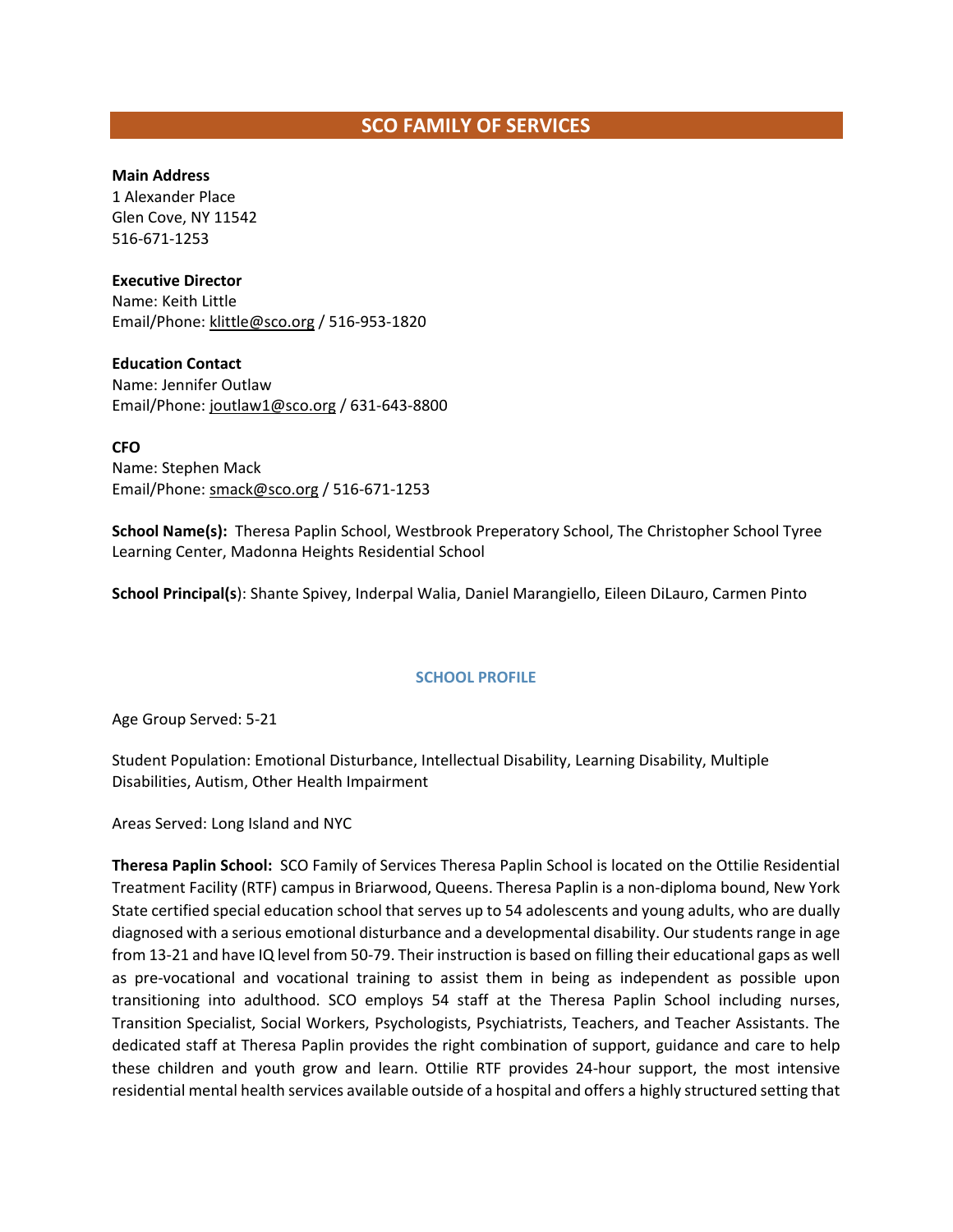## SCO FAMILY OF SERVICES

**Main Address**
1 Alexander Place
Glen Cove, NY 11542
516-671-1253

**Executive Director**
Name: Keith Little
Email/Phone: klittle@sco.org / 516-953-1820

**Education Contact**
Name: Jennifer Outlaw
Email/Phone: joutlaw1@sco.org / 631-643-8800

**CFO**
Name: Stephen Mack
Email/Phone: smack@sco.org / 516-671-1253

**School Name(s):** Theresa Paplin School, Westbrook Preperatory School, The Christopher School Tyree Learning Center, Madonna Heights Residential School

**School Principal(s)**: Shante Spivey, Inderpal Walia, Daniel Marangiello, Eileen DiLauro, Carmen Pinto

### SCHOOL PROFILE

Age Group Served: 5-21

Student Population: Emotional Disturbance, Intellectual Disability, Learning Disability, Multiple Disabilities, Autism, Other Health Impairment

Areas Served: Long Island and NYC

**Theresa Paplin School:** SCO Family of Services Theresa Paplin School is located on the Ottilie Residential Treatment Facility (RTF) campus in Briarwood, Queens. Theresa Paplin is a non-diploma bound, New York State certified special education school that serves up to 54 adolescents and young adults, who are dually diagnosed with a serious emotional disturbance and a developmental disability. Our students range in age from 13-21 and have IQ level from 50-79. Their instruction is based on filling their educational gaps as well as pre-vocational and vocational training to assist them in being as independent as possible upon transitioning into adulthood. SCO employs 54 staff at the Theresa Paplin School including nurses, Transition Specialist, Social Workers, Psychologists, Psychiatrists, Teachers, and Teacher Assistants. The dedicated staff at Theresa Paplin provides the right combination of support, guidance and care to help these children and youth grow and learn. Ottilie RTF provides 24-hour support, the most intensive residential mental health services available outside of a hospital and offers a highly structured setting that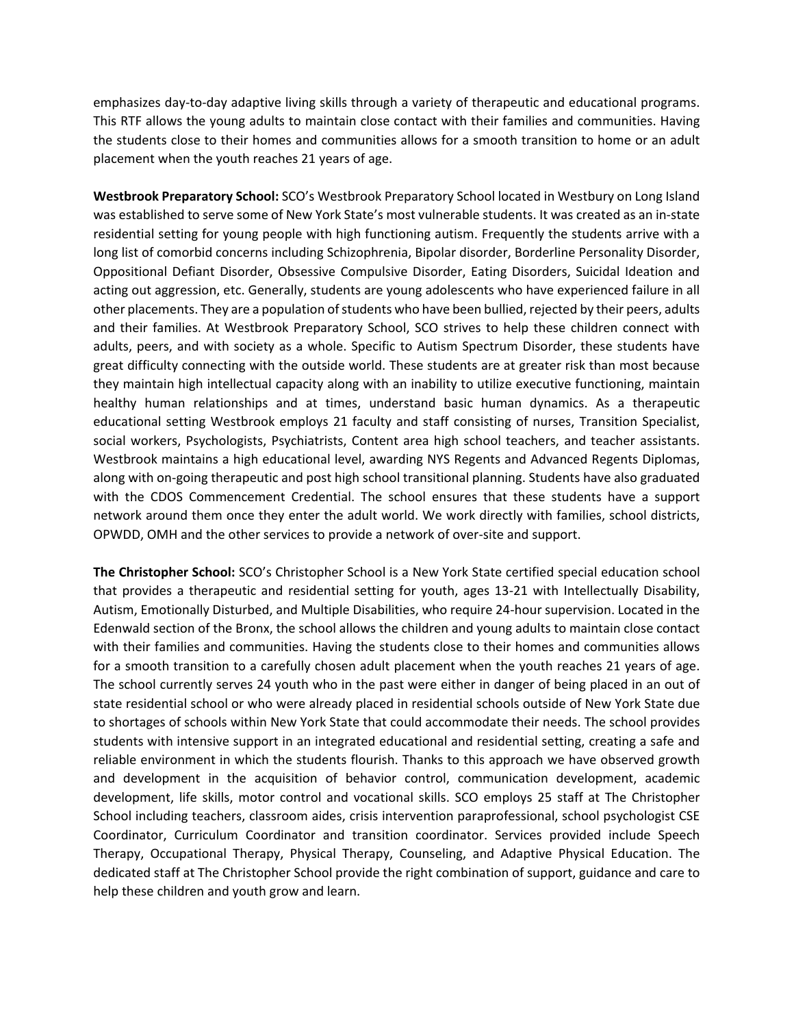emphasizes day-to-day adaptive living skills through a variety of therapeutic and educational programs. This RTF allows the young adults to maintain close contact with their families and communities. Having the students close to their homes and communities allows for a smooth transition to home or an adult placement when the youth reaches 21 years of age.

**Westbrook Preparatory School:** SCO's Westbrook Preparatory School located in Westbury on Long Island was established to serve some of New York State's most vulnerable students. It was created as an in-state residential setting for young people with high functioning autism. Frequently the students arrive with a long list of comorbid concerns including Schizophrenia, Bipolar disorder, Borderline Personality Disorder, Oppositional Defiant Disorder, Obsessive Compulsive Disorder, Eating Disorders, Suicidal Ideation and acting out aggression, etc. Generally, students are young adolescents who have experienced failure in all other placements. They are a population of students who have been bullied, rejected by their peers, adults and their families. At Westbrook Preparatory School, SCO strives to help these children connect with adults, peers, and with society as a whole. Specific to Autism Spectrum Disorder, these students have great difficulty connecting with the outside world. These students are at greater risk than most because they maintain high intellectual capacity along with an inability to utilize executive functioning, maintain healthy human relationships and at times, understand basic human dynamics. As a therapeutic educational setting Westbrook employs 21 faculty and staff consisting of nurses, Transition Specialist, social workers, Psychologists, Psychiatrists, Content area high school teachers, and teacher assistants. Westbrook maintains a high educational level, awarding NYS Regents and Advanced Regents Diplomas, along with on-going therapeutic and post high school transitional planning. Students have also graduated with the CDOS Commencement Credential. The school ensures that these students have a support network around them once they enter the adult world. We work directly with families, school districts, OPWDD, OMH and the other services to provide a network of over-site and support.

**The Christopher School:** SCO's Christopher School is a New York State certified special education school that provides a therapeutic and residential setting for youth, ages 13-21 with Intellectually Disability, Autism, Emotionally Disturbed, and Multiple Disabilities, who require 24-hour supervision. Located in the Edenwald section of the Bronx, the school allows the children and young adults to maintain close contact with their families and communities. Having the students close to their homes and communities allows for a smooth transition to a carefully chosen adult placement when the youth reaches 21 years of age. The school currently serves 24 youth who in the past were either in danger of being placed in an out of state residential school or who were already placed in residential schools outside of New York State due to shortages of schools within New York State that could accommodate their needs. The school provides students with intensive support in an integrated educational and residential setting, creating a safe and reliable environment in which the students flourish. Thanks to this approach we have observed growth and development in the acquisition of behavior control, communication development, academic development, life skills, motor control and vocational skills. SCO employs 25 staff at The Christopher School including teachers, classroom aides, crisis intervention paraprofessional, school psychologist CSE Coordinator, Curriculum Coordinator and transition coordinator. Services provided include Speech Therapy, Occupational Therapy, Physical Therapy, Counseling, and Adaptive Physical Education. The dedicated staff at The Christopher School provide the right combination of support, guidance and care to help these children and youth grow and learn.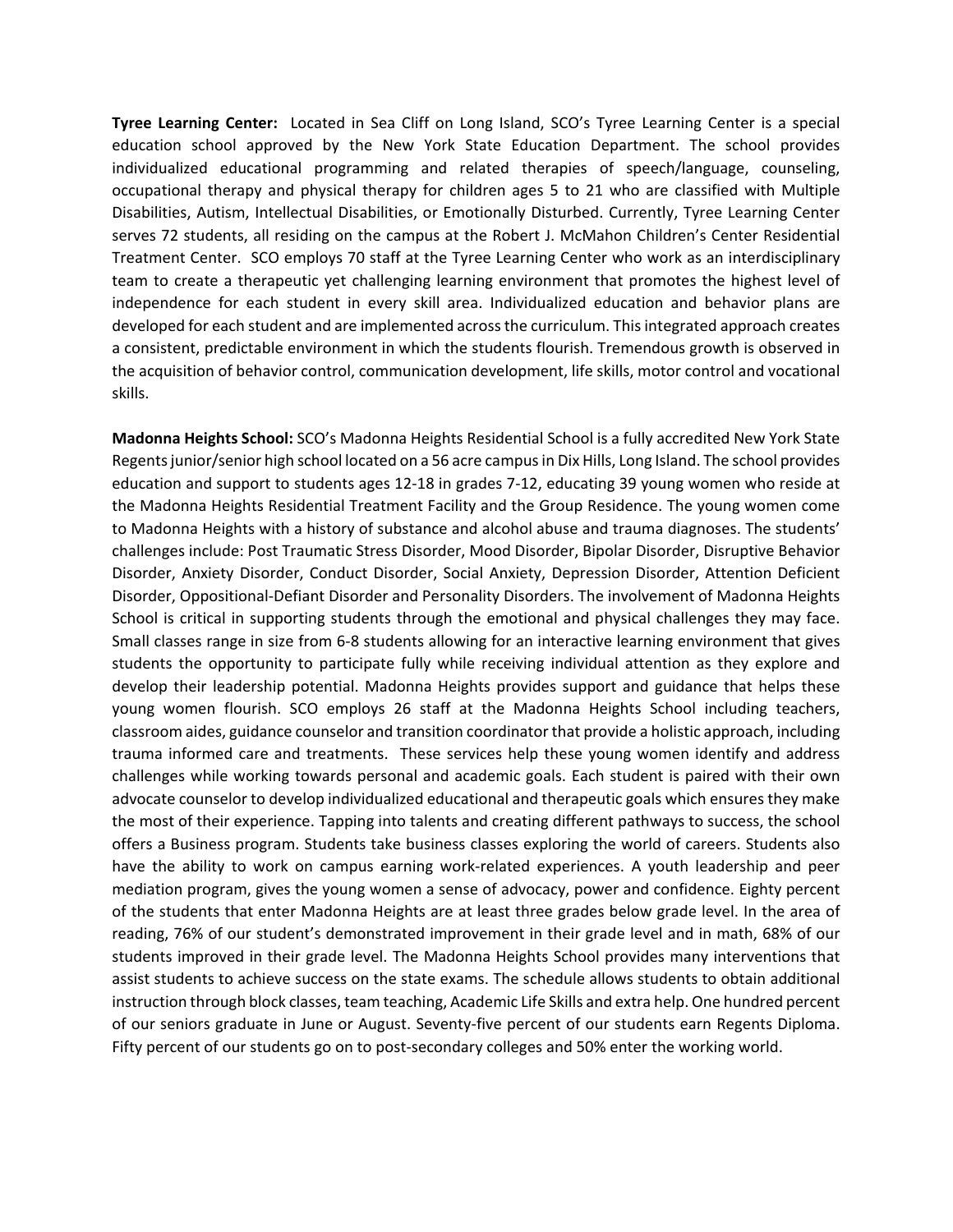**Tyree Learning Center:** Located in Sea Cliff on Long Island, SCO's Tyree Learning Center is a special education school approved by the New York State Education Department. The school provides individualized educational programming and related therapies of speech/language, counseling, occupational therapy and physical therapy for children ages 5 to 21 who are classified with Multiple Disabilities, Autism, Intellectual Disabilities, or Emotionally Disturbed. Currently, Tyree Learning Center serves 72 students, all residing on the campus at the Robert J. McMahon Children's Center Residential Treatment Center. SCO employs 70 staff at the Tyree Learning Center who work as an interdisciplinary team to create a therapeutic yet challenging learning environment that promotes the highest level of independence for each student in every skill area. Individualized education and behavior plans are developed for each student and are implemented across the curriculum. This integrated approach creates a consistent, predictable environment in which the students flourish. Tremendous growth is observed in the acquisition of behavior control, communication development, life skills, motor control and vocational skills.

**Madonna Heights School:** SCO's Madonna Heights Residential School is a fully accredited New York State Regents junior/senior high school located on a 56 acre campus in Dix Hills, Long Island. The school provides education and support to students ages 12-18 in grades 7-12, educating 39 young women who reside at the Madonna Heights Residential Treatment Facility and the Group Residence. The young women come to Madonna Heights with a history of substance and alcohol abuse and trauma diagnoses. The students' challenges include: Post Traumatic Stress Disorder, Mood Disorder, Bipolar Disorder, Disruptive Behavior Disorder, Anxiety Disorder, Conduct Disorder, Social Anxiety, Depression Disorder, Attention Deficient Disorder, Oppositional-Defiant Disorder and Personality Disorders. The involvement of Madonna Heights School is critical in supporting students through the emotional and physical challenges they may face. Small classes range in size from 6-8 students allowing for an interactive learning environment that gives students the opportunity to participate fully while receiving individual attention as they explore and develop their leadership potential. Madonna Heights provides support and guidance that helps these young women flourish. SCO employs 26 staff at the Madonna Heights School including teachers, classroom aides, guidance counselor and transition coordinator that provide a holistic approach, including trauma informed care and treatments. These services help these young women identify and address challenges while working towards personal and academic goals. Each student is paired with their own advocate counselor to develop individualized educational and therapeutic goals which ensures they make the most of their experience. Tapping into talents and creating different pathways to success, the school offers a Business program. Students take business classes exploring the world of careers. Students also have the ability to work on campus earning work-related experiences. A youth leadership and peer mediation program, gives the young women a sense of advocacy, power and confidence. Eighty percent of the students that enter Madonna Heights are at least three grades below grade level. In the area of reading, 76% of our student's demonstrated improvement in their grade level and in math, 68% of our students improved in their grade level. The Madonna Heights School provides many interventions that assist students to achieve success on the state exams. The schedule allows students to obtain additional instruction through block classes, team teaching, Academic Life Skills and extra help. One hundred percent of our seniors graduate in June or August. Seventy-five percent of our students earn Regents Diploma. Fifty percent of our students go on to post-secondary colleges and 50% enter the working world.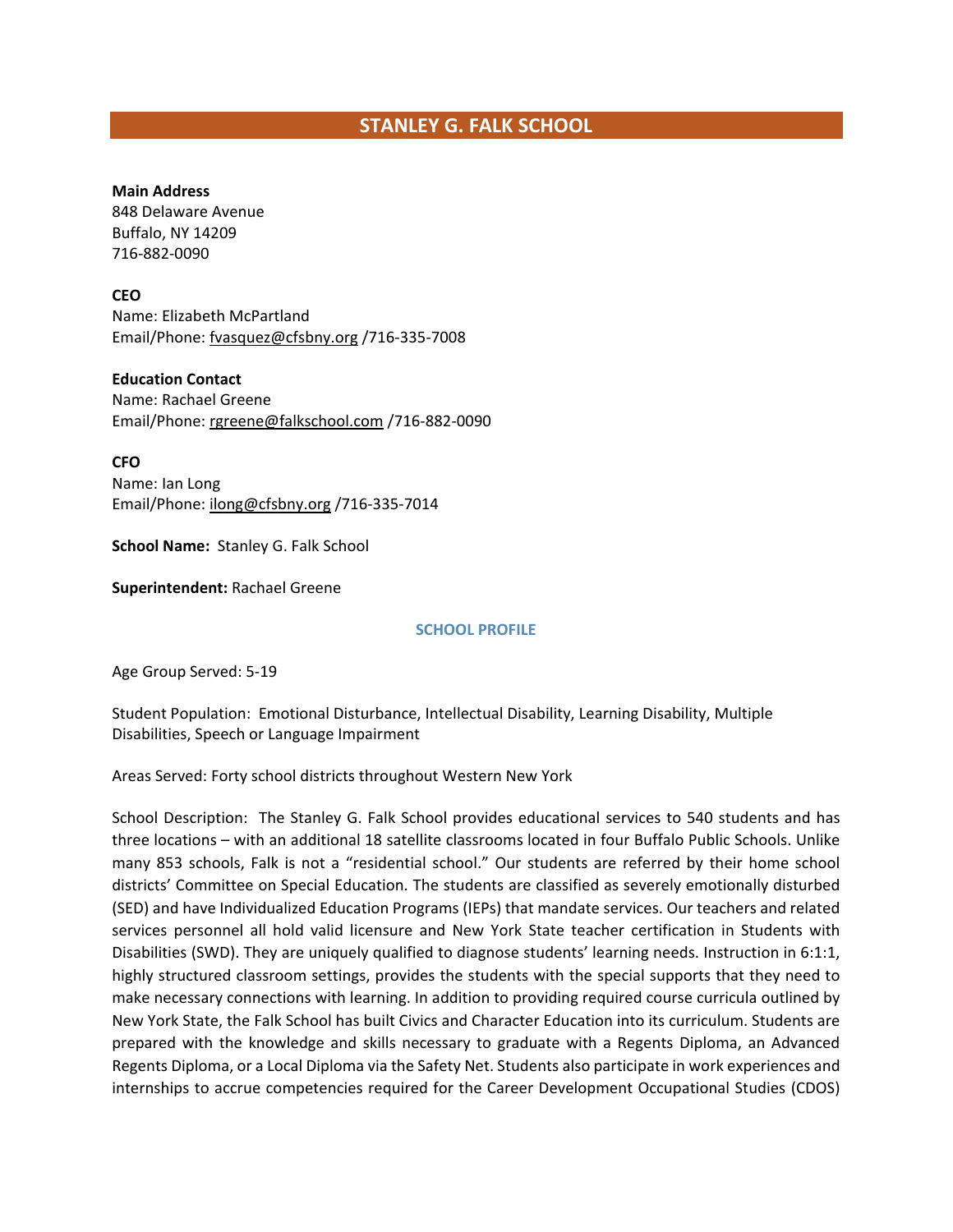# STANLEY G. FALK SCHOOL

**Main Address**
848 Delaware Avenue
Buffalo, NY 14209
716-882-0090

**CEO**
Name: Elizabeth McPartland
Email/Phone: fvasquez@cfsbny.org /716-335-7008

**Education Contact**
Name: Rachael Greene
Email/Phone: rgreene@falkschool.com /716-882-0090

**CFO**
Name: Ian Long
Email/Phone: ilong@cfsbny.org /716-335-7014

**School Name:** Stanley G. Falk School

**Superintendent:** Rachael Greene

## SCHOOL PROFILE

Age Group Served: 5-19

Student Population: Emotional Disturbance, Intellectual Disability, Learning Disability, Multiple Disabilities, Speech or Language Impairment

Areas Served: Forty school districts throughout Western New York

School Description: The Stanley G. Falk School provides educational services to 540 students and has three locations – with an additional 18 satellite classrooms located in four Buffalo Public Schools. Unlike many 853 schools, Falk is not a "residential school." Our students are referred by their home school districts' Committee on Special Education. The students are classified as severely emotionally disturbed (SED) and have Individualized Education Programs (IEPs) that mandate services. Our teachers and related services personnel all hold valid licensure and New York State teacher certification in Students with Disabilities (SWD). They are uniquely qualified to diagnose students' learning needs. Instruction in 6:1:1, highly structured classroom settings, provides the students with the special supports that they need to make necessary connections with learning. In addition to providing required course curricula outlined by New York State, the Falk School has built Civics and Character Education into its curriculum. Students are prepared with the knowledge and skills necessary to graduate with a Regents Diploma, an Advanced Regents Diploma, or a Local Diploma via the Safety Net. Students also participate in work experiences and internships to accrue competencies required for the Career Development Occupational Studies (CDOS)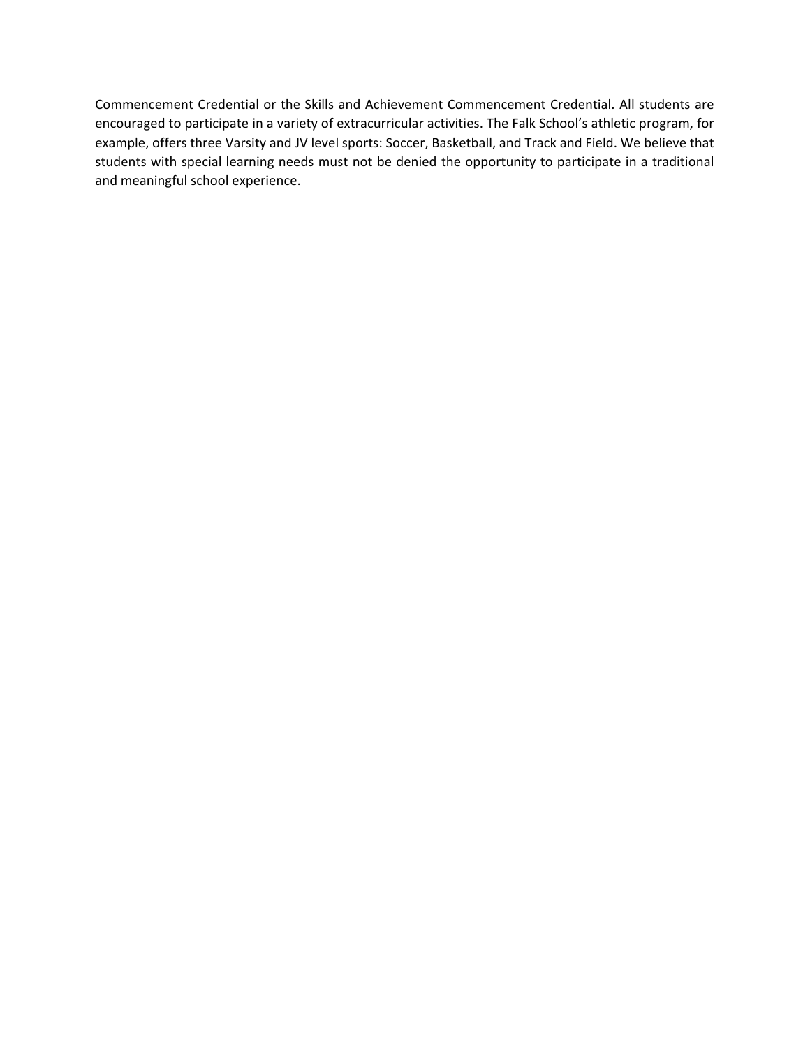Commencement Credential or the Skills and Achievement Commencement Credential. All students are encouraged to participate in a variety of extracurricular activities. The Falk School's athletic program, for example, offers three Varsity and JV level sports: Soccer, Basketball, and Track and Field. We believe that students with special learning needs must not be denied the opportunity to participate in a traditional and meaningful school experience.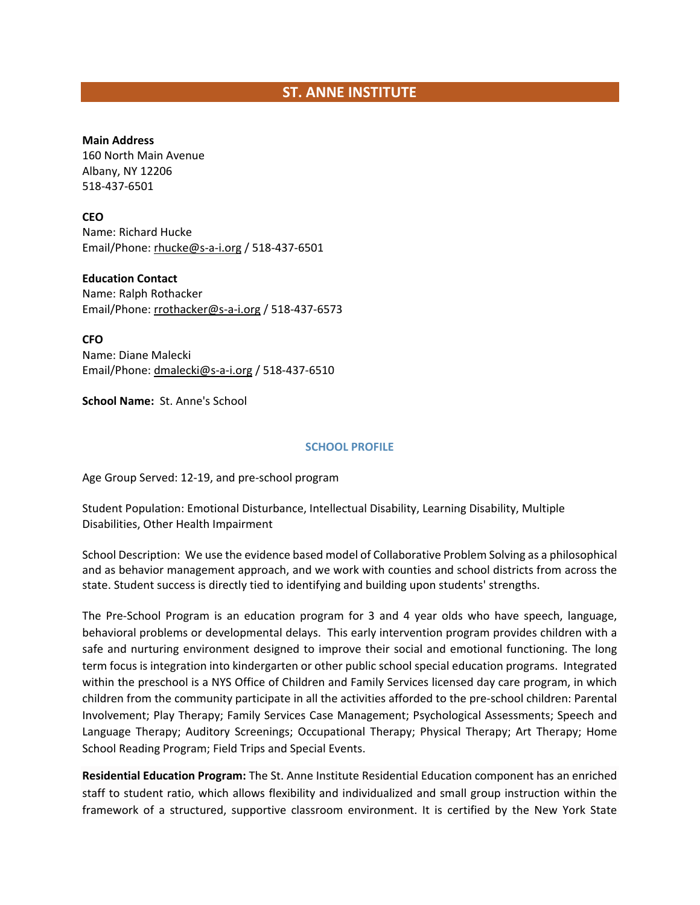# ST. ANNE INSTITUTE

**Main Address**
160 North Main Avenue
Albany, NY 12206
518-437-6501

**CEO**
Name: Richard Hucke
Email/Phone: rhucke@s-a-i.org / 518-437-6501

**Education Contact**
Name: Ralph Rothacker
Email/Phone: rrothacker@s-a-i.org / 518-437-6573

**CFO**
Name: Diane Malecki
Email/Phone: dmalecki@s-a-i.org / 518-437-6510

**School Name:** St. Anne's School

## SCHOOL PROFILE

Age Group Served: 12-19, and pre-school program

Student Population: Emotional Disturbance, Intellectual Disability, Learning Disability, Multiple Disabilities, Other Health Impairment

School Description: We use the evidence based model of Collaborative Problem Solving as a philosophical and as behavior management approach, and we work with counties and school districts from across the state. Student success is directly tied to identifying and building upon students' strengths.

The Pre-School Program is an education program for 3 and 4 year olds who have speech, language, behavioral problems or developmental delays. This early intervention program provides children with a safe and nurturing environment designed to improve their social and emotional functioning. The long term focus is integration into kindergarten or other public school special education programs. Integrated within the preschool is a NYS Office of Children and Family Services licensed day care program, in which children from the community participate in all the activities afforded to the pre-school children: Parental Involvement; Play Therapy; Family Services Case Management; Psychological Assessments; Speech and Language Therapy; Auditory Screenings; Occupational Therapy; Physical Therapy; Art Therapy; Home School Reading Program; Field Trips and Special Events.

**Residential Education Program:** The St. Anne Institute Residential Education component has an enriched staff to student ratio, which allows flexibility and individualized and small group instruction within the framework of a structured, supportive classroom environment. It is certified by the New York State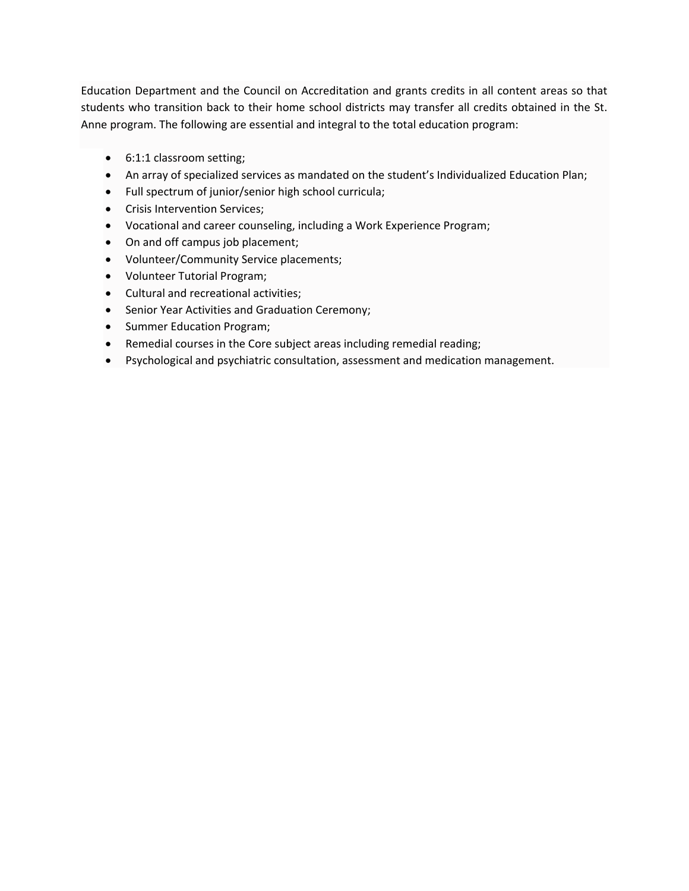Education Department and the Council on Accreditation and grants credits in all content areas so that students who transition back to their home school districts may transfer all credits obtained in the St. Anne program. The following are essential and integral to the total education program:

- 6:1:1 classroom setting;
- An array of specialized services as mandated on the student's Individualized Education Plan;
- Full spectrum of junior/senior high school curricula;
- Crisis Intervention Services;
- Vocational and career counseling, including a Work Experience Program;
- On and off campus job placement;
- Volunteer/Community Service placements;
- Volunteer Tutorial Program;
- Cultural and recreational activities;
- Senior Year Activities and Graduation Ceremony;
- Summer Education Program;
- Remedial courses in the Core subject areas including remedial reading;
- Psychological and psychiatric consultation, assessment and medication management.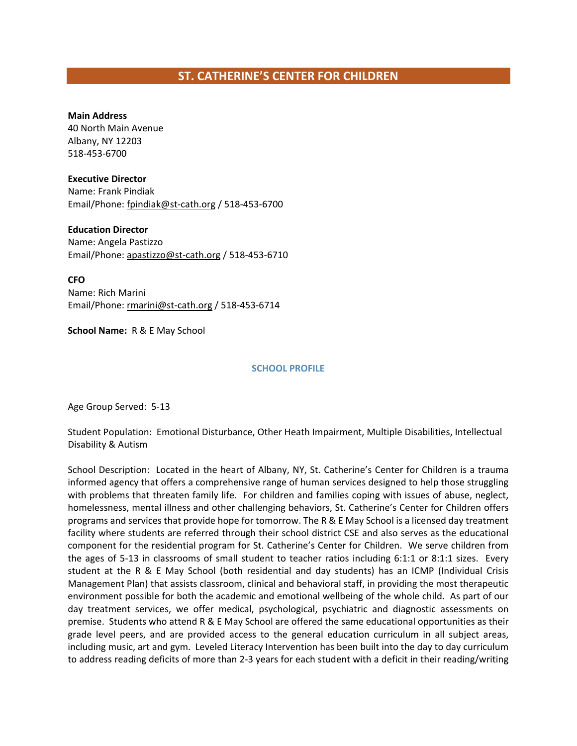## ST. CATHERINE'S CENTER FOR CHILDREN

**Main Address**
40 North Main Avenue
Albany, NY 12203
518-453-6700

**Executive Director**
Name: Frank Pindiak
Email/Phone: fpindiak@st-cath.org / 518-453-6700

**Education Director**
Name: Angela Pastizzo
Email/Phone: apastizzo@st-cath.org / 518-453-6710

**CFO**
Name: Rich Marini
Email/Phone: rmarini@st-cath.org / 518-453-6714

**School Name:** R & E May School

### SCHOOL PROFILE

Age Group Served: 5-13

Student Population: Emotional Disturbance, Other Heath Impairment, Multiple Disabilities, Intellectual Disability & Autism

School Description: Located in the heart of Albany, NY, St. Catherine's Center for Children is a trauma informed agency that offers a comprehensive range of human services designed to help those struggling with problems that threaten family life. For children and families coping with issues of abuse, neglect, homelessness, mental illness and other challenging behaviors, St. Catherine's Center for Children offers programs and services that provide hope for tomorrow. The R & E May School is a licensed day treatment facility where students are referred through their school district CSE and also serves as the educational component for the residential program for St. Catherine's Center for Children. We serve children from the ages of 5-13 in classrooms of small student to teacher ratios including 6:1:1 or 8:1:1 sizes. Every student at the R & E May School (both residential and day students) has an ICMP (Individual Crisis Management Plan) that assists classroom, clinical and behavioral staff, in providing the most therapeutic environment possible for both the academic and emotional wellbeing of the whole child. As part of our day treatment services, we offer medical, psychological, psychiatric and diagnostic assessments on premise. Students who attend R & E May School are offered the same educational opportunities as their grade level peers, and are provided access to the general education curriculum in all subject areas, including music, art and gym. Leveled Literacy Intervention has been built into the day to day curriculum to address reading deficits of more than 2-3 years for each student with a deficit in their reading/writing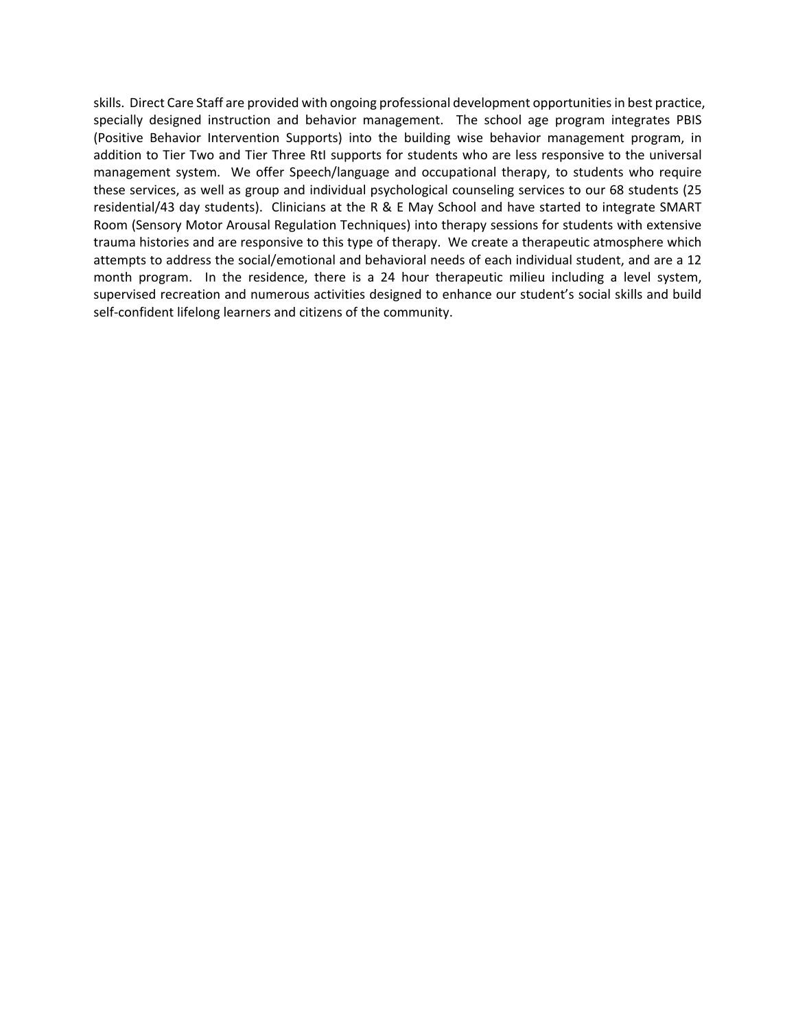skills. Direct Care Staff are provided with ongoing professional development opportunities in best practice, specially designed instruction and behavior management. The school age program integrates PBIS (Positive Behavior Intervention Supports) into the building wise behavior management program, in addition to Tier Two and Tier Three RtI supports for students who are less responsive to the universal management system. We offer Speech/language and occupational therapy, to students who require these services, as well as group and individual psychological counseling services to our 68 students (25 residential/43 day students). Clinicians at the R & E May School and have started to integrate SMART Room (Sensory Motor Arousal Regulation Techniques) into therapy sessions for students with extensive trauma histories and are responsive to this type of therapy. We create a therapeutic atmosphere which attempts to address the social/emotional and behavioral needs of each individual student, and are a 12 month program. In the residence, there is a 24 hour therapeutic milieu including a level system, supervised recreation and numerous activities designed to enhance our student's social skills and build self-confident lifelong learners and citizens of the community.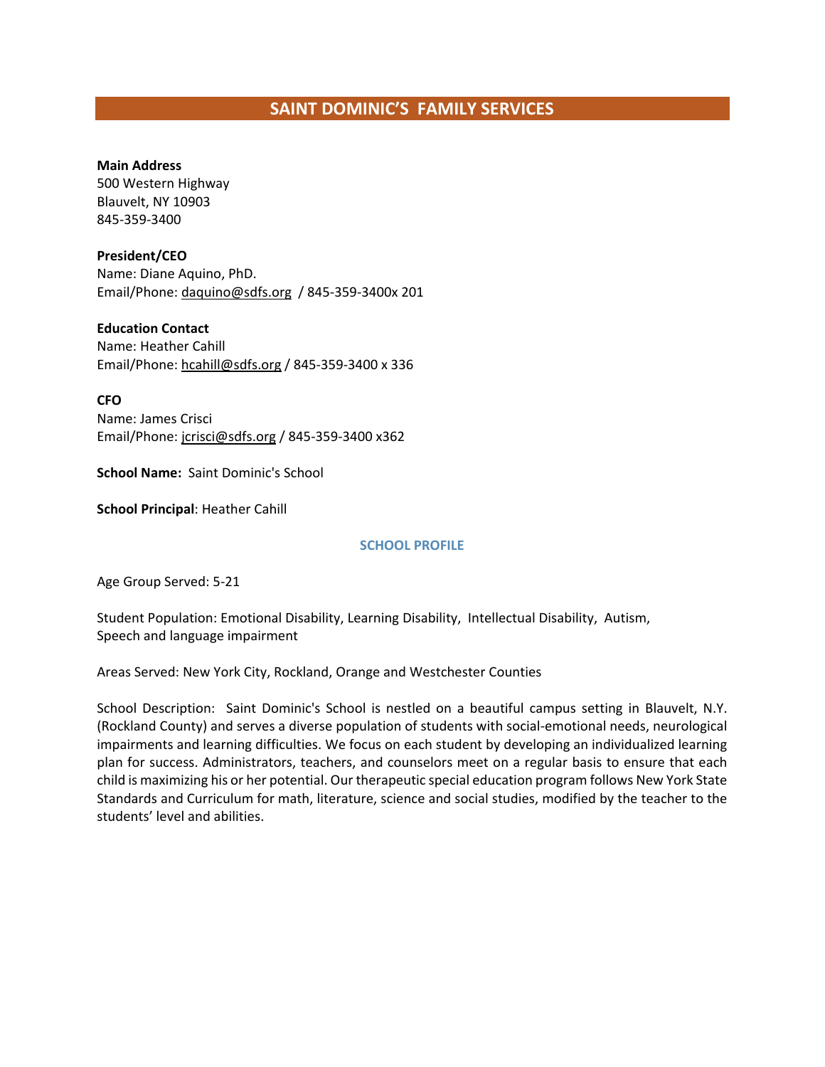## SAINT DOMINIC'S FAMILY SERVICES

**Main Address**
500 Western Highway
Blauvelt, NY 10903
845-359-3400

**President/CEO**
Name: Diane Aquino, PhD.
Email/Phone: daquino@sdfs.org / 845-359-3400x 201

**Education Contact**
Name: Heather Cahill
Email/Phone: hcahill@sdfs.org / 845-359-3400 x 336

**CFO**
Name: James Crisci
Email/Phone: jcrisci@sdfs.org / 845-359-3400 x362

**School Name:** Saint Dominic's School

**School Principal**: Heather Cahill

### SCHOOL PROFILE

Age Group Served: 5-21

Student Population: Emotional Disability, Learning Disability, Intellectual Disability, Autism, Speech and language impairment

Areas Served: New York City, Rockland, Orange and Westchester Counties

School Description: Saint Dominic's School is nestled on a beautiful campus setting in Blauvelt, N.Y. (Rockland County) and serves a diverse population of students with social-emotional needs, neurological impairments and learning difficulties. We focus on each student by developing an individualized learning plan for success. Administrators, teachers, and counselors meet on a regular basis to ensure that each child is maximizing his or her potential. Our therapeutic special education program follows New York State Standards and Curriculum for math, literature, science and social studies, modified by the teacher to the students' level and abilities.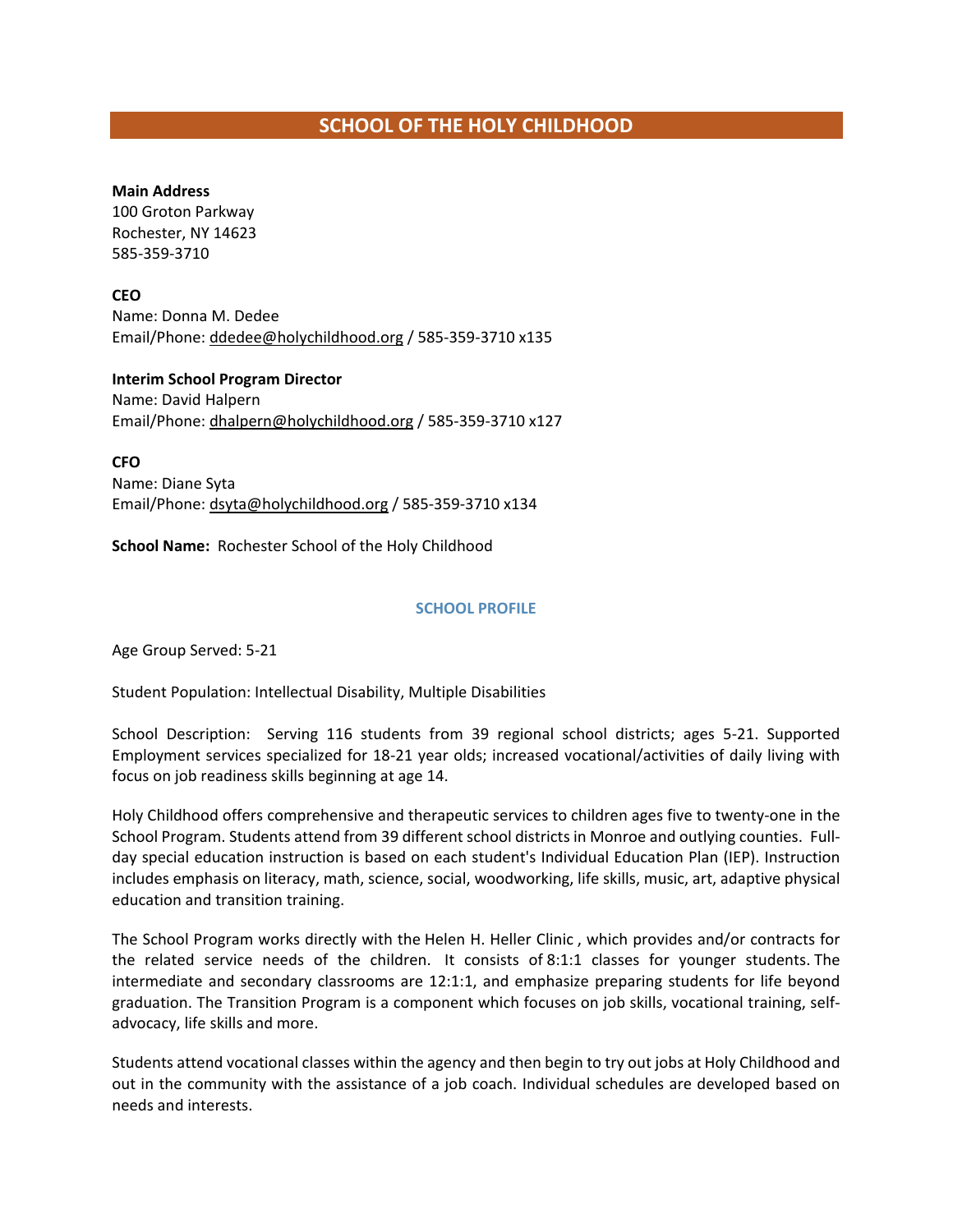# SCHOOL OF THE HOLY CHILDHOOD

**Main Address**
100 Groton Parkway
Rochester, NY 14623
585-359-3710

**CEO**
Name: Donna M. Dedee
Email/Phone: ddedee@holychildhood.org / 585-359-3710 x135

**Interim School Program Director**
Name: David Halpern
Email/Phone: dhalpern@holychildhood.org / 585-359-3710 x127

**CFO**
Name: Diane Syta
Email/Phone: dsyta@holychildhood.org / 585-359-3710 x134

**School Name:** Rochester School of the Holy Childhood

## SCHOOL PROFILE

Age Group Served: 5-21

Student Population: Intellectual Disability, Multiple Disabilities

School Description: Serving 116 students from 39 regional school districts; ages 5-21. Supported Employment services specialized for 18-21 year olds; increased vocational/activities of daily living with focus on job readiness skills beginning at age 14.

Holy Childhood offers comprehensive and therapeutic services to children ages five to twenty-one in the School Program. Students attend from 39 different school districts in Monroe and outlying counties. Full-day special education instruction is based on each student's Individual Education Plan (IEP). Instruction includes emphasis on literacy, math, science, social, woodworking, life skills, music, art, adaptive physical education and transition training.

The School Program works directly with the Helen H. Heller Clinic , which provides and/or contracts for the related service needs of the children. It consists of 8:1:1 classes for younger students. The intermediate and secondary classrooms are 12:1:1, and emphasize preparing students for life beyond graduation. The Transition Program is a component which focuses on job skills, vocational training, self-advocacy, life skills and more.

Students attend vocational classes within the agency and then begin to try out jobs at Holy Childhood and out in the community with the assistance of a job coach. Individual schedules are developed based on needs and interests.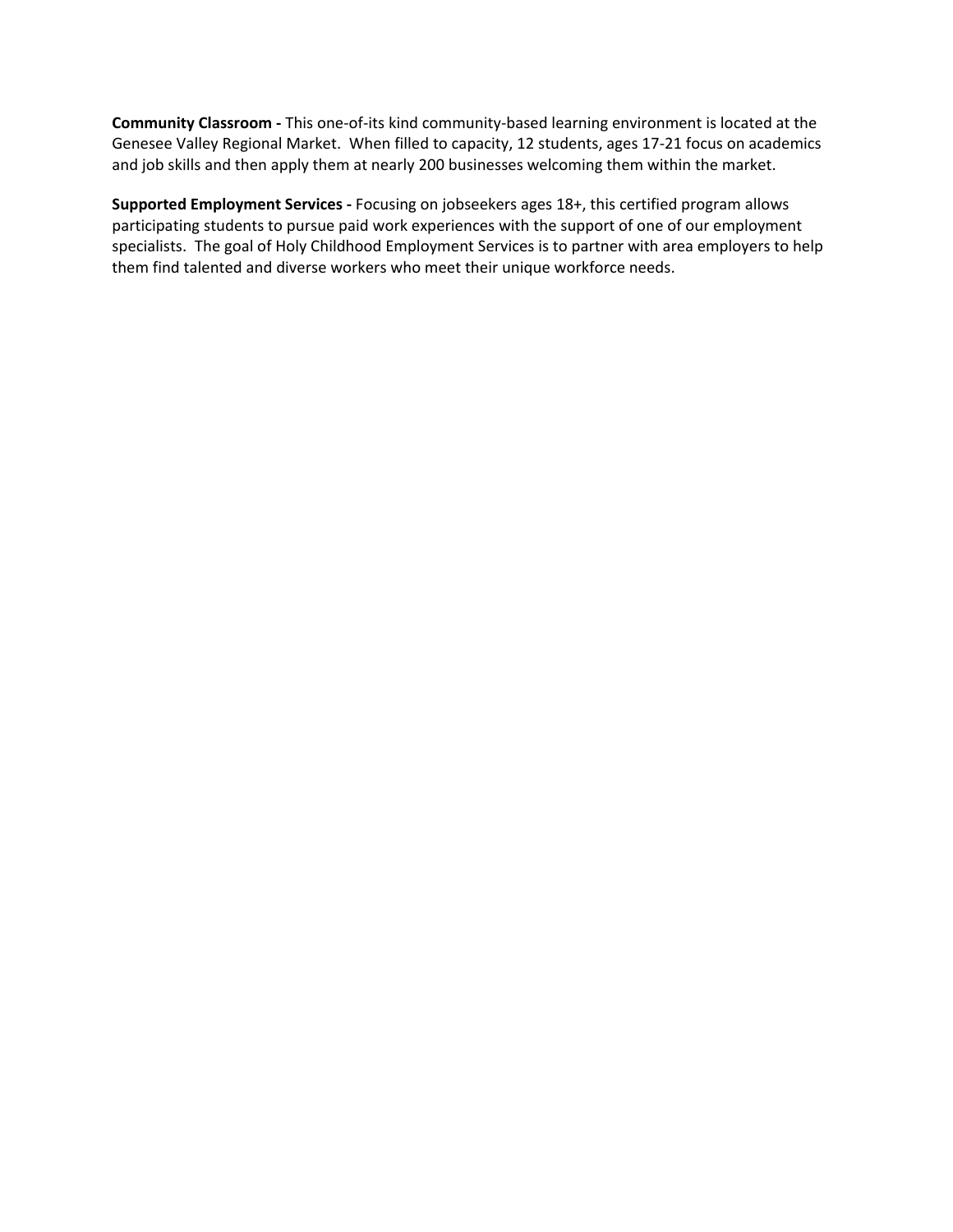**Community Classroom -** This one-of-its kind community-based learning environment is located at the Genesee Valley Regional Market. When filled to capacity, 12 students, ages 17-21 focus on academics and job skills and then apply them at nearly 200 businesses welcoming them within the market.

**Supported Employment Services -** Focusing on jobseekers ages 18+, this certified program allows participating students to pursue paid work experiences with the support of one of our employment specialists. The goal of Holy Childhood Employment Services is to partner with area employers to help them find talented and diverse workers who meet their unique workforce needs.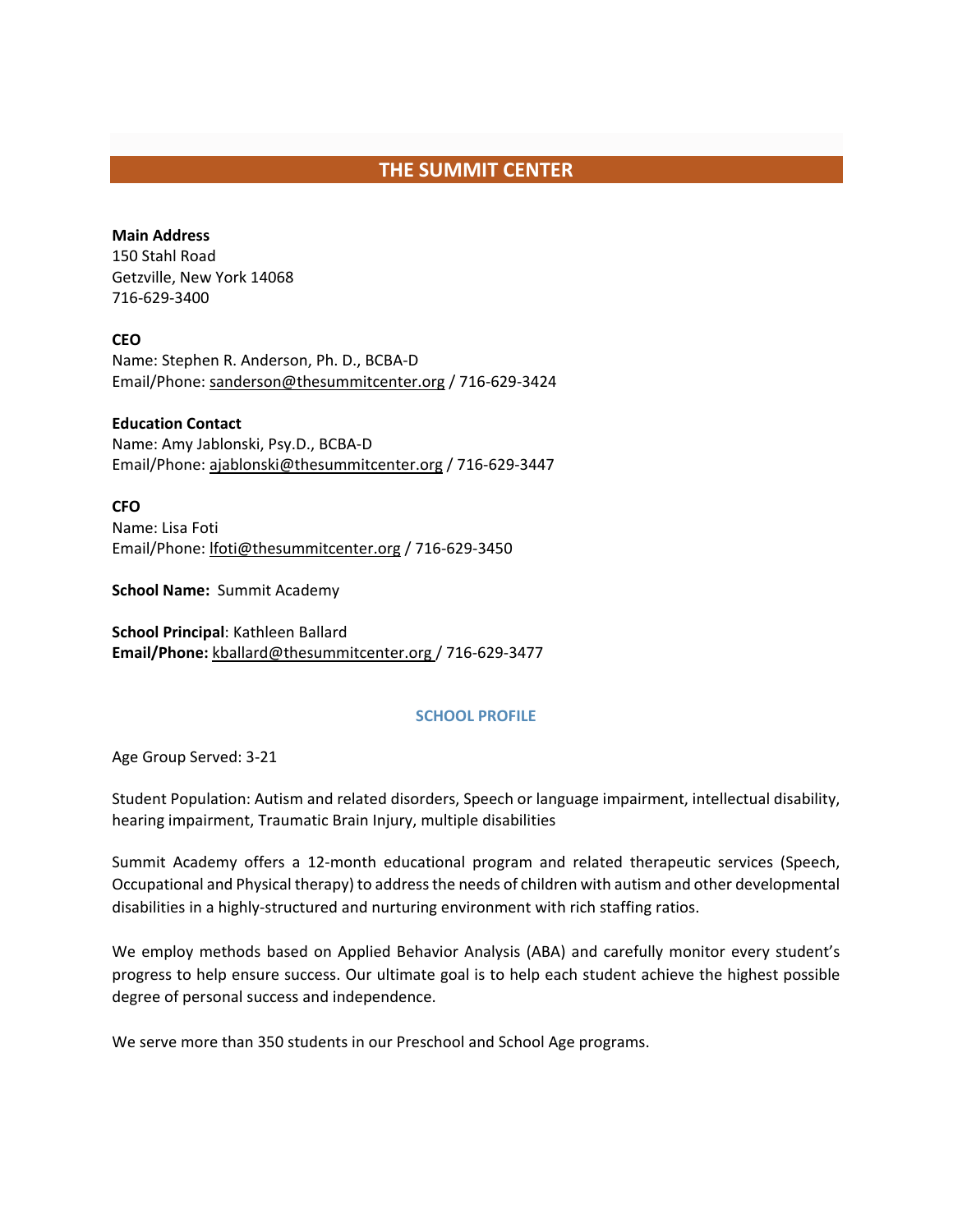# THE SUMMIT CENTER

**Main Address**
150 Stahl Road
Getzville, New York 14068
716-629-3400

**CEO**
Name: Stephen R. Anderson, Ph. D., BCBA-D
Email/Phone: sanderson@thesummitcenter.org / 716-629-3424

**Education Contact**
Name: Amy Jablonski, Psy.D., BCBA-D
Email/Phone: ajablonski@thesummitcenter.org / 716-629-3447

**CFO**
Name: Lisa Foti
Email/Phone: lfoti@thesummitcenter.org / 716-629-3450

**School Name:** Summit Academy

**School Principal**: Kathleen Ballard
**Email/Phone:** kballard@thesummitcenter.org / 716-629-3477

## SCHOOL PROFILE

Age Group Served: 3-21

Student Population: Autism and related disorders, Speech or language impairment, intellectual disability, hearing impairment, Traumatic Brain Injury, multiple disabilities

Summit Academy offers a 12-month educational program and related therapeutic services (Speech, Occupational and Physical therapy) to address the needs of children with autism and other developmental disabilities in a highly-structured and nurturing environment with rich staffing ratios.

We employ methods based on Applied Behavior Analysis (ABA) and carefully monitor every student's progress to help ensure success. Our ultimate goal is to help each student achieve the highest possible degree of personal success and independence.

We serve more than 350 students in our Preschool and School Age programs.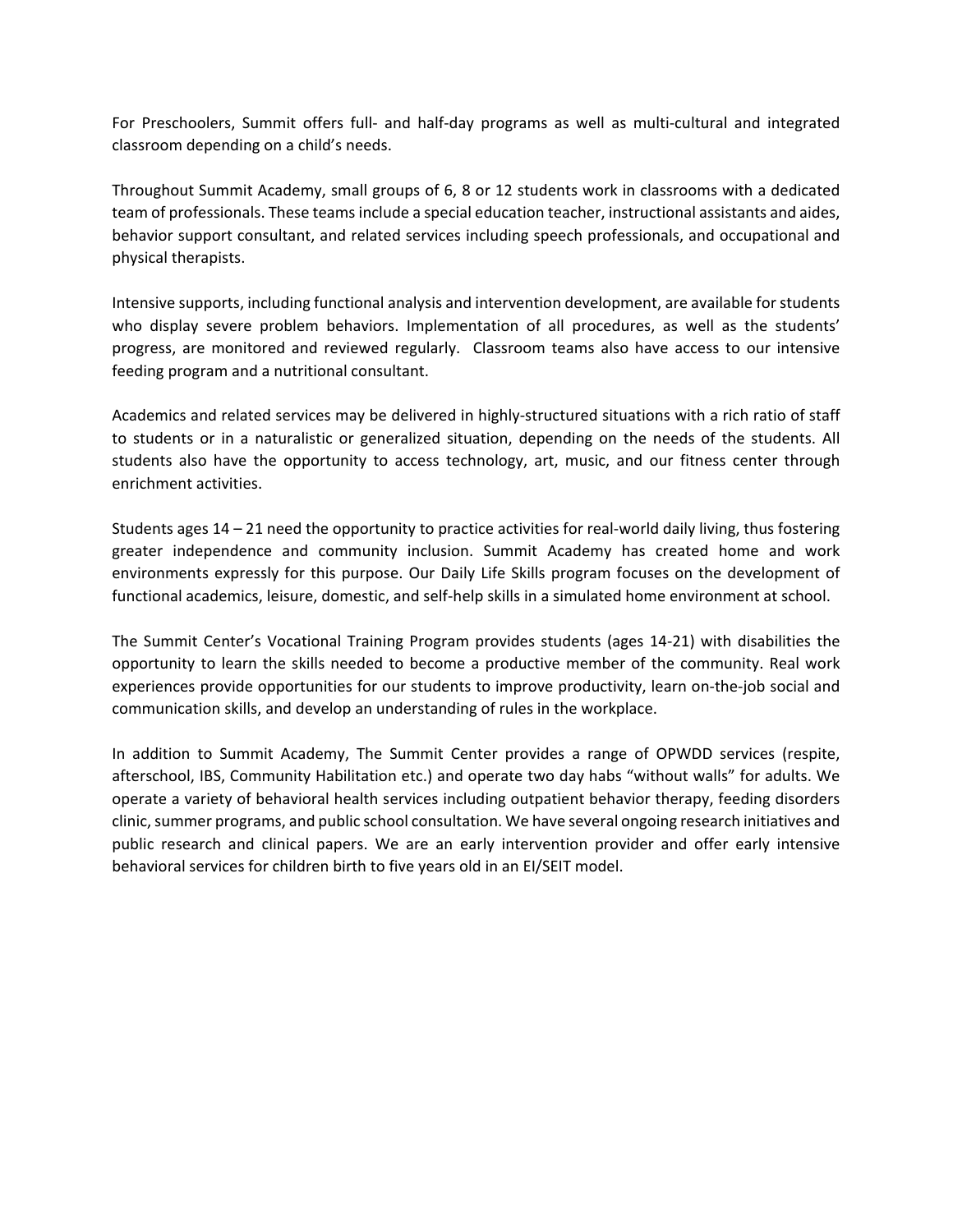For Preschoolers, Summit offers full- and half-day programs as well as multi-cultural and integrated classroom depending on a child's needs.

Throughout Summit Academy, small groups of 6, 8 or 12 students work in classrooms with a dedicated team of professionals. These teams include a special education teacher, instructional assistants and aides, behavior support consultant, and related services including speech professionals, and occupational and physical therapists.

Intensive supports, including functional analysis and intervention development, are available for students who display severe problem behaviors. Implementation of all procedures, as well as the students' progress, are monitored and reviewed regularly. Classroom teams also have access to our intensive feeding program and a nutritional consultant.

Academics and related services may be delivered in highly-structured situations with a rich ratio of staff to students or in a naturalistic or generalized situation, depending on the needs of the students. All students also have the opportunity to access technology, art, music, and our fitness center through enrichment activities.

Students ages 14 – 21 need the opportunity to practice activities for real-world daily living, thus fostering greater independence and community inclusion. Summit Academy has created home and work environments expressly for this purpose. Our Daily Life Skills program focuses on the development of functional academics, leisure, domestic, and self-help skills in a simulated home environment at school.

The Summit Center's Vocational Training Program provides students (ages 14-21) with disabilities the opportunity to learn the skills needed to become a productive member of the community. Real work experiences provide opportunities for our students to improve productivity, learn on-the-job social and communication skills, and develop an understanding of rules in the workplace.

In addition to Summit Academy, The Summit Center provides a range of OPWDD services (respite, afterschool, IBS, Community Habilitation etc.) and operate two day habs "without walls" for adults. We operate a variety of behavioral health services including outpatient behavior therapy, feeding disorders clinic, summer programs, and public school consultation. We have several ongoing research initiatives and public research and clinical papers. We are an early intervention provider and offer early intensive behavioral services for children birth to five years old in an EI/SEIT model.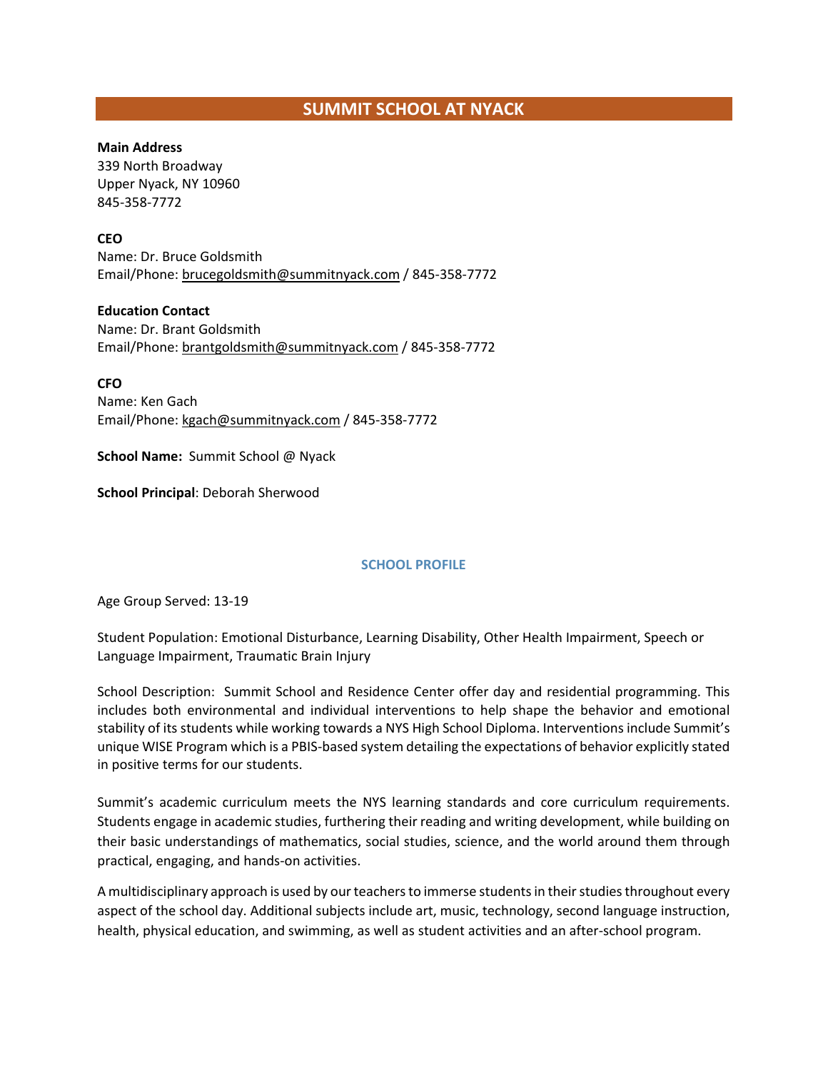## SUMMIT SCHOOL AT NYACK

**Main Address**
339 North Broadway
Upper Nyack, NY 10960
845-358-7772

**CEO**
Name: Dr. Bruce Goldsmith
Email/Phone: brucegoldsmith@summitnyack.com / 845-358-7772

**Education Contact**
Name: Dr. Brant Goldsmith
Email/Phone: brantgoldsmith@summitnyack.com / 845-358-7772

**CFO**
Name: Ken Gach
Email/Phone: kgach@summitnyack.com / 845-358-7772

**School Name:** Summit School @ Nyack

**School Principal**: Deborah Sherwood

### SCHOOL PROFILE

Age Group Served: 13-19

Student Population: Emotional Disturbance, Learning Disability, Other Health Impairment, Speech or Language Impairment, Traumatic Brain Injury

School Description: Summit School and Residence Center offer day and residential programming. This includes both environmental and individual interventions to help shape the behavior and emotional stability of its students while working towards a NYS High School Diploma. Interventions include Summit's unique WISE Program which is a PBIS-based system detailing the expectations of behavior explicitly stated in positive terms for our students.

Summit's academic curriculum meets the NYS learning standards and core curriculum requirements. Students engage in academic studies, furthering their reading and writing development, while building on their basic understandings of mathematics, social studies, science, and the world around them through practical, engaging, and hands-on activities.

A multidisciplinary approach is used by our teachers to immerse students in their studies throughout every aspect of the school day. Additional subjects include art, music, technology, second language instruction, health, physical education, and swimming, as well as student activities and an after-school program.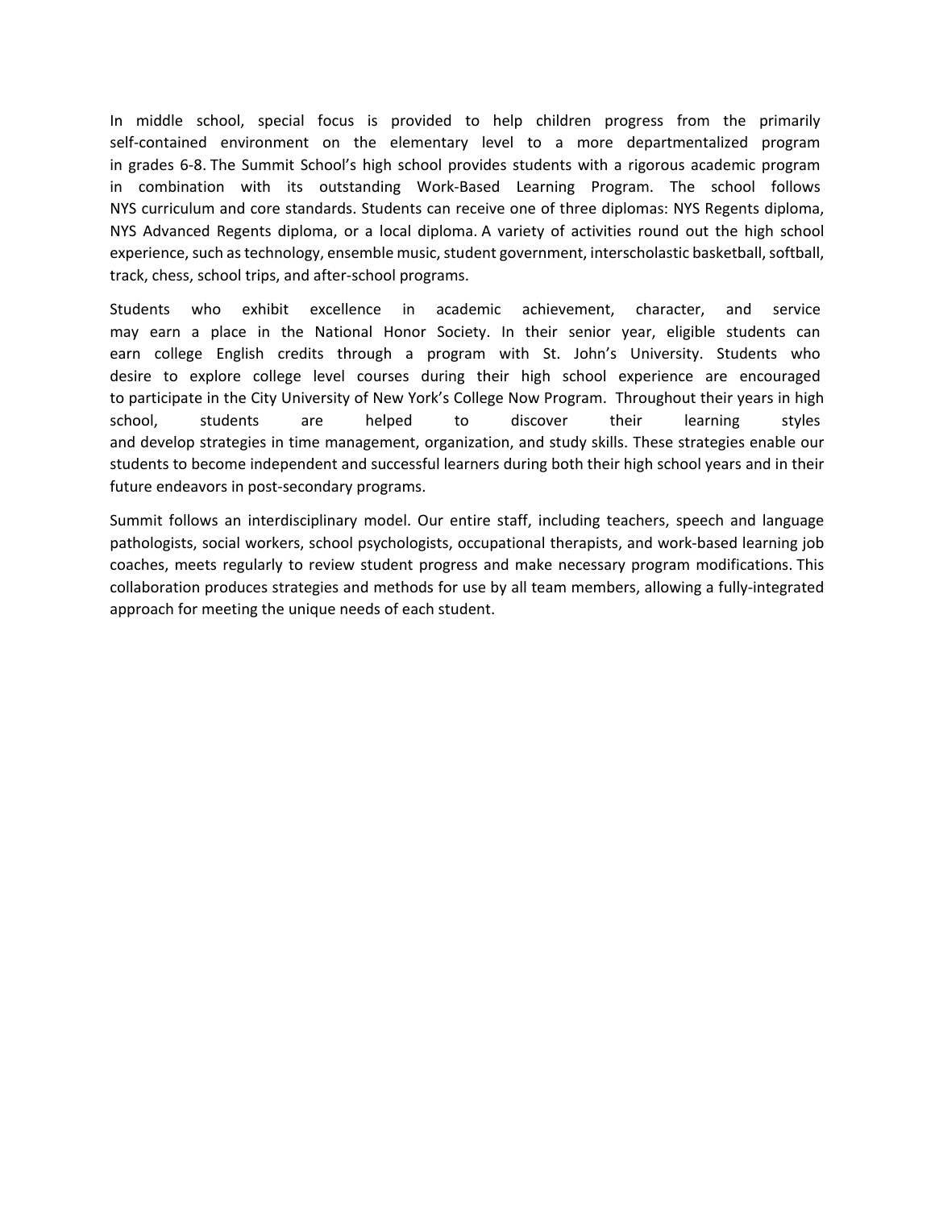In middle school, special focus is provided to help children progress from the primarily self-contained environment on the elementary level to a more departmentalized program in grades 6-8. The Summit School's high school provides students with a rigorous academic program in combination with its outstanding Work-Based Learning Program. The school follows NYS curriculum and core standards. Students can receive one of three diplomas: NYS Regents diploma, NYS Advanced Regents diploma, or a local diploma. A variety of activities round out the high school experience, such as technology, ensemble music, student government, interscholastic basketball, softball, track, chess, school trips, and after-school programs.

Students who exhibit excellence in academic achievement, character, and service may earn a place in the National Honor Society. In their senior year, eligible students can earn college English credits through a program with St. John's University. Students who desire to explore college level courses during their high school experience are encouraged to participate in the City University of New York's College Now Program. Throughout their years in high school, students are helped to discover their learning styles and develop strategies in time management, organization, and study skills. These strategies enable our students to become independent and successful learners during both their high school years and in their future endeavors in post-secondary programs.

Summit follows an interdisciplinary model. Our entire staff, including teachers, speech and language pathologists, social workers, school psychologists, occupational therapists, and work-based learning job coaches, meets regularly to review student progress and make necessary program modifications. This collaboration produces strategies and methods for use by all team members, allowing a fully-integrated approach for meeting the unique needs of each student.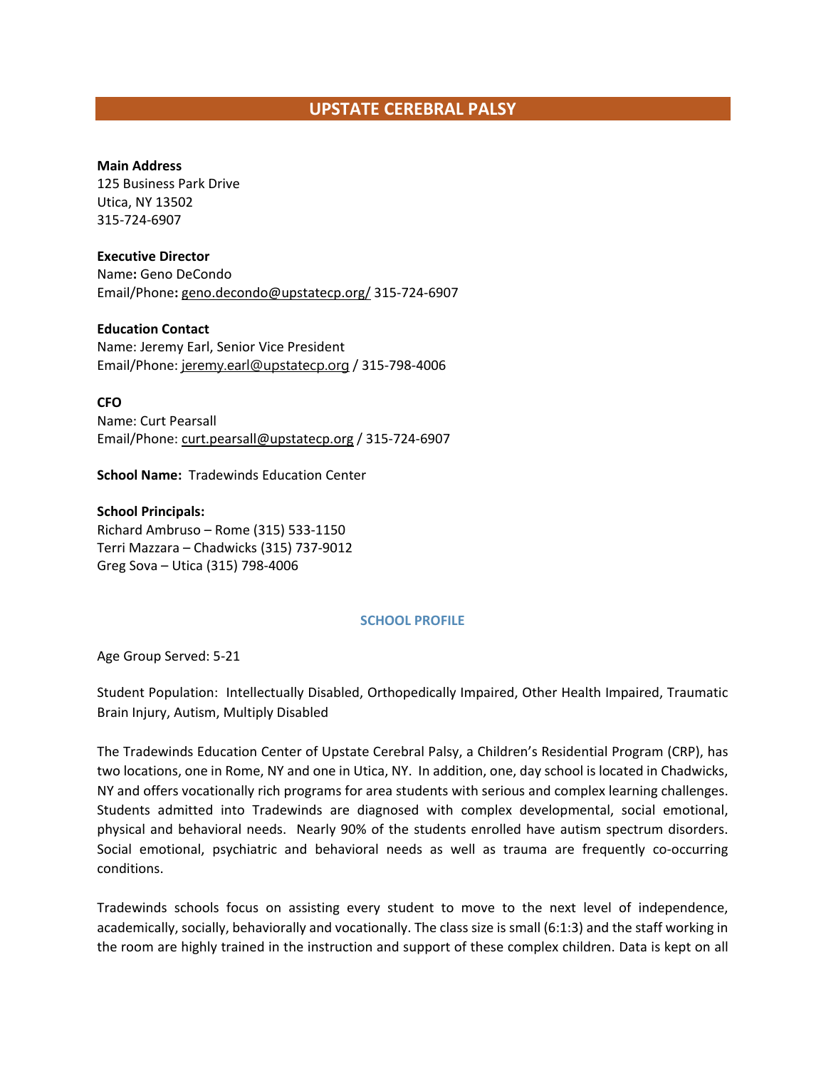## UPSTATE CEREBRAL PALSY

**Main Address**
125 Business Park Drive
Utica, NY 13502
315-724-6907

**Executive Director**
Name**:** Geno DeCondo
Email/Phone**:** geno.decondo@upstatecp.org/ 315-724-6907

**Education Contact**
Name: Jeremy Earl, Senior Vice President
Email/Phone: jeremy.earl@upstatecp.org / 315-798-4006

**CFO**
Name: Curt Pearsall
Email/Phone: curt.pearsall@upstatecp.org / 315-724-6907

**School Name:** Tradewinds Education Center

**School Principals:**
Richard Ambruso – Rome (315) 533-1150
Terri Mazzara – Chadwicks (315) 737-9012
Greg Sova – Utica (315) 798-4006

### SCHOOL PROFILE

Age Group Served: 5-21

Student Population: Intellectually Disabled, Orthopedically Impaired, Other Health Impaired, Traumatic Brain Injury, Autism, Multiply Disabled

The Tradewinds Education Center of Upstate Cerebral Palsy, a Children's Residential Program (CRP), has two locations, one in Rome, NY and one in Utica, NY. In addition, one, day school is located in Chadwicks, NY and offers vocationally rich programs for area students with serious and complex learning challenges. Students admitted into Tradewinds are diagnosed with complex developmental, social emotional, physical and behavioral needs. Nearly 90% of the students enrolled have autism spectrum disorders. Social emotional, psychiatric and behavioral needs as well as trauma are frequently co-occurring conditions.

Tradewinds schools focus on assisting every student to move to the next level of independence, academically, socially, behaviorally and vocationally. The class size is small (6:1:3) and the staff working in the room are highly trained in the instruction and support of these complex children. Data is kept on all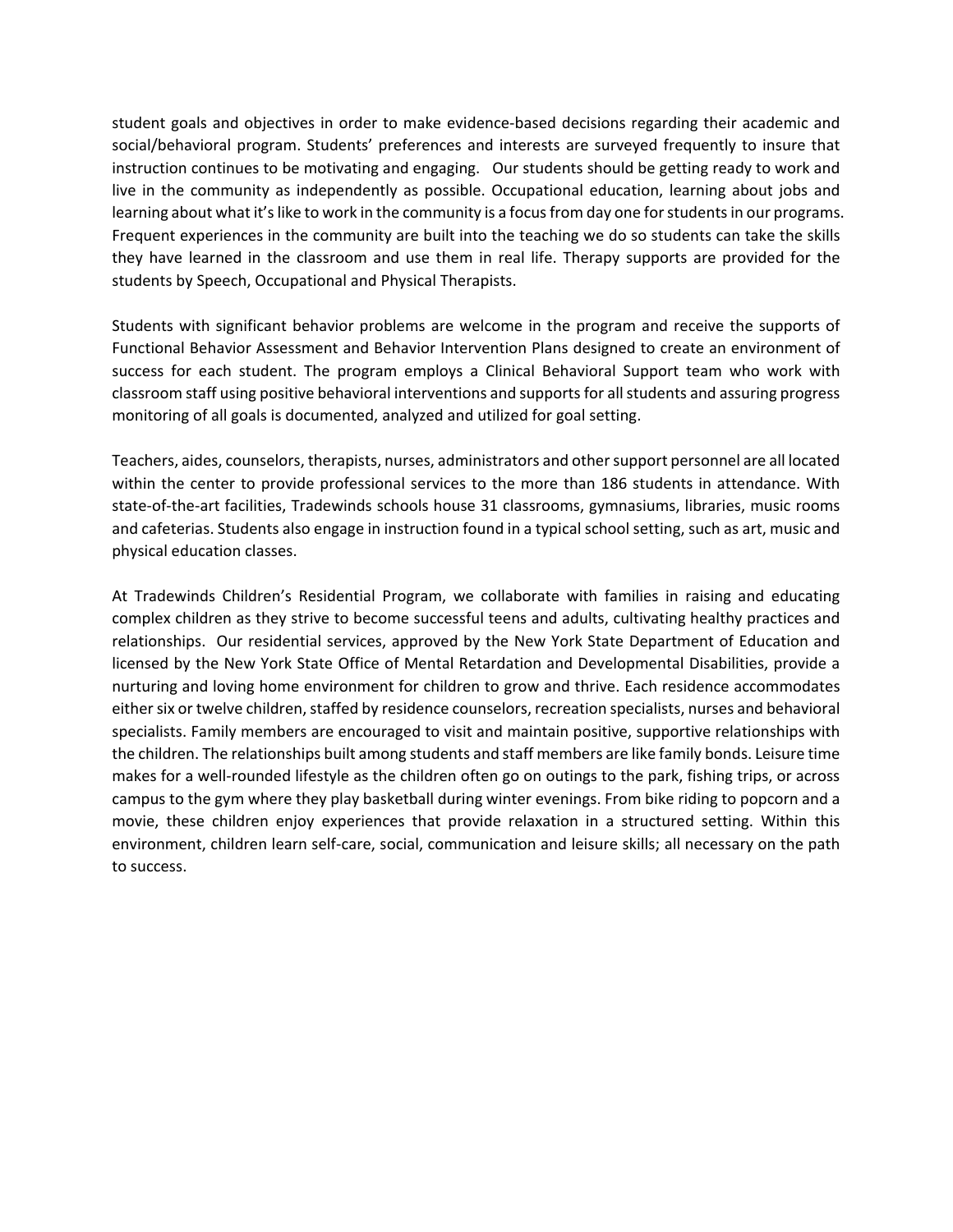student goals and objectives in order to make evidence-based decisions regarding their academic and social/behavioral program. Students' preferences and interests are surveyed frequently to insure that instruction continues to be motivating and engaging. Our students should be getting ready to work and live in the community as independently as possible. Occupational education, learning about jobs and learning about what it's like to work in the community is a focus from day one for students in our programs. Frequent experiences in the community are built into the teaching we do so students can take the skills they have learned in the classroom and use them in real life. Therapy supports are provided for the students by Speech, Occupational and Physical Therapists.

Students with significant behavior problems are welcome in the program and receive the supports of Functional Behavior Assessment and Behavior Intervention Plans designed to create an environment of success for each student. The program employs a Clinical Behavioral Support team who work with classroom staff using positive behavioral interventions and supports for all students and assuring progress monitoring of all goals is documented, analyzed and utilized for goal setting.

Teachers, aides, counselors, therapists, nurses, administrators and other support personnel are all located within the center to provide professional services to the more than 186 students in attendance. With state-of-the-art facilities, Tradewinds schools house 31 classrooms, gymnasiums, libraries, music rooms and cafeterias. Students also engage in instruction found in a typical school setting, such as art, music and physical education classes.

At Tradewinds Children's Residential Program, we collaborate with families in raising and educating complex children as they strive to become successful teens and adults, cultivating healthy practices and relationships. Our residential services, approved by the New York State Department of Education and licensed by the New York State Office of Mental Retardation and Developmental Disabilities, provide a nurturing and loving home environment for children to grow and thrive. Each residence accommodates either six or twelve children, staffed by residence counselors, recreation specialists, nurses and behavioral specialists. Family members are encouraged to visit and maintain positive, supportive relationships with the children. The relationships built among students and staff members are like family bonds. Leisure time makes for a well-rounded lifestyle as the children often go on outings to the park, fishing trips, or across campus to the gym where they play basketball during winter evenings. From bike riding to popcorn and a movie, these children enjoy experiences that provide relaxation in a structured setting. Within this environment, children learn self-care, social, communication and leisure skills; all necessary on the path to success.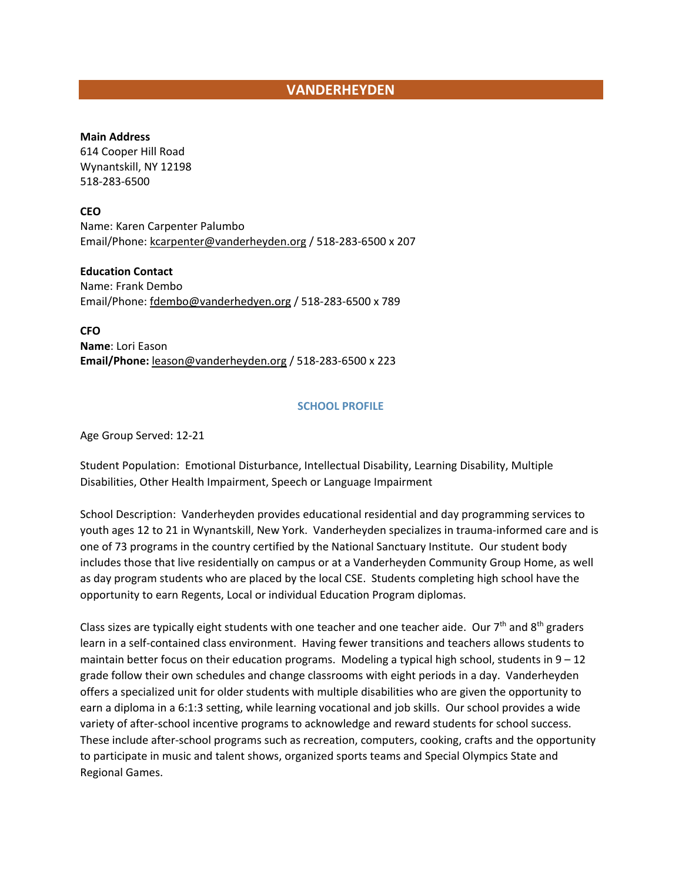# VANDERHEYDEN

**Main Address**
614 Cooper Hill Road
Wynantskill, NY 12198
518-283-6500

**CEO**
Name: Karen Carpenter Palumbo
Email/Phone: kcarpenter@vanderheyden.org / 518-283-6500 x 207

**Education Contact**
Name: Frank Dembo
Email/Phone: fdembo@vanderhedyen.org / 518-283-6500 x 789

**CFO**
**Name**: Lori Eason
**Email/Phone:** leason@vanderheyden.org / 518-283-6500 x 223

## SCHOOL PROFILE

Age Group Served: 12-21

Student Population: Emotional Disturbance, Intellectual Disability, Learning Disability, Multiple Disabilities, Other Health Impairment, Speech or Language Impairment

School Description: Vanderheyden provides educational residential and day programming services to youth ages 12 to 21 in Wynantskill, New York. Vanderheyden specializes in trauma-informed care and is one of 73 programs in the country certified by the National Sanctuary Institute. Our student body includes those that live residentially on campus or at a Vanderheyden Community Group Home, as well as day program students who are placed by the local CSE. Students completing high school have the opportunity to earn Regents, Local or individual Education Program diplomas.

Class sizes are typically eight students with one teacher and one teacher aide. Our 7th and 8th graders learn in a self-contained class environment. Having fewer transitions and teachers allows students to maintain better focus on their education programs. Modeling a typical high school, students in 9 – 12 grade follow their own schedules and change classrooms with eight periods in a day. Vanderheyden offers a specialized unit for older students with multiple disabilities who are given the opportunity to earn a diploma in a 6:1:3 setting, while learning vocational and job skills. Our school provides a wide variety of after-school incentive programs to acknowledge and reward students for school success. These include after-school programs such as recreation, computers, cooking, crafts and the opportunity to participate in music and talent shows, organized sports teams and Special Olympics State and Regional Games.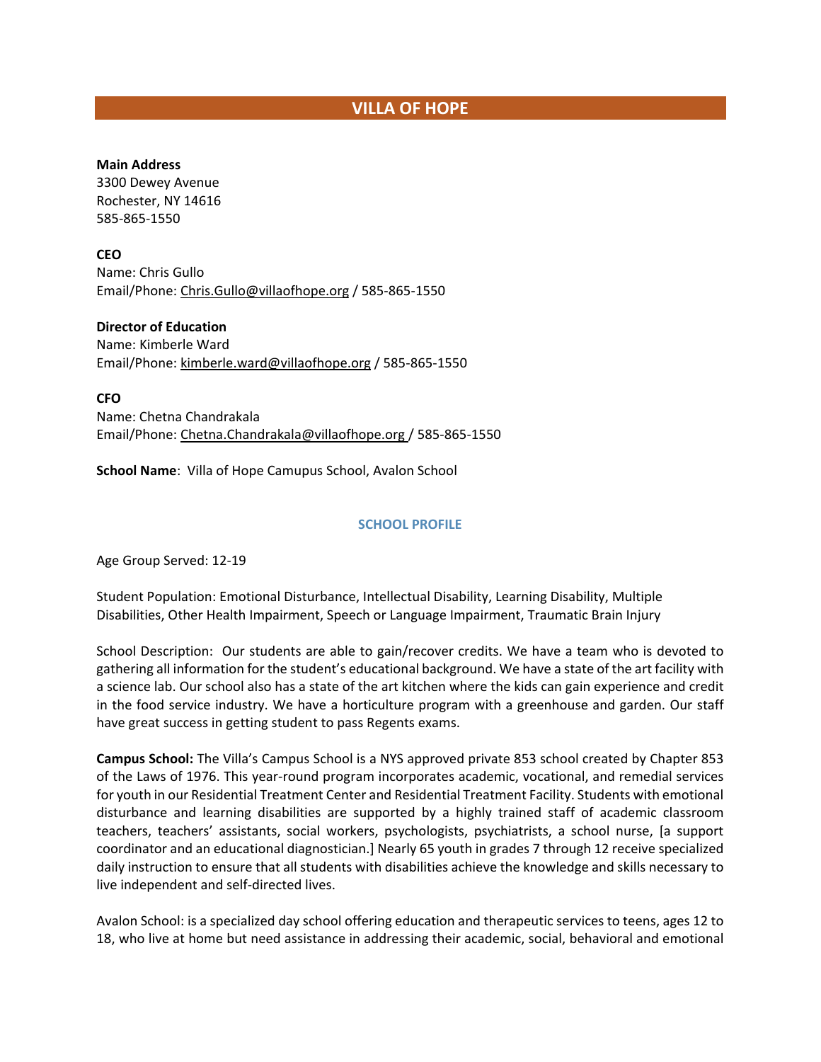# VILLA OF HOPE

**Main Address**
3300 Dewey Avenue
Rochester, NY 14616
585-865-1550

**CEO**
Name: Chris Gullo
Email/Phone: Chris.Gullo@villaofhope.org / 585-865-1550

**Director of Education**
Name: Kimberle Ward
Email/Phone: kimberle.ward@villaofhope.org / 585-865-1550

**CFO**
Name: Chetna Chandrakala
Email/Phone: Chetna.Chandrakala@villaofhope.org / 585-865-1550

**School Name**: Villa of Hope Camupus School, Avalon School

## SCHOOL PROFILE

Age Group Served: 12-19

Student Population: Emotional Disturbance, Intellectual Disability, Learning Disability, Multiple Disabilities, Other Health Impairment, Speech or Language Impairment, Traumatic Brain Injury

School Description: Our students are able to gain/recover credits. We have a team who is devoted to gathering all information for the student's educational background. We have a state of the art facility with a science lab. Our school also has a state of the art kitchen where the kids can gain experience and credit in the food service industry. We have a horticulture program with a greenhouse and garden. Our staff have great success in getting student to pass Regents exams.

**Campus School:** The Villa's Campus School is a NYS approved private 853 school created by Chapter 853 of the Laws of 1976. This year-round program incorporates academic, vocational, and remedial services for youth in our Residential Treatment Center and Residential Treatment Facility. Students with emotional disturbance and learning disabilities are supported by a highly trained staff of academic classroom teachers, teachers' assistants, social workers, psychologists, psychiatrists, a school nurse, [a support coordinator and an educational diagnostician.] Nearly 65 youth in grades 7 through 12 receive specialized daily instruction to ensure that all students with disabilities achieve the knowledge and skills necessary to live independent and self-directed lives.

Avalon School: is a specialized day school offering education and therapeutic services to teens, ages 12 to 18, who live at home but need assistance in addressing their academic, social, behavioral and emotional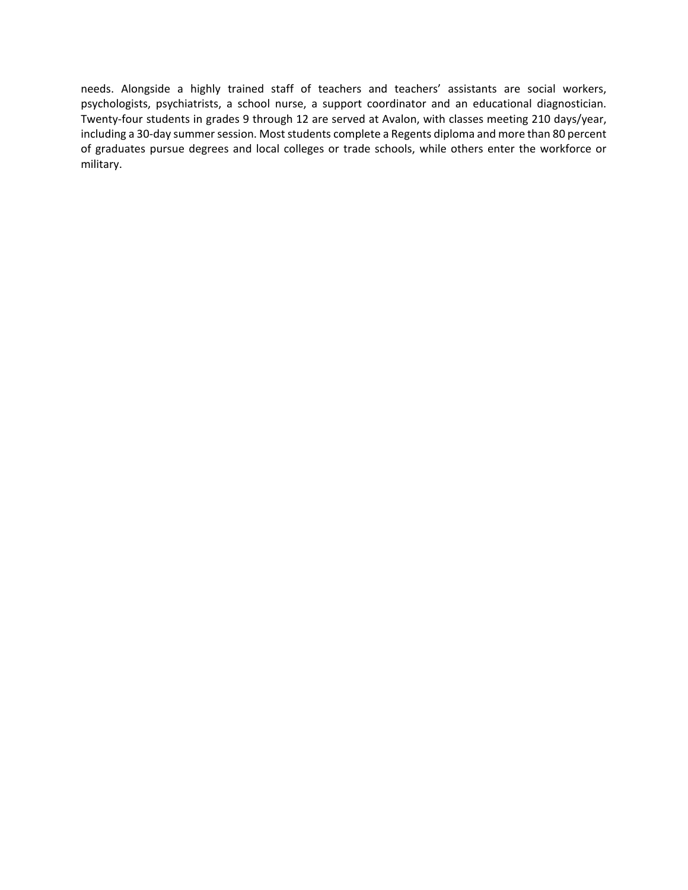needs. Alongside a highly trained staff of teachers and teachers' assistants are social workers, psychologists, psychiatrists, a school nurse, a support coordinator and an educational diagnostician. Twenty-four students in grades 9 through 12 are served at Avalon, with classes meeting 210 days/year, including a 30-day summer session. Most students complete a Regents diploma and more than 80 percent of graduates pursue degrees and local colleges or trade schools, while others enter the workforce or military.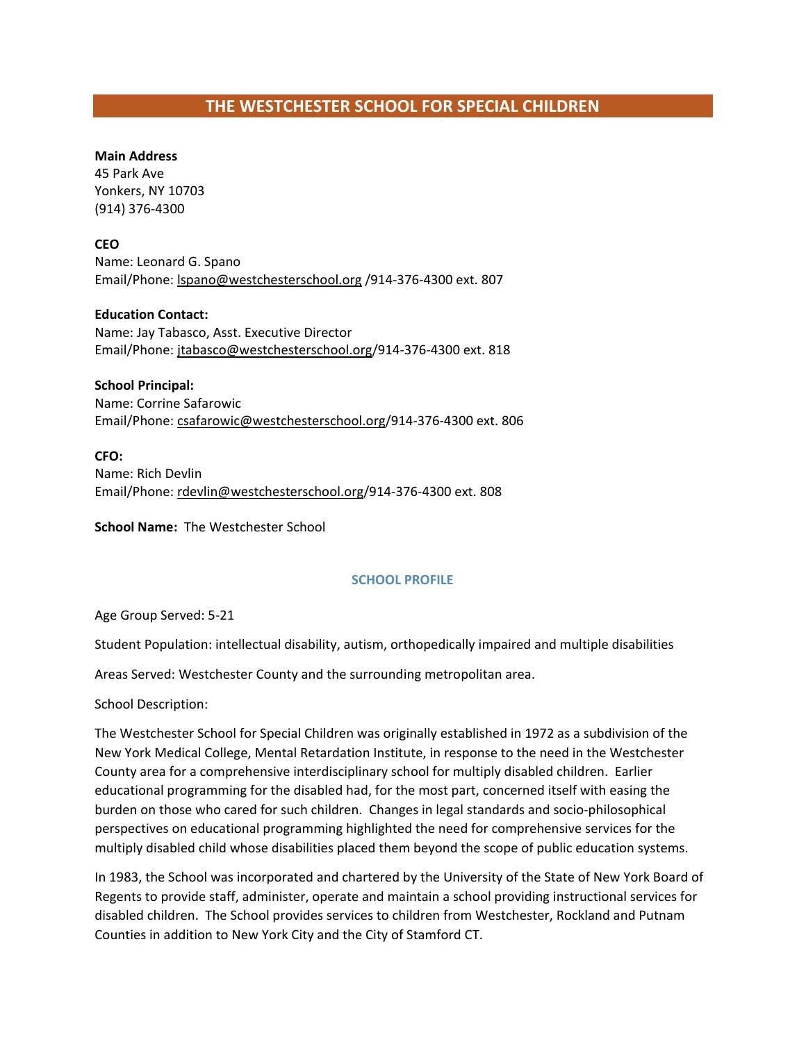# THE WESTCHESTER SCHOOL FOR SPECIAL CHILDREN

**Main Address**
45 Park Ave
Yonkers, NY 10703
(914) 376-4300

**CEO**
Name: Leonard G. Spano
Email/Phone: lspano@westchesterschool.org /914-376-4300 ext. 807

**Education Contact:**
Name: Jay Tabasco, Asst. Executive Director
Email/Phone: jtabasco@westchesterschool.org/914-376-4300 ext. 818

**School Principal:**
Name: Corrine Safarowic
Email/Phone: csafarowic@westchesterschool.org/914-376-4300 ext. 806

**CFO:**
Name: Rich Devlin
Email/Phone: rdevlin@westchesterschool.org/914-376-4300 ext. 808

**School Name:** The Westchester School

## SCHOOL PROFILE

Age Group Served: 5-21

Student Population: intellectual disability, autism, orthopedically impaired and multiple disabilities

Areas Served: Westchester County and the surrounding metropolitan area.

School Description:

The Westchester School for Special Children was originally established in 1972 as a subdivision of the New York Medical College, Mental Retardation Institute, in response to the need in the Westchester County area for a comprehensive interdisciplinary school for multiply disabled children. Earlier educational programming for the disabled had, for the most part, concerned itself with easing the burden on those who cared for such children. Changes in legal standards and socio-philosophical perspectives on educational programming highlighted the need for comprehensive services for the multiply disabled child whose disabilities placed them beyond the scope of public education systems.

In 1983, the School was incorporated and chartered by the University of the State of New York Board of Regents to provide staff, administer, operate and maintain a school providing instructional services for disabled children. The School provides services to children from Westchester, Rockland and Putnam Counties in addition to New York City and the City of Stamford CT.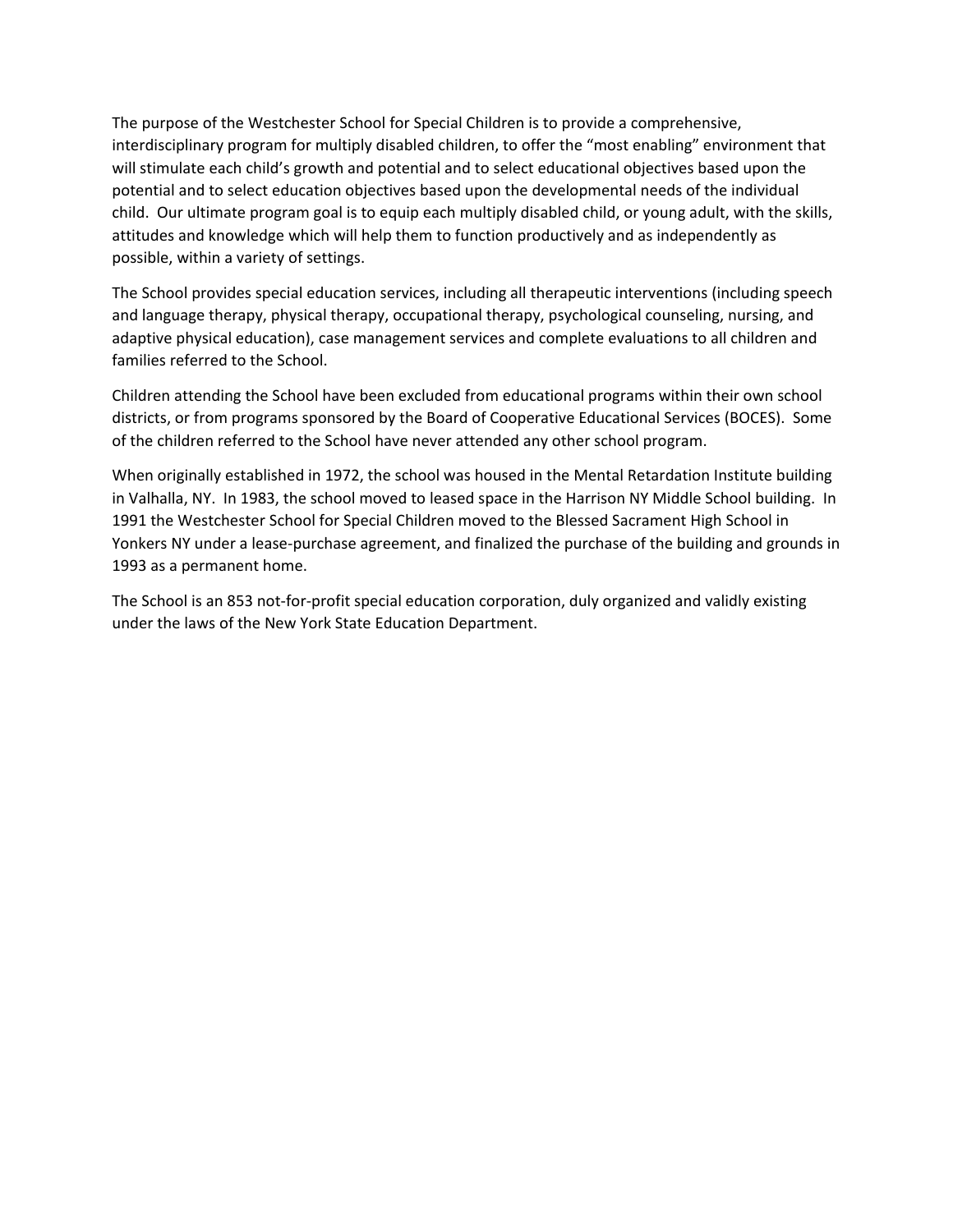The purpose of the Westchester School for Special Children is to provide a comprehensive, interdisciplinary program for multiply disabled children, to offer the "most enabling" environment that will stimulate each child's growth and potential and to select educational objectives based upon the potential and to select education objectives based upon the developmental needs of the individual child. Our ultimate program goal is to equip each multiply disabled child, or young adult, with the skills, attitudes and knowledge which will help them to function productively and as independently as possible, within a variety of settings.

The School provides special education services, including all therapeutic interventions (including speech and language therapy, physical therapy, occupational therapy, psychological counseling, nursing, and adaptive physical education), case management services and complete evaluations to all children and families referred to the School.

Children attending the School have been excluded from educational programs within their own school districts, or from programs sponsored by the Board of Cooperative Educational Services (BOCES). Some of the children referred to the School have never attended any other school program.

When originally established in 1972, the school was housed in the Mental Retardation Institute building in Valhalla, NY. In 1983, the school moved to leased space in the Harrison NY Middle School building. In 1991 the Westchester School for Special Children moved to the Blessed Sacrament High School in Yonkers NY under a lease-purchase agreement, and finalized the purchase of the building and grounds in 1993 as a permanent home.

The School is an 853 not-for-profit special education corporation, duly organized and validly existing under the laws of the New York State Education Department.